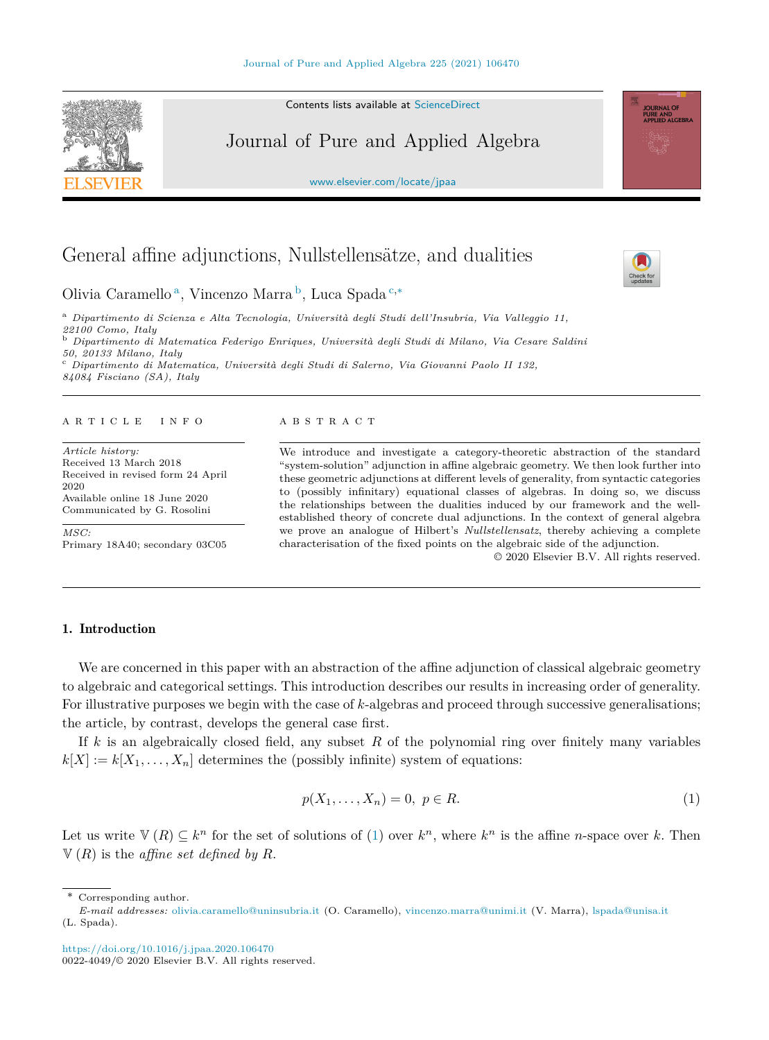# General affine adjunctions, Nullstellensätze, and dualities

Olivia Caramello [a], Vincenzo Marra [b], Luca Spada [c,*]

[a] *Dipartimento di Scienza e Alta Tecnologia, Università degli Studi dell'Insubria, Via Valleggio 11, 22100 Como, Italy*
[b] *Dipartimento di Matematica Federigo Enriques, Università degli Studi di Milano, Via Cesare Saldini 50, 20133 Milano, Italy*
[c] *Dipartimento di Matematica, Università degli Studi di Salerno, Via Giovanni Paolo II 132, 84084 Fisciano (SA), Italy*

ARTICLE INFO

*Article history:*
Received 13 March 2018
Received in revised form 24 April 2020
Available online 18 June 2020
Communicated by G. Rosolini

*MSC:*
Primary 18A40; secondary 03C05

ABSTRACT

We introduce and investigate a category-theoretic abstraction of the standard "system-solution" adjunction in affine algebraic geometry. We then look further into these geometric adjunctions at different levels of generality, from syntactic categories to (possibly infinitary) equational classes of algebras. In doing so, we discuss the relationships between the dualities induced by our framework and the well-established theory of concrete dual adjunctions. In the context of general algebra we prove an analogue of Hilbert's *Nullstellensatz*, thereby achieving a complete characterisation of the fixed points on the algebraic side of the adjunction.

© 2020 Elsevier B.V. All rights reserved.

## 1. Introduction

We are concerned in this paper with an abstraction of the affine adjunction of classical algebraic geometry to algebraic and categorical settings. This introduction describes our results in increasing order of generality. For illustrative purposes we begin with the case of $k$-algebras and proceed through successive generalisations; the article, by contrast, develops the general case first.

If $k$ is an algebraically closed field, any subset $R$ of the polynomial ring over finitely many variables $k[X] := k[X_1, \ldots, X_n]$ determines the (possibly infinite) system of equations:

$$p(X_1, \ldots, X_n) = 0, \; p \in R. \tag{1}$$

Let us write $\mathbb{V}(R) \subseteq k^n$ for the set of solutions of (1) over $k^n$, where $k^n$ is the affine $n$-space over $k$. Then $\mathbb{V}(R)$ is the *affine set defined by $R$*.

* Corresponding author.
*E-mail addresses:* olivia.caramello@uninsubria.it (O. Caramello), vincenzo.marra@unimi.it (V. Marra), lspada@unisa.it (L. Spada).

https://doi.org/10.1016/j.jpaa.2020.106470
0022-4049/© 2020 Elsevier B.V. All rights reserved.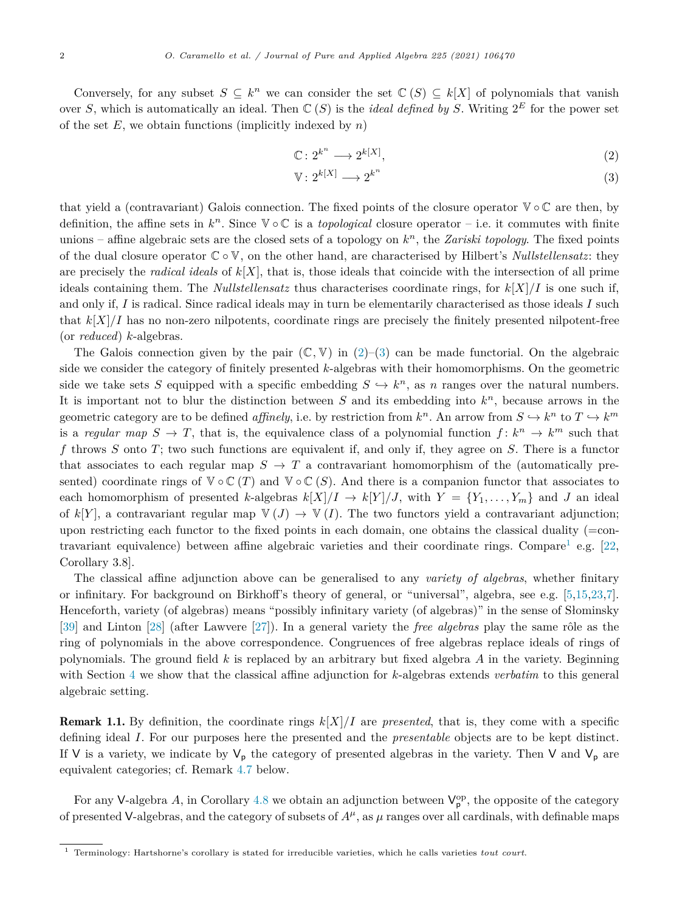Conversely, for any subset $S \subseteq k^n$ we can consider the set $\mathbb{C}(S) \subseteq k[X]$ of polynomials that vanish over $S$, which is automatically an ideal. Then $\mathbb{C}(S)$ is the *ideal defined by* $S$. Writing $2^E$ for the power set of the set $E$, we obtain functions (implicitly indexed by $n$)

$$\mathbb{C}\colon 2^{k^n} \longrightarrow 2^{k[X]}, \tag{2}$$

$$\mathbb{V}\colon 2^{k[X]} \longrightarrow 2^{k^n} \tag{3}$$

that yield a (contravariant) Galois connection. The fixed points of the closure operator $\mathbb{V} \circ \mathbb{C}$ are then, by definition, the affine sets in $k^n$. Since $\mathbb{V} \circ \mathbb{C}$ is a *topological* closure operator – i.e. it commutes with finite unions – affine algebraic sets are the closed sets of a topology on $k^n$, the *Zariski topology*. The fixed points of the dual closure operator $\mathbb{C} \circ \mathbb{V}$, on the other hand, are characterised by Hilbert's *Nullstellensatz*: they are precisely the *radical ideals* of $k[X]$, that is, those ideals that coincide with the intersection of all prime ideals containing them. The *Nullstellensatz* thus characterises coordinate rings, for $k[X]/I$ is one such if, and only if, $I$ is radical. Since radical ideals may in turn be elementarily characterised as those ideals $I$ such that $k[X]/I$ has no non-zero nilpotents, coordinate rings are precisely the finitely presented nilpotent-free (or *reduced*) $k$-algebras.

The Galois connection given by the pair $(\mathbb{C}, \mathbb{V})$ in (2)–(3) can be made functorial. On the algebraic side we consider the category of finitely presented $k$-algebras with their homomorphisms. On the geometric side we take sets $S$ equipped with a specific embedding $S \hookrightarrow k^n$, as $n$ ranges over the natural numbers. It is important not to blur the distinction between $S$ and its embedding into $k^n$, because arrows in the geometric category are to be defined *affinely*, i.e. by restriction from $k^n$. An arrow from $S \hookrightarrow k^n$ to $T \hookrightarrow k^m$ is a *regular map* $S \to T$, that is, the equivalence class of a polynomial function $f\colon k^n \to k^m$ such that $f$ throws $S$ onto $T$; two such functions are equivalent if, and only if, they agree on $S$. There is a functor that associates to each regular map $S \to T$ a contravariant homomorphism of the (automatically presented) coordinate rings of $\mathbb{V} \circ \mathbb{C}(T)$ and $\mathbb{V} \circ \mathbb{C}(S)$. And there is a companion functor that associates to each homomorphism of presented $k$-algebras $k[X]/I \to k[Y]/J$, with $Y = \{Y_1, \ldots, Y_m\}$ and $J$ an ideal of $k[Y]$, a contravariant regular map $\mathbb{V}(J) \to \mathbb{V}(I)$. The two functors yield a contravariant adjunction; upon restricting each functor to the fixed points in each domain, one obtains the classical duality (=contravariant equivalence) between affine algebraic varieties and their coordinate rings. Compare[1] e.g. [22, Corollary 3.8].

The classical affine adjunction above can be generalised to any *variety of algebras*, whether finitary or infinitary. For background on Birkhoff's theory of general, or "universal", algebra, see e.g. [5,15,23,7]. Henceforth, variety (of algebras) means "possibly infinitary variety (of algebras)" in the sense of Słominsky [39] and Linton [28] (after Lawvere [27]). In a general variety the *free algebras* play the same rôle as the ring of polynomials in the above correspondence. Congruences of free algebras replace ideals of rings of polynomials. The ground field $k$ is replaced by an arbitrary but fixed algebra $A$ in the variety. Beginning with Section 4 we show that the classical affine adjunction for $k$-algebras extends *verbatim* to this general algebraic setting.

**Remark 1.1.** By definition, the coordinate rings $k[X]/I$ are *presented*, that is, they come with a specific defining ideal $I$. For our purposes here the presented and the *presentable* objects are to be kept distinct. If $\mathsf{V}$ is a variety, we indicate by $\mathsf{V}_{\mathsf{p}}$ the category of presented algebras in the variety. Then $\mathsf{V}$ and $\mathsf{V}_{\mathsf{p}}$ are equivalent categories; cf. Remark 4.7 below.

For any $\mathsf{V}$-algebra $A$, in Corollary 4.8 we obtain an adjunction between $\mathsf{V}_{\mathsf{p}}^{\mathrm{op}}$, the opposite of the category of presented $\mathsf{V}$-algebras, and the category of subsets of $A^{\mu}$, as $\mu$ ranges over all cardinals, with definable maps

[1] Terminology: Hartshorne's corollary is stated for irreducible varieties, which he calls varieties *tout court*.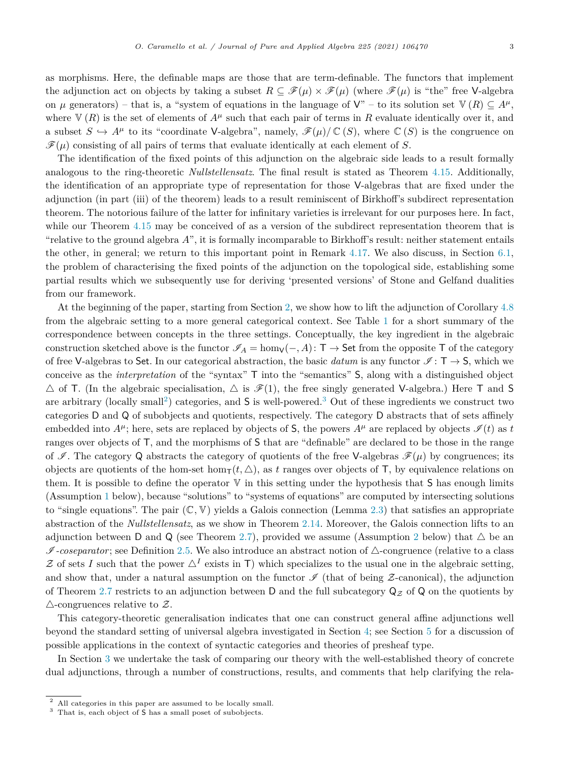as morphisms. Here, the definable maps are those that are term-definable. The functors that implement the adjunction act on objects by taking a subset $R \subseteq \mathscr{F}(\mu) \times \mathscr{F}(\mu)$ (where $\mathscr{F}(\mu)$ is "the" free $\mathsf{V}$-algebra on $\mu$ generators) – that is, a "system of equations in the language of $\mathsf{V}$" – to its solution set $\mathbb{V}(R) \subseteq A^\mu$, where $\mathbb{V}(R)$ is the set of elements of $A^\mu$ such that each pair of terms in $R$ evaluate identically over it, and a subset $S \hookrightarrow A^\mu$ to its "coordinate $\mathsf{V}$-algebra", namely, $\mathscr{F}(\mu)/\mathbb{C}(S)$, where $\mathbb{C}(S)$ is the congruence on $\mathscr{F}(\mu)$ consisting of all pairs of terms that evaluate identically at each element of $S$.

The identification of the fixed points of this adjunction on the algebraic side leads to a result formally analogous to the ring-theoretic *Nullstellensatz*. The final result is stated as Theorem 4.15. Additionally, the identification of an appropriate type of representation for those $\mathsf{V}$-algebras that are fixed under the adjunction (in part (iii) of the theorem) leads to a result reminiscent of Birkhoff's subdirect representation theorem. The notorious failure of the latter for infinitary varieties is irrelevant for our purposes here. In fact, while our Theorem 4.15 may be conceived of as a version of the subdirect representation theorem that is "relative to the ground algebra $A$", it is formally incomparable to Birkhoff's result: neither statement entails the other, in general; we return to this important point in Remark 4.17. We also discuss, in Section 6.1, the problem of characterising the fixed points of the adjunction on the topological side, establishing some partial results which we subsequently use for deriving 'presented versions' of Stone and Gelfand dualities from our framework.

At the beginning of the paper, starting from Section 2, we show how to lift the adjunction of Corollary 4.8 from the algebraic setting to a more general categorical context. See Table 1 for a short summary of the correspondence between concepts in the three settings. Conceptually, the key ingredient in the algebraic construction sketched above is the functor $\mathscr{I}_A = \hom_{\mathsf{V}}(-, A)\colon \mathsf{T} \to \mathsf{Set}$ from the opposite $\mathsf{T}$ of the category of free $\mathsf{V}$-algebras to $\mathsf{Set}$. In our categorical abstraction, the basic *datum* is any functor $\mathscr{I}\colon \mathsf{T} \to \mathsf{S}$, which we conceive as the *interpretation* of the "syntax" $\mathsf{T}$ into the "semantics" $\mathsf{S}$, along with a distinguished object $\triangle$ of $\mathsf{T}$. (In the algebraic specialisation, $\triangle$ is $\mathscr{F}(1)$, the free singly generated $\mathsf{V}$-algebra.) Here $\mathsf{T}$ and $\mathsf{S}$ are arbitrary (locally small[2]) categories, and $\mathsf{S}$ is well-powered.[3] Out of these ingredients we construct two categories $\mathsf{D}$ and $\mathsf{Q}$ of subobjects and quotients, respectively. The category $\mathsf{D}$ abstracts that of sets affinely embedded into $A^\mu$; here, sets are replaced by objects of $\mathsf{S}$, the powers $A^\mu$ are replaced by objects $\mathscr{I}(t)$ as $t$ ranges over objects of $\mathsf{T}$, and the morphisms of $\mathsf{S}$ that are "definable" are declared to be those in the range of $\mathscr{I}$. The category $\mathsf{Q}$ abstracts the category of quotients of the free $\mathsf{V}$-algebras $\mathscr{F}(\mu)$ by congruences; its objects are quotients of the hom-set $\hom_{\mathsf{T}}(t, \triangle)$, as $t$ ranges over objects of $\mathsf{T}$, by equivalence relations on them. It is possible to define the operator $\mathbb{V}$ in this setting under the hypothesis that $\mathsf{S}$ has enough limits (Assumption 1 below), because "solutions" to "systems of equations" are computed by intersecting solutions to "single equations". The pair $(\mathbb{C}, \mathbb{V})$ yields a Galois connection (Lemma 2.3) that satisfies an appropriate abstraction of the *Nullstellensatz*, as we show in Theorem 2.14. Moreover, the Galois connection lifts to an adjunction between $\mathsf{D}$ and $\mathsf{Q}$ (see Theorem 2.7), provided we assume (Assumption 2 below) that $\triangle$ be an $\mathscr{I}$*-coseparator*; see Definition 2.5. We also introduce an abstract notion of $\triangle$-congruence (relative to a class $\mathcal{Z}$ of sets $I$ such that the power $\triangle^I$ exists in $\mathsf{T}$) which specializes to the usual one in the algebraic setting, and show that, under a natural assumption on the functor $\mathscr{I}$ (that of being $\mathcal{Z}$-canonical), the adjunction of Theorem 2.7 restricts to an adjunction between $\mathsf{D}$ and the full subcategory $\mathsf{Q}_{\mathcal{Z}}$ of $\mathsf{Q}$ on the quotients by $\triangle$-congruences relative to $\mathcal{Z}$.

This category-theoretic generalisation indicates that one can construct general affine adjunctions well beyond the standard setting of universal algebra investigated in Section 4; see Section 5 for a discussion of possible applications in the context of syntactic categories and theories of presheaf type.

In Section 3 we undertake the task of comparing our theory with the well-established theory of concrete dual adjunctions, through a number of constructions, results, and comments that help clarifying the rela-

[2] All categories in this paper are assumed to be locally small.

[3] That is, each object of $\mathsf{S}$ has a small poset of subobjects.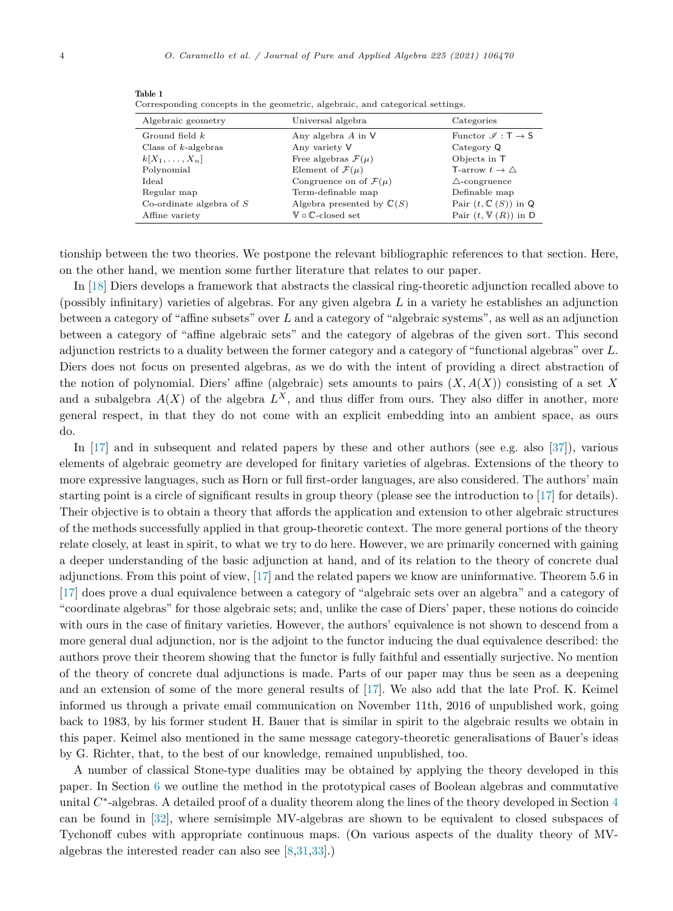**Table 1**
Corresponding concepts in the geometric, algebraic, and categorical settings.

| Algebraic geometry | Universal algebra | Categories |
| --- | --- | --- |
| Ground field $k$ | Any algebra $A$ in $\mathsf{V}$ | Functor $\mathscr{I} : \mathsf{T} \to \mathsf{S}$ |
| Class of $k$-algebras | Any variety $\mathsf{V}$ | Category $\mathsf{Q}$ |
| $k[X_1, \ldots, X_n]$ | Free algebras $\mathcal{F}(\mu)$ | Objects in $\mathsf{T}$ |
| Polynomial | Element of $\mathcal{F}(\mu)$ | $\mathsf{T}$-arrow $t \to \triangle$ |
| Ideal | Congruence on of $\mathcal{F}(\mu)$ | $\triangle$-congruence |
| Regular map | Term-definable map | Definable map |
| Co-ordinate algebra of $S$ | Algebra presented by $\mathbb{C}(S)$ | Pair $(t, \mathbb{C}(S))$ in $\mathsf{Q}$ |
| Affine variety | $\mathbb{V} \circ \mathbb{C}$-closed set | Pair $(t, \mathbb{V}(R))$ in $\mathsf{D}$ |

tionship between the two theories. We postpone the relevant bibliographic references to that section. Here, on the other hand, we mention some further literature that relates to our paper.

In [18] Diers develops a framework that abstracts the classical ring-theoretic adjunction recalled above to (possibly infinitary) varieties of algebras. For any given algebra $L$ in a variety he establishes an adjunction between a category of "affine subsets" over $L$ and a category of "algebraic systems", as well as an adjunction between a category of "affine algebraic sets" and the category of algebras of the given sort. This second adjunction restricts to a duality between the former category and a category of "functional algebras" over $L$. Diers does not focus on presented algebras, as we do with the intent of providing a direct abstraction of the notion of polynomial. Diers' affine (algebraic) sets amounts to pairs $(X, A(X))$ consisting of a set $X$ and a subalgebra $A(X)$ of the algebra $L^X$, and thus differ from ours. They also differ in another, more general respect, in that they do not come with an explicit embedding into an ambient space, as ours do.

In [17] and in subsequent and related papers by these and other authors (see e.g. also [37]), various elements of algebraic geometry are developed for finitary varieties of algebras. Extensions of the theory to more expressive languages, such as Horn or full first-order languages, are also considered. The authors' main starting point is a circle of significant results in group theory (please see the introduction to [17] for details). Their objective is to obtain a theory that affords the application and extension to other algebraic structures of the methods successfully applied in that group-theoretic context. The more general portions of the theory relate closely, at least in spirit, to what we try to do here. However, we are primarily concerned with gaining a deeper understanding of the basic adjunction at hand, and of its relation to the theory of concrete dual adjunctions. From this point of view, [17] and the related papers we know are uninformative. Theorem 5.6 in [17] does prove a dual equivalence between a category of "algebraic sets over an algebra" and a category of "coordinate algebras" for those algebraic sets; and, unlike the case of Diers' paper, these notions do coincide with ours in the case of finitary varieties. However, the authors' equivalence is not shown to descend from a more general dual adjunction, nor is the adjoint to the functor inducing the dual equivalence described: the authors prove their theorem showing that the functor is fully faithful and essentially surjective. No mention of the theory of concrete dual adjunctions is made. Parts of our paper may thus be seen as a deepening and an extension of some of the more general results of [17]. We also add that the late Prof. K. Keimel informed us through a private email communication on November 11th, 2016 of unpublished work, going back to 1983, by his former student H. Bauer that is similar in spirit to the algebraic results we obtain in this paper. Keimel also mentioned in the same message category-theoretic generalisations of Bauer's ideas by G. Richter, that, to the best of our knowledge, remained unpublished, too.

A number of classical Stone-type dualities may be obtained by applying the theory developed in this paper. In Section 6 we outline the method in the prototypical cases of Boolean algebras and commutative unital $C^*$-algebras. A detailed proof of a duality theorem along the lines of the theory developed in Section 4 can be found in [32], where semisimple MV-algebras are shown to be equivalent to closed subspaces of Tychonoff cubes with appropriate continuous maps. (On various aspects of the duality theory of MV-algebras the interested reader can also see [8,31,33].)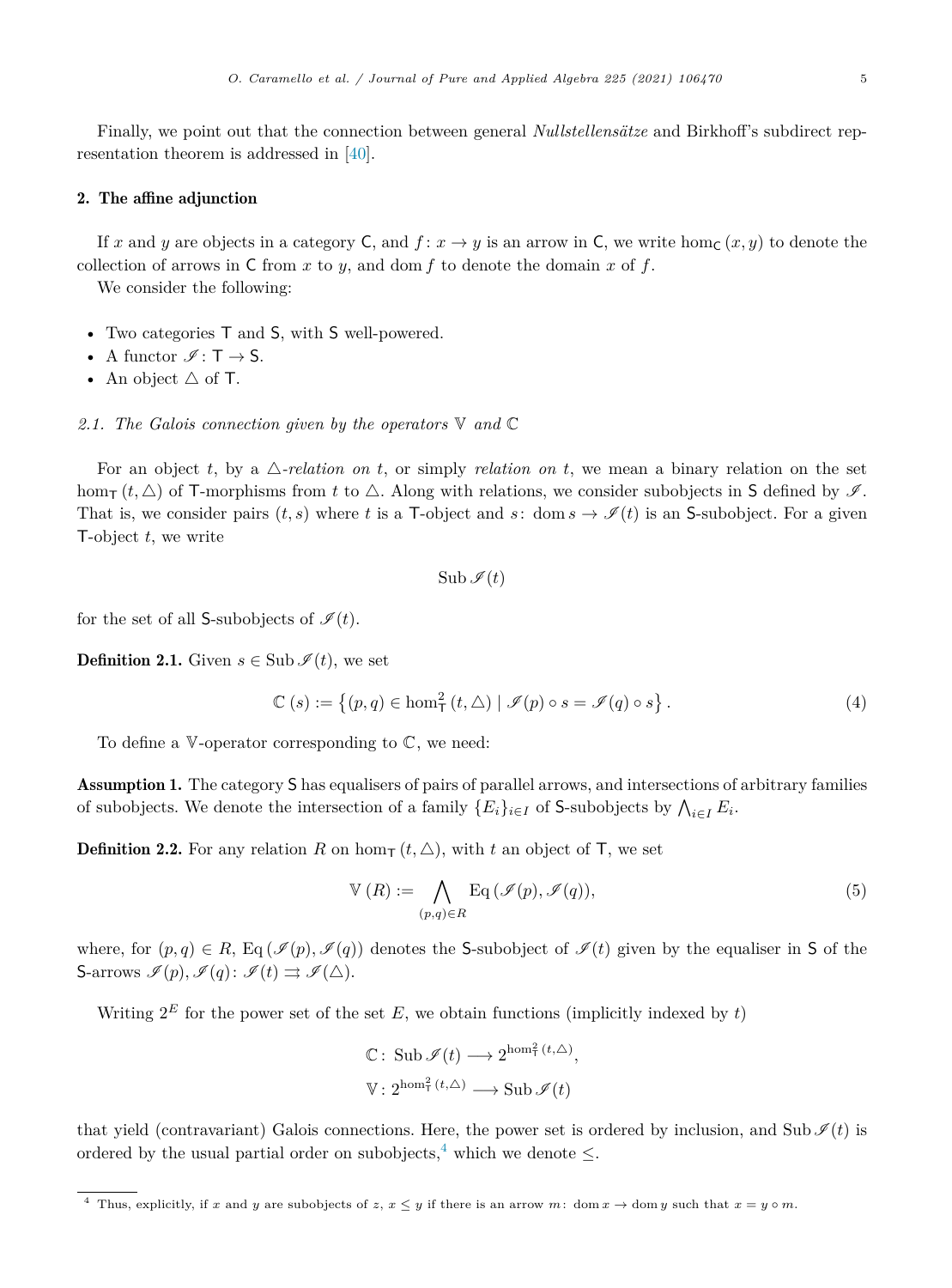Finally, we point out that the connection between general *Nullstellensätze* and Birkhoff's subdirect representation theorem is addressed in [40].

## 2. The affine adjunction

If $x$ and $y$ are objects in a category $\mathsf{C}$, and $f\colon x \to y$ is an arrow in $\mathsf{C}$, we write $\hom_{\mathsf{C}}(x, y)$ to denote the collection of arrows in $\mathsf{C}$ from $x$ to $y$, and $\operatorname{dom} f$ to denote the domain $x$ of $f$.

We consider the following:

- Two categories $\mathsf{T}$ and $\mathsf{S}$, with $\mathsf{S}$ well-powered.
- A functor $\mathscr{I}\colon \mathsf{T} \to \mathsf{S}$.
- An object $\triangle$ of $\mathsf{T}$.

### 2.1. The Galois connection given by the operators $\mathbb{V}$ and $\mathbb{C}$

For an object $t$, by a *$\triangle$-relation on $t$*, or simply *relation on $t$*, we mean a binary relation on the set $\hom_{\mathsf{T}}(t, \triangle)$ of $\mathsf{T}$-morphisms from $t$ to $\triangle$. Along with relations, we consider subobjects in $\mathsf{S}$ defined by $\mathscr{I}$. That is, we consider pairs $(t, s)$ where $t$ is a $\mathsf{T}$-object and $s\colon \operatorname{dom} s \to \mathscr{I}(t)$ is an $\mathsf{S}$-subobject. For a given $\mathsf{T}$-object $t$, we write

$$\operatorname{Sub} \mathscr{I}(t)$$

for the set of all $\mathsf{S}$-subobjects of $\mathscr{I}(t)$.

**Definition 2.1.** Given $s \in \operatorname{Sub} \mathscr{I}(t)$, we set

$$\mathbb{C}(s) := \left\{ (p, q) \in \hom^2_{\mathsf{T}}(t, \triangle) \mid \mathscr{I}(p) \circ s = \mathscr{I}(q) \circ s \right\}. \tag{4}$$

To define a $\mathbb{V}$-operator corresponding to $\mathbb{C}$, we need:

**Assumption 1.** The category $\mathsf{S}$ has equalisers of pairs of parallel arrows, and intersections of arbitrary families of subobjects. We denote the intersection of a family $\{E_i\}_{i\in I}$ of $\mathsf{S}$-subobjects by $\bigwedge_{i\in I} E_i$.

**Definition 2.2.** For any relation $R$ on $\hom_{\mathsf{T}}(t, \triangle)$, with $t$ an object of $\mathsf{T}$, we set

$$\mathbb{V}(R) := \bigwedge_{(p,q)\in R} \operatorname{Eq}(\mathscr{I}(p), \mathscr{I}(q)), \tag{5}$$

where, for $(p, q) \in R$, $\operatorname{Eq}(\mathscr{I}(p), \mathscr{I}(q))$ denotes the $\mathsf{S}$-subobject of $\mathscr{I}(t)$ given by the equaliser in $\mathsf{S}$ of the $\mathsf{S}$-arrows $\mathscr{I}(p), \mathscr{I}(q)\colon \mathscr{I}(t) \rightrightarrows \mathscr{I}(\triangle)$.

Writing $2^E$ for the power set of the set $E$, we obtain functions (implicitly indexed by $t$)

$$\mathbb{C}\colon \operatorname{Sub} \mathscr{I}(t) \longrightarrow 2^{\hom^2_{\mathsf{T}}(t,\triangle)},$$
$$\mathbb{V}\colon 2^{\hom^2_{\mathsf{T}}(t,\triangle)} \longrightarrow \operatorname{Sub} \mathscr{I}(t)$$

that yield (contravariant) Galois connections. Here, the power set is ordered by inclusion, and $\operatorname{Sub} \mathscr{I}(t)$ is ordered by the usual partial order on subobjects,[4] which we denote $\leq$.

[4] Thus, explicitly, if $x$ and $y$ are subobjects of $z$, $x \leq y$ if there is an arrow $m\colon \operatorname{dom} x \to \operatorname{dom} y$ such that $x = y \circ m$.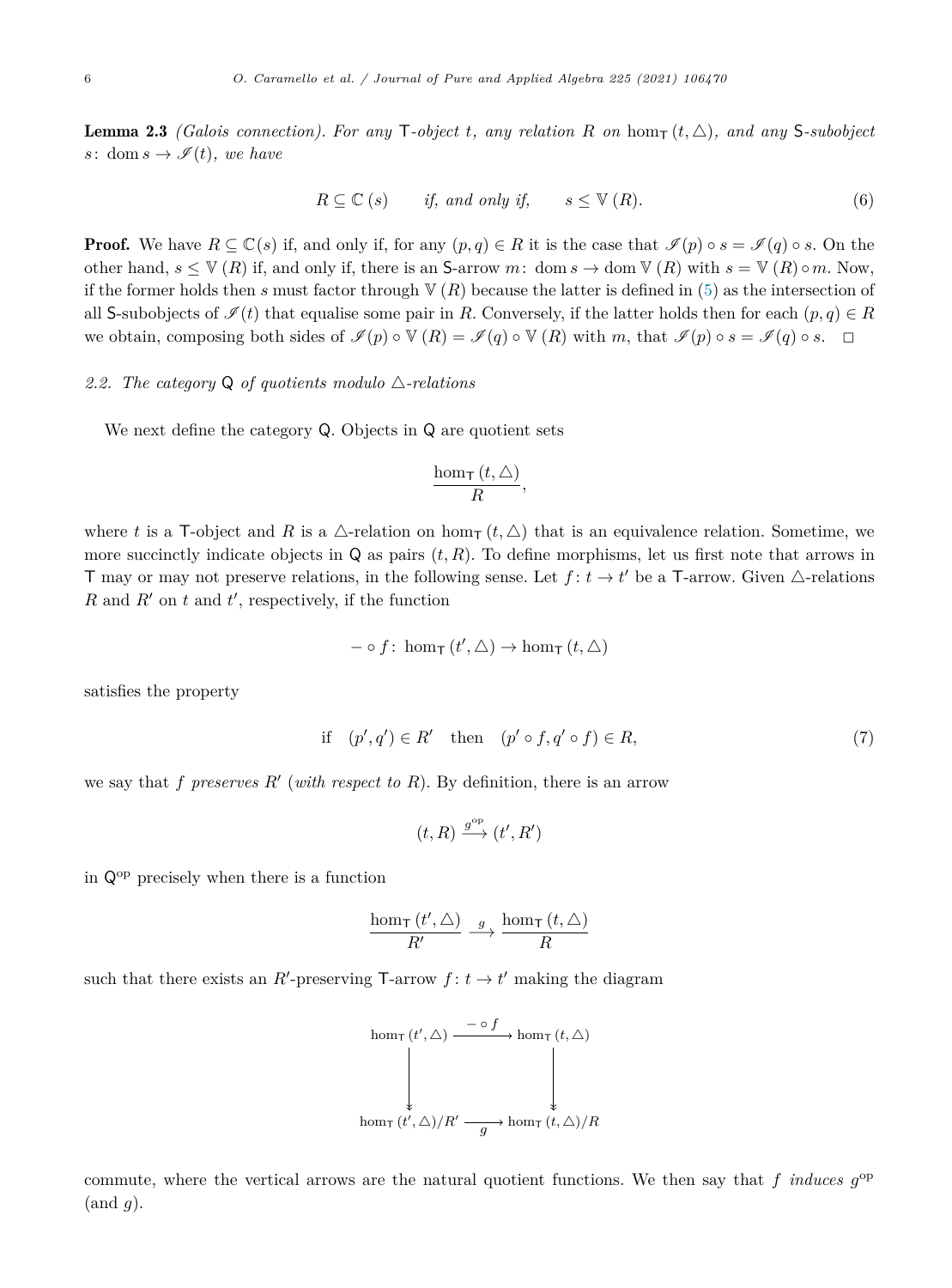**Lemma 2.3** *(Galois connection). For any* $\mathsf{T}$*-object* $t$*, any relation* $R$ *on* $\hom_{\mathsf{T}}(t, \triangle)$*, and any* $\mathsf{S}$*-subobject* $s\colon \operatorname{dom} s \to \mathscr{I}(t)$*, we have*

$$R \subseteq \mathbb{C}(s) \qquad \text{if, and only if,} \qquad s \leq \mathbb{V}(R). \tag{6}$$

**Proof.** We have $R \subseteq \mathbb{C}(s)$ if, and only if, for any $(p, q) \in R$ it is the case that $\mathscr{I}(p) \circ s = \mathscr{I}(q) \circ s$. On the other hand, $s \leq \mathbb{V}(R)$ if, and only if, there is an $\mathsf{S}$-arrow $m\colon \operatorname{dom} s \to \operatorname{dom} \mathbb{V}(R)$ with $s = \mathbb{V}(R) \circ m$. Now, if the former holds then $s$ must factor through $\mathbb{V}(R)$ because the latter is defined in (5) as the intersection of all $\mathsf{S}$-subobjects of $\mathscr{I}(t)$ that equalise some pair in $R$. Conversely, if the latter holds then for each $(p, q) \in R$ we obtain, composing both sides of $\mathscr{I}(p) \circ \mathbb{V}(R) = \mathscr{I}(q) \circ \mathbb{V}(R)$ with $m$, that $\mathscr{I}(p) \circ s = \mathscr{I}(q) \circ s$. $\square$

### 2.2. The category $\mathsf{Q}$ of quotients modulo $\triangle$-relations

We next define the category $\mathsf{Q}$. Objects in $\mathsf{Q}$ are quotient sets

$$\frac{\hom_{\mathsf{T}}(t, \triangle)}{R},$$

where $t$ is a $\mathsf{T}$-object and $R$ is a $\triangle$-relation on $\hom_{\mathsf{T}}(t, \triangle)$ that is an equivalence relation. Sometime, we more succinctly indicate objects in $\mathsf{Q}$ as pairs $(t, R)$. To define morphisms, let us first note that arrows in $\mathsf{T}$ may or may not preserve relations, in the following sense. Let $f\colon t \to t'$ be a $\mathsf{T}$-arrow. Given $\triangle$-relations $R$ and $R'$ on $t$ and $t'$, respectively, if the function

$$- \circ f\colon \hom_{\mathsf{T}}(t', \triangle) \to \hom_{\mathsf{T}}(t, \triangle)$$

satisfies the property

$$\text{if} \quad (p', q') \in R' \quad \text{then} \quad (p' \circ f, q' \circ f) \in R, \tag{7}$$

we say that $f$ *preserves* $R'$ (*with respect to* $R$). By definition, there is an arrow

$$(t, R) \xrightarrow{g^{\mathrm{op}}} (t', R')$$

in $\mathsf{Q}^{\mathrm{op}}$ precisely when there is a function

$$\frac{\hom_{\mathsf{T}}(t', \triangle)}{R'} \xrightarrow{g} \frac{\hom_{\mathsf{T}}(t, \triangle)}{R}$$

such that there exists an $R'$-preserving $\mathsf{T}$-arrow $f\colon t \to t'$ making the diagram

$$\begin{array}{ccc}
\hom_{\mathsf{T}}(t', \triangle) & \xrightarrow{-\circ f} & \hom_{\mathsf{T}}(t, \triangle) \\
\downarrow & & \downarrow \\
\hom_{\mathsf{T}}(t', \triangle)/R' & \xrightarrow[g]{} & \hom_{\mathsf{T}}(t, \triangle)/R
\end{array}$$

commute, where the vertical arrows are the natural quotient functions. We then say that $f$ *induces* $g^{\mathrm{op}}$ (and $g$).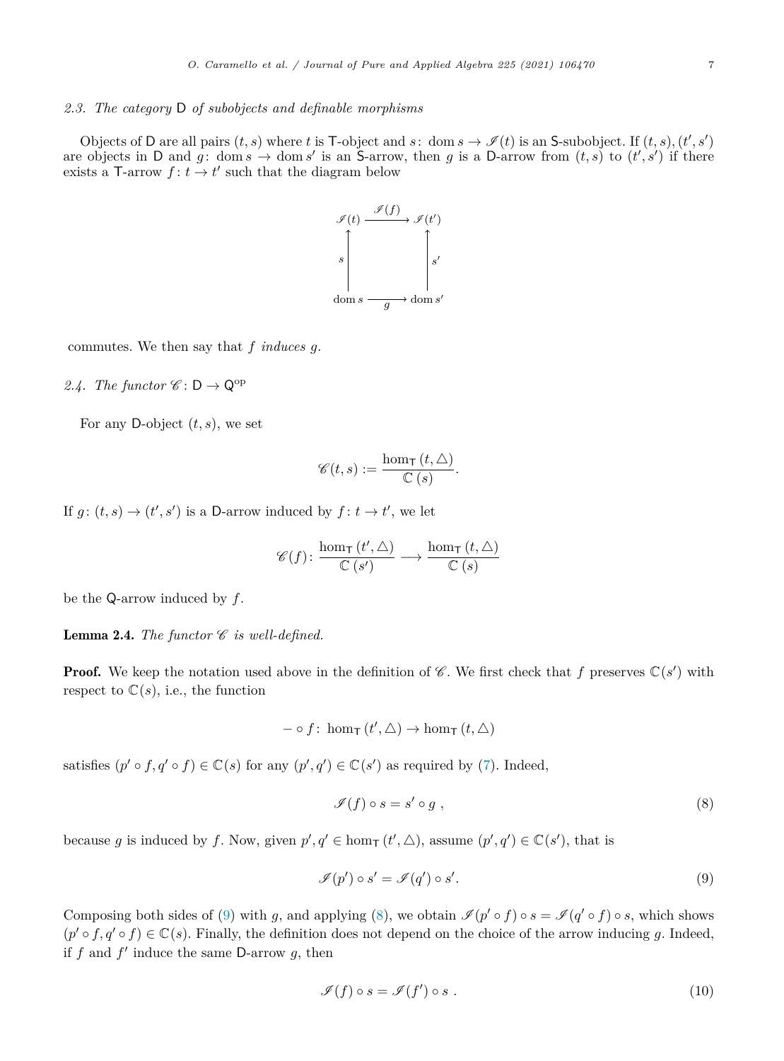### 2.3. The category $\mathsf{D}$ of subobjects and definable morphisms

Objects of $\mathsf{D}$ are all pairs $(t, s)$ where $t$ is $\mathsf{T}$-object and $s\colon \operatorname{dom} s \to \mathscr{I}(t)$ is an $\mathsf{S}$-subobject. If $(t, s), (t', s')$ are objects in $\mathsf{D}$ and $g\colon \operatorname{dom} s \to \operatorname{dom} s'$ is an $\mathsf{S}$-arrow, then $g$ is a $\mathsf{D}$-arrow from $(t, s)$ to $(t', s')$ if there exists a $\mathsf{T}$-arrow $f\colon t \to t'$ such that the diagram below

$$
\begin{array}{ccc}
\mathscr{I}(t) & \xrightarrow{\mathscr{I}(f)} & \mathscr{I}(t') \\
{\scriptstyle s}\uparrow & & \uparrow{\scriptstyle s'} \\
\operatorname{dom} s & \xrightarrow[g]{} & \operatorname{dom} s'
\end{array}
$$

commutes. We then say that $f$ *induces* $g$.

### 2.4. The functor $\mathscr{C}\colon \mathsf{D} \to \mathsf{Q}^{\mathrm{op}}$

For any $\mathsf{D}$-object $(t, s)$, we set

$$\mathscr{C}(t, s) := \frac{\hom_{\mathsf{T}}(t, \triangle)}{\mathbb{C}(s)}.$$

If $g\colon (t, s) \to (t', s')$ is a $\mathsf{D}$-arrow induced by $f\colon t \to t'$, we let

$$\mathscr{C}(f)\colon \frac{\hom_{\mathsf{T}}(t', \triangle)}{\mathbb{C}(s')} \longrightarrow \frac{\hom_{\mathsf{T}}(t, \triangle)}{\mathbb{C}(s)}$$

be the $\mathsf{Q}$-arrow induced by $f$.

**Lemma 2.4.** *The functor $\mathscr{C}$ is well-defined.*

**Proof.** We keep the notation used above in the definition of $\mathscr{C}$. We first check that $f$ preserves $\mathbb{C}(s')$ with respect to $\mathbb{C}(s)$, i.e., the function

$$- \circ f\colon \hom_{\mathsf{T}}(t', \triangle) \to \hom_{\mathsf{T}}(t, \triangle)$$

satisfies $(p' \circ f, q' \circ f) \in \mathbb{C}(s)$ for any $(p', q') \in \mathbb{C}(s')$ as required by (7). Indeed,

$$\mathscr{I}(f) \circ s = s' \circ g\ , \tag{8}$$

because $g$ is induced by $f$. Now, given $p', q' \in \hom_{\mathsf{T}}(t', \triangle)$, assume $(p', q') \in \mathbb{C}(s')$, that is

$$\mathscr{I}(p') \circ s' = \mathscr{I}(q') \circ s'. \tag{9}$$

Composing both sides of (9) with $g$, and applying (8), we obtain $\mathscr{I}(p' \circ f) \circ s = \mathscr{I}(q' \circ f) \circ s$, which shows $(p' \circ f, q' \circ f) \in \mathbb{C}(s)$. Finally, the definition does not depend on the choice of the arrow inducing $g$. Indeed, if $f$ and $f'$ induce the same $\mathsf{D}$-arrow $g$, then

$$\mathscr{I}(f) \circ s = \mathscr{I}(f') \circ s\ . \tag{10}$$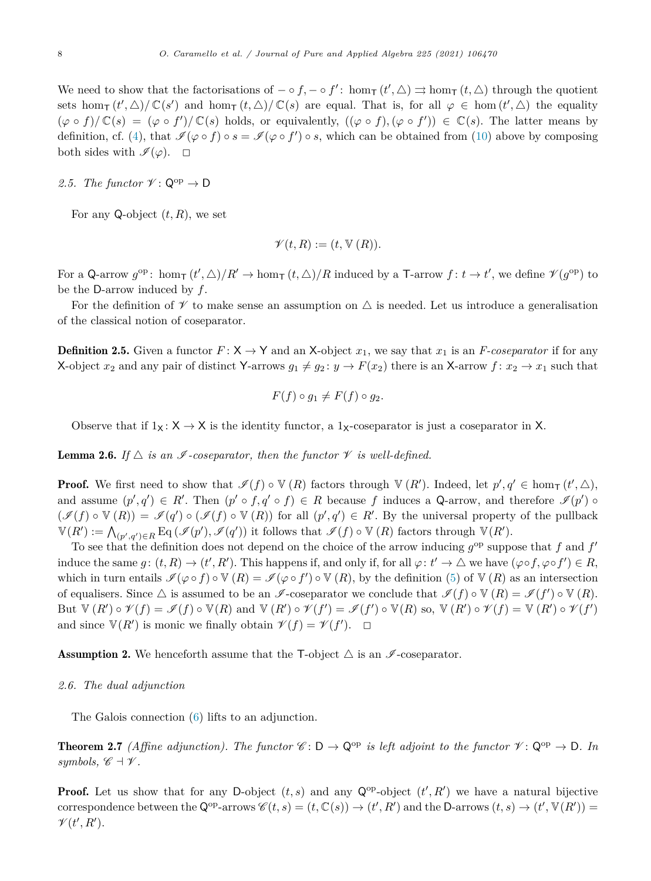We need to show that the factorisations of $-\circ f, -\circ f' \colon \hom_{\mathsf{T}}(t', \triangle) \rightrightarrows \hom_{\mathsf{T}}(t, \triangle)$ through the quotient sets $\hom_{\mathsf{T}}(t', \triangle)/\mathbb{C}(s')$ and $\hom_{\mathsf{T}}(t, \triangle)/\mathbb{C}(s)$ are equal. That is, for all $\varphi \in \hom(t', \triangle)$ the equality $(\varphi \circ f)/\mathbb{C}(s) = (\varphi \circ f')/\mathbb{C}(s)$ holds, or equivalently, $((\varphi \circ f), (\varphi \circ f')) \in \mathbb{C}(s)$. The latter means by definition, cf. (4), that $\mathscr{I}(\varphi \circ f) \circ s = \mathscr{I}(\varphi \circ f') \circ s$, which can be obtained from (10) above by composing both sides with $\mathscr{I}(\varphi)$. $\square$

### 2.5. The functor $\mathscr{V} \colon \mathsf{Q}^{\mathrm{op}} \to \mathsf{D}$

For any $\mathsf{Q}$-object $(t, R)$, we set

$$\mathscr{V}(t, R) := (t, \mathbb{V}(R)).$$

For a $\mathsf{Q}$-arrow $g^{\mathrm{op}} \colon \hom_{\mathsf{T}}(t', \triangle)/R' \to \hom_{\mathsf{T}}(t, \triangle)/R$ induced by a $\mathsf{T}$-arrow $f \colon t \to t'$, we define $\mathscr{V}(g^{\mathrm{op}})$ to be the $\mathsf{D}$-arrow induced by $f$.

For the definition of $\mathscr{V}$ to make sense an assumption on $\triangle$ is needed. Let us introduce a generalisation of the classical notion of coseparator.

**Definition 2.5.** Given a functor $F \colon \mathsf{X} \to \mathsf{Y}$ and an $\mathsf{X}$-object $x_1$, we say that $x_1$ is an *$F$-coseparator* if for any $\mathsf{X}$-object $x_2$ and any pair of distinct $\mathsf{Y}$-arrows $g_1 \neq g_2 \colon y \to F(x_2)$ there is an $\mathsf{X}$-arrow $f \colon x_2 \to x_1$ such that

$$F(f) \circ g_1 \neq F(f) \circ g_2.$$

Observe that if $1_{\mathsf{X}} \colon \mathsf{X} \to \mathsf{X}$ is the identity functor, a $1_{\mathsf{X}}$-coseparator is just a coseparator in $\mathsf{X}$.

**Lemma 2.6.** *If $\triangle$ is an $\mathscr{I}$-coseparator, then the functor $\mathscr{V}$ is well-defined.*

**Proof.** We first need to show that $\mathscr{I}(f) \circ \mathbb{V}(R)$ factors through $\mathbb{V}(R')$. Indeed, let $p', q' \in \hom_{\mathsf{T}}(t', \triangle)$, and assume $(p', q') \in R'$. Then $(p' \circ f, q' \circ f) \in R$ because $f$ induces a $\mathsf{Q}$-arrow, and therefore $\mathscr{I}(p') \circ (\mathscr{I}(f) \circ \mathbb{V}(R)) = \mathscr{I}(q') \circ (\mathscr{I}(f) \circ \mathbb{V}(R))$ for all $(p', q') \in R'$. By the universal property of the pullback $\mathbb{V}(R') := \bigwedge_{(p',q') \in R} \mathrm{Eq}(\mathscr{I}(p'), \mathscr{I}(q'))$ it follows that $\mathscr{I}(f) \circ \mathbb{V}(R)$ factors through $\mathbb{V}(R')$.

To see that the definition does not depend on the choice of the arrow inducing $g^{\mathrm{op}}$ suppose that $f$ and $f'$ induce the same $g \colon (t, R) \to (t', R')$. This happens if, and only if, for all $\varphi \colon t' \to \triangle$ we have $(\varphi \circ f, \varphi \circ f') \in R$, which in turn entails $\mathscr{I}(\varphi \circ f) \circ \mathbb{V}(R) = \mathscr{I}(\varphi \circ f') \circ \mathbb{V}(R)$, by the definition (5) of $\mathbb{V}(R)$ as an intersection of equalisers. Since $\triangle$ is assumed to be an $\mathscr{I}$-coseparator we conclude that $\mathscr{I}(f) \circ \mathbb{V}(R) = \mathscr{I}(f') \circ \mathbb{V}(R)$. But $\mathbb{V}(R') \circ \mathscr{V}(f) = \mathscr{I}(f) \circ \mathbb{V}(R)$ and $\mathbb{V}(R') \circ \mathscr{V}(f') = \mathscr{I}(f') \circ \mathbb{V}(R)$ so, $\mathbb{V}(R') \circ \mathscr{V}(f) = \mathbb{V}(R') \circ \mathscr{V}(f')$ and since $\mathbb{V}(R')$ is monic we finally obtain $\mathscr{V}(f) = \mathscr{V}(f')$. $\square$

**Assumption 2.** We henceforth assume that the $\mathsf{T}$-object $\triangle$ is an $\mathscr{I}$-coseparator.

### 2.6. The dual adjunction

The Galois connection (6) lifts to an adjunction.

**Theorem 2.7** *(Affine adjunction). The functor $\mathscr{C} \colon \mathsf{D} \to \mathsf{Q}^{\mathrm{op}}$ is left adjoint to the functor $\mathscr{V} \colon \mathsf{Q}^{\mathrm{op}} \to \mathsf{D}$. In symbols, $\mathscr{C} \dashv \mathscr{V}$.*

**Proof.** Let us show that for any $\mathsf{D}$-object $(t, s)$ and any $\mathsf{Q}^{\mathrm{op}}$-object $(t', R')$ we have a natural bijective correspondence between the $\mathsf{Q}^{\mathrm{op}}$-arrows $\mathscr{C}(t, s) = (t, \mathbb{C}(s)) \to (t', R')$ and the $\mathsf{D}$-arrows $(t, s) \to (t', \mathbb{V}(R')) = \mathscr{V}(t', R')$.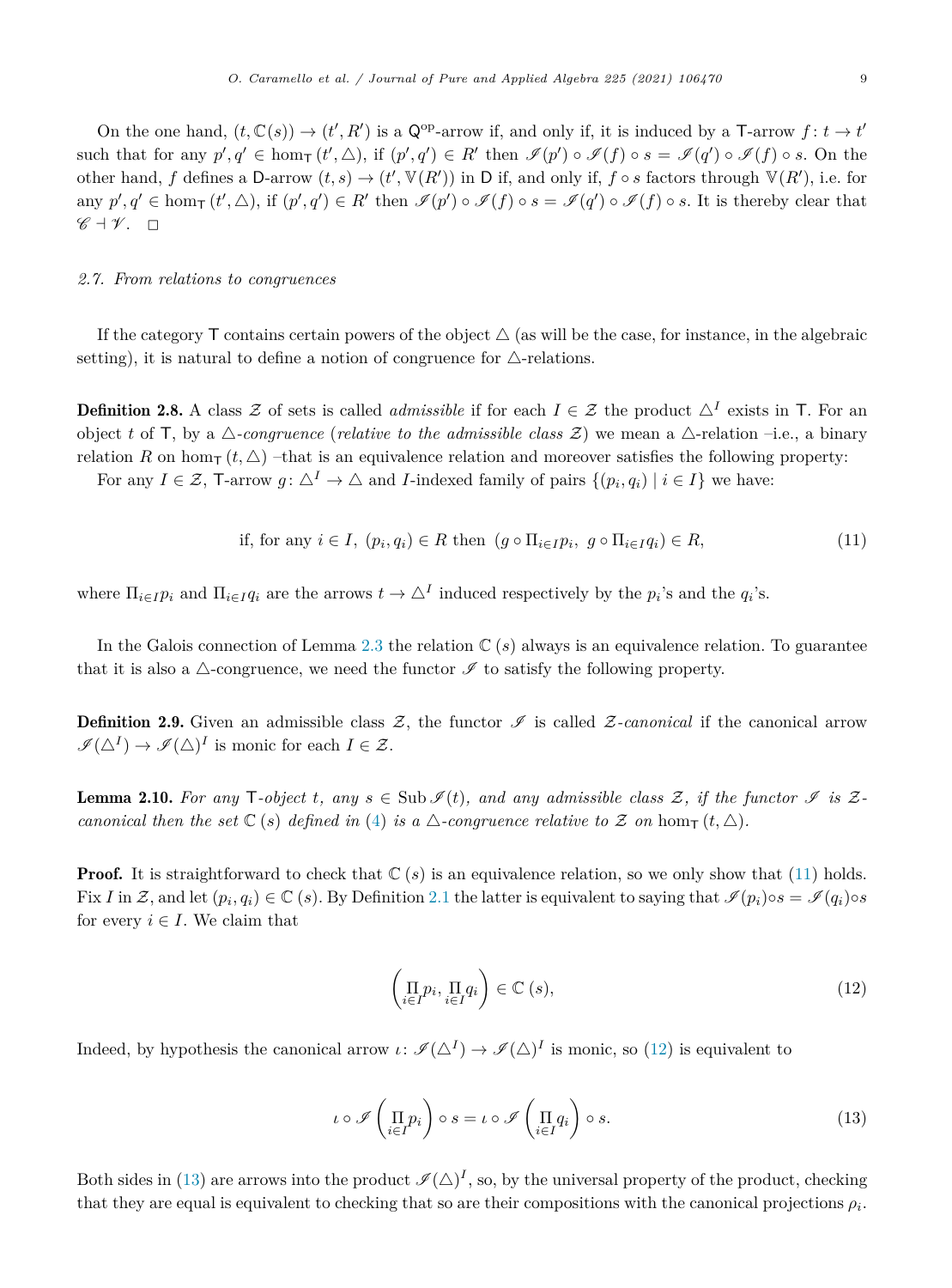On the one hand, $(t, \mathbb{C}(s)) \to (t', R')$ is a $\mathsf{Q}^{\mathrm{op}}$-arrow if, and only if, it is induced by a $\mathsf{T}$-arrow $f\colon t \to t'$ such that for any $p', q' \in \hom_{\mathsf{T}}(t', \triangle)$, if $(p', q') \in R'$ then $\mathscr{I}(p') \circ \mathscr{I}(f) \circ s = \mathscr{I}(q') \circ \mathscr{I}(f) \circ s$. On the other hand, $f$ defines a $\mathsf{D}$-arrow $(t, s) \to (t', \mathbb{V}(R'))$ in $\mathsf{D}$ if, and only if, $f \circ s$ factors through $\mathbb{V}(R')$, i.e. for any $p', q' \in \hom_{\mathsf{T}}(t', \triangle)$, if $(p', q') \in R'$ then $\mathscr{I}(p') \circ \mathscr{I}(f) \circ s = \mathscr{I}(q') \circ \mathscr{I}(f) \circ s$. It is thereby clear that $\mathscr{C} \dashv \mathscr{V}$. $\square$

### 2.7. From relations to congruences

If the category $\mathsf{T}$ contains certain powers of the object $\triangle$ (as will be the case, for instance, in the algebraic setting), it is natural to define a notion of congruence for $\triangle$-relations.

**Definition 2.8.** A class $\mathcal{Z}$ of sets is called *admissible* if for each $I \in \mathcal{Z}$ the product $\triangle^I$ exists in $\mathsf{T}$. For an object $t$ of $\mathsf{T}$, by a *$\triangle$-congruence* (*relative to the admissible class $\mathcal{Z}$*) we mean a $\triangle$-relation –i.e., a binary relation $R$ on $\hom_{\mathsf{T}}(t, \triangle)$ –that is an equivalence relation and moreover satisfies the following property:

For any $I \in \mathcal{Z}$, $\mathsf{T}$-arrow $g\colon \triangle^I \to \triangle$ and $I$-indexed family of pairs $\{(p_i, q_i) \mid i \in I\}$ we have:

$$\text{if, for any } i \in I,\ (p_i, q_i) \in R \text{ then } \left(g \circ \Pi_{i\in I} p_i,\ g \circ \Pi_{i\in I} q_i\right) \in R, \tag{11}$$

where $\Pi_{i\in I} p_i$ and $\Pi_{i\in I} q_i$ are the arrows $t \to \triangle^I$ induced respectively by the $p_i$'s and the $q_i$'s.

In the Galois connection of Lemma 2.3 the relation $\mathbb{C}\,(s)$ always is an equivalence relation. To guarantee that it is also a $\triangle$-congruence, we need the functor $\mathscr{I}$ to satisfy the following property.

**Definition 2.9.** Given an admissible class $\mathcal{Z}$, the functor $\mathscr{I}$ is called *$\mathcal{Z}$-canonical* if the canonical arrow $\mathscr{I}(\triangle^I) \to \mathscr{I}(\triangle)^I$ is monic for each $I \in \mathcal{Z}$.

**Lemma 2.10.** *For any $\mathsf{T}$-object $t$, any $s \in \operatorname{Sub} \mathscr{I}(t)$, and any admissible class $\mathcal{Z}$, if the functor $\mathscr{I}$ is $\mathcal{Z}$-canonical then the set $\mathbb{C}\,(s)$ defined in (4) is a $\triangle$-congruence relative to $\mathcal{Z}$ on $\hom_{\mathsf{T}}(t, \triangle)$.*

**Proof.** It is straightforward to check that $\mathbb{C}\,(s)$ is an equivalence relation, so we only show that (11) holds. Fix $I$ in $\mathcal{Z}$, and let $(p_i, q_i) \in \mathbb{C}\,(s)$. By Definition 2.1 the latter is equivalent to saying that $\mathscr{I}(p_i) \circ s = \mathscr{I}(q_i) \circ s$ for every $i \in I$. We claim that

$$\left(\prod_{i\in I} p_i, \prod_{i\in I} q_i\right) \in \mathbb{C}\,(s), \tag{12}$$

Indeed, by hypothesis the canonical arrow $\iota\colon \mathscr{I}(\triangle^I) \to \mathscr{I}(\triangle)^I$ is monic, so (12) is equivalent to

$$\iota \circ \mathscr{I}\left(\prod_{i\in I} p_i\right) \circ s = \iota \circ \mathscr{I}\left(\prod_{i\in I} q_i\right) \circ s. \tag{13}$$

Both sides in (13) are arrows into the product $\mathscr{I}(\triangle)^I$, so, by the universal property of the product, checking that they are equal is equivalent to checking that so are their compositions with the canonical projections $\rho_i$.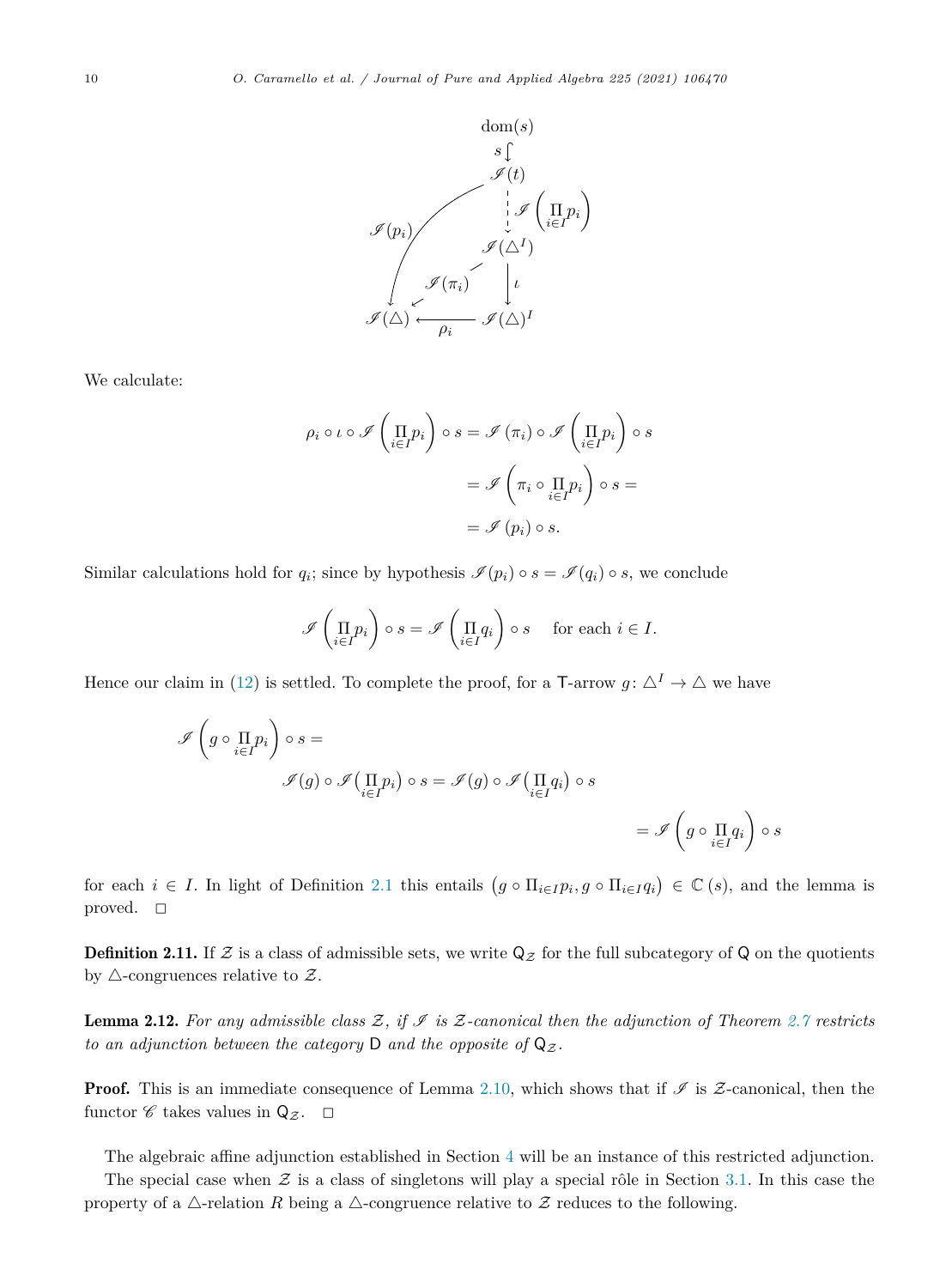$$
\begin{array}{ccc}
 & \mathrm{dom}(s) & \\
 & \big\downarrow s & \\
 & \mathscr{I}(t) & \\
\swarrow \mathscr{I}(p_i) & \Big\downarrow \mathscr{I}\left(\prod_{i \in I} p_i\right) & \\
 & \mathscr{I}(\triangle^I) & \\
\swarrow \mathscr{I}(\pi_i) & \big\downarrow \iota & \\
\mathscr{I}(\triangle) & \xleftarrow{\ \rho_i\ } & \mathscr{I}(\triangle)^I
\end{array}
$$

We calculate:

$$
\begin{aligned}
\rho_i \circ \iota \circ \mathscr{I}\left(\prod_{i \in I} p_i\right) \circ s &= \mathscr{I}(\pi_i) \circ \mathscr{I}\left(\prod_{i \in I} p_i\right) \circ s \\
&= \mathscr{I}\left(\pi_i \circ \prod_{i \in I} p_i\right) \circ s = \\
&= \mathscr{I}(p_i) \circ s.
\end{aligned}
$$

Similar calculations hold for $q_i$; since by hypothesis $\mathscr{I}(p_i) \circ s = \mathscr{I}(q_i) \circ s$, we conclude

$$
\mathscr{I}\left(\prod_{i \in I} p_i\right) \circ s = \mathscr{I}\left(\prod_{i \in I} q_i\right) \circ s \quad \text{for each } i \in I.
$$

Hence our claim in (12) is settled. To complete the proof, for a $\mathsf{T}$-arrow $g \colon \triangle^I \to \triangle$ we have

$$
\begin{aligned}
&\mathscr{I}\left(g \circ \prod_{i \in I} p_i\right) \circ s = \\
&\qquad \mathscr{I}(g) \circ \mathscr{I}\big(\prod_{i \in I} p_i\big) \circ s = \mathscr{I}(g) \circ \mathscr{I}\big(\prod_{i \in I} q_i\big) \circ s \\
&\qquad\qquad = \mathscr{I}\left(g \circ \prod_{i \in I} q_i\right) \circ s
\end{aligned}
$$

for each $i \in I$. In light of Definition 2.1 this entails $\left(g \circ \Pi_{i \in I} p_i, g \circ \Pi_{i \in I} q_i\right) \in \mathbb{C}(s)$, and the lemma is proved. $\square$

**Definition 2.11.** If $\mathcal{Z}$ is a class of admissible sets, we write $\mathsf{Q}_{\mathcal{Z}}$ for the full subcategory of $\mathsf{Q}$ on the quotients by $\triangle$-congruences relative to $\mathcal{Z}$.

**Lemma 2.12.** *For any admissible class $\mathcal{Z}$, if $\mathscr{I}$ is $\mathcal{Z}$-canonical then the adjunction of Theorem 2.7 restricts to an adjunction between the category $\mathsf{D}$ and the opposite of $\mathsf{Q}_{\mathcal{Z}}$.*

**Proof.** This is an immediate consequence of Lemma 2.10, which shows that if $\mathscr{I}$ is $\mathcal{Z}$-canonical, then the functor $\mathscr{C}$ takes values in $\mathsf{Q}_{\mathcal{Z}}$. $\square$

The algebraic affine adjunction established in Section 4 will be an instance of this restricted adjunction.

The special case when $\mathcal{Z}$ is a class of singletons will play a special rôle in Section 3.1. In this case the property of a $\triangle$-relation $R$ being a $\triangle$-congruence relative to $\mathcal{Z}$ reduces to the following.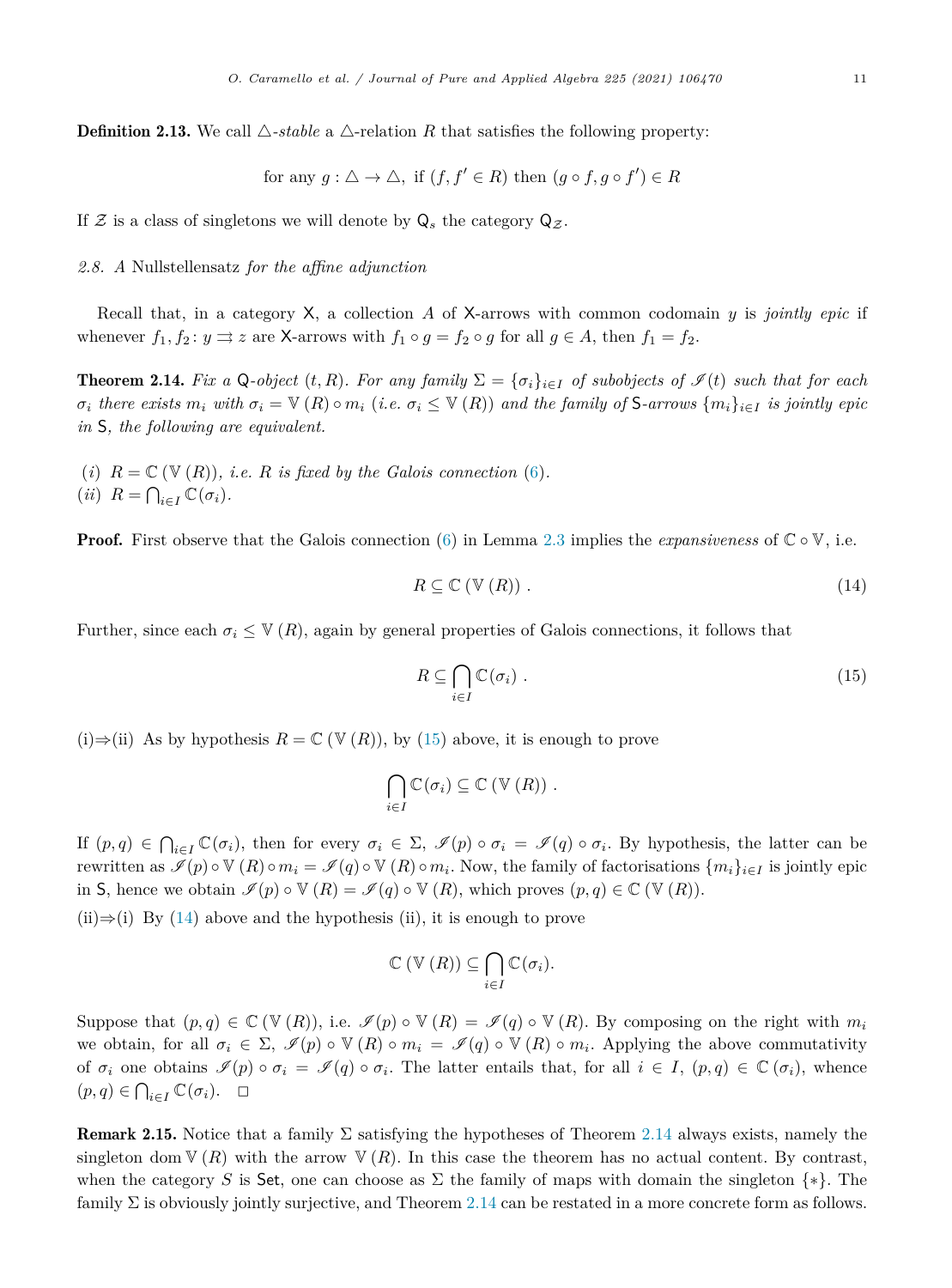**Definition 2.13.** We call $\triangle$-*stable* a $\triangle$-relation $R$ that satisfies the following property:

$$\text{for any } g : \triangle \to \triangle, \text{ if } (f, f' \in R) \text{ then } (g \circ f, g \circ f') \in R$$

If $\mathcal{Z}$ is a class of singletons we will denote by $\mathsf{Q}_s$ the category $\mathsf{Q}_{\mathcal{Z}}$.

*2.8. A* Nullstellensatz *for the affine adjunction*

Recall that, in a category $\mathsf{X}$, a collection $A$ of $\mathsf{X}$-arrows with common codomain $y$ is *jointly epic* if whenever $f_1, f_2 \colon y \rightrightarrows z$ are $\mathsf{X}$-arrows with $f_1 \circ g = f_2 \circ g$ for all $g \in A$, then $f_1 = f_2$.

**Theorem 2.14.** *Fix a* $\mathsf{Q}$*-object* $(t, R)$*. For any family* $\Sigma = \{\sigma_i\}_{i \in I}$ *of subobjects of* $\mathscr{I}(t)$ *such that for each* $\sigma_i$ *there exists* $m_i$ *with* $\sigma_i = \mathbb{V}(R) \circ m_i$ *(i.e.* $\sigma_i \leq \mathbb{V}(R)$*) and the family of* $\mathsf{S}$*-arrows* $\{m_i\}_{i\in I}$ *is jointly epic in* $\mathsf{S}$*, the following are equivalent.*

*(i)* $R = \mathbb{C}(\mathbb{V}(R))$*, i.e.* $R$ *is fixed by the Galois connection* (6)*.*
*(ii)* $R = \bigcap_{i \in I} \mathbb{C}(\sigma_i)$*.*

**Proof.** First observe that the Galois connection (6) in Lemma 2.3 implies the *expansiveness* of $\mathbb{C} \circ \mathbb{V}$, i.e.

$$R \subseteq \mathbb{C}(\mathbb{V}(R)) \ . \tag{14}$$

Further, since each $\sigma_i \leq \mathbb{V}(R)$, again by general properties of Galois connections, it follows that

$$R \subseteq \bigcap_{i \in I} \mathbb{C}(\sigma_i) \ . \tag{15}$$

(i)⇒(ii) As by hypothesis $R = \mathbb{C}(\mathbb{V}(R))$, by (15) above, it is enough to prove

$$\bigcap_{i \in I} \mathbb{C}(\sigma_i) \subseteq \mathbb{C}(\mathbb{V}(R)) \ .$$

If $(p, q) \in \bigcap_{i \in I} \mathbb{C}(\sigma_i)$, then for every $\sigma_i \in \Sigma$, $\mathscr{I}(p) \circ \sigma_i = \mathscr{I}(q) \circ \sigma_i$. By hypothesis, the latter can be rewritten as $\mathscr{I}(p) \circ \mathbb{V}(R) \circ m_i = \mathscr{I}(q) \circ \mathbb{V}(R) \circ m_i$. Now, the family of factorisations $\{m_i\}_{i\in I}$ is jointly epic in $\mathsf{S}$, hence we obtain $\mathscr{I}(p) \circ \mathbb{V}(R) = \mathscr{I}(q) \circ \mathbb{V}(R)$, which proves $(p, q) \in \mathbb{C}(\mathbb{V}(R))$.

(ii)⇒(i) By (14) above and the hypothesis (ii), it is enough to prove

$$\mathbb{C}(\mathbb{V}(R)) \subseteq \bigcap_{i \in I} \mathbb{C}(\sigma_i).$$

Suppose that $(p, q) \in \mathbb{C}(\mathbb{V}(R))$, i.e. $\mathscr{I}(p) \circ \mathbb{V}(R) = \mathscr{I}(q) \circ \mathbb{V}(R)$. By composing on the right with $m_i$ we obtain, for all $\sigma_i \in \Sigma$, $\mathscr{I}(p) \circ \mathbb{V}(R) \circ m_i = \mathscr{I}(q) \circ \mathbb{V}(R) \circ m_i$. Applying the above commutativity of $\sigma_i$ one obtains $\mathscr{I}(p) \circ \sigma_i = \mathscr{I}(q) \circ \sigma_i$. The latter entails that, for all $i \in I$, $(p, q) \in \mathbb{C}(\sigma_i)$, whence $(p, q) \in \bigcap_{i \in I} \mathbb{C}(\sigma_i)$. □

**Remark 2.15.** Notice that a family $\Sigma$ satisfying the hypotheses of Theorem 2.14 always exists, namely the singleton $\operatorname{dom} \mathbb{V}(R)$ with the arrow $\mathbb{V}(R)$. In this case the theorem has no actual content. By contrast, when the category $S$ is $\mathsf{Set}$, one can choose as $\Sigma$ the family of maps with domain the singleton $\{*\}$. The family $\Sigma$ is obviously jointly surjective, and Theorem 2.14 can be restated in a more concrete form as follows.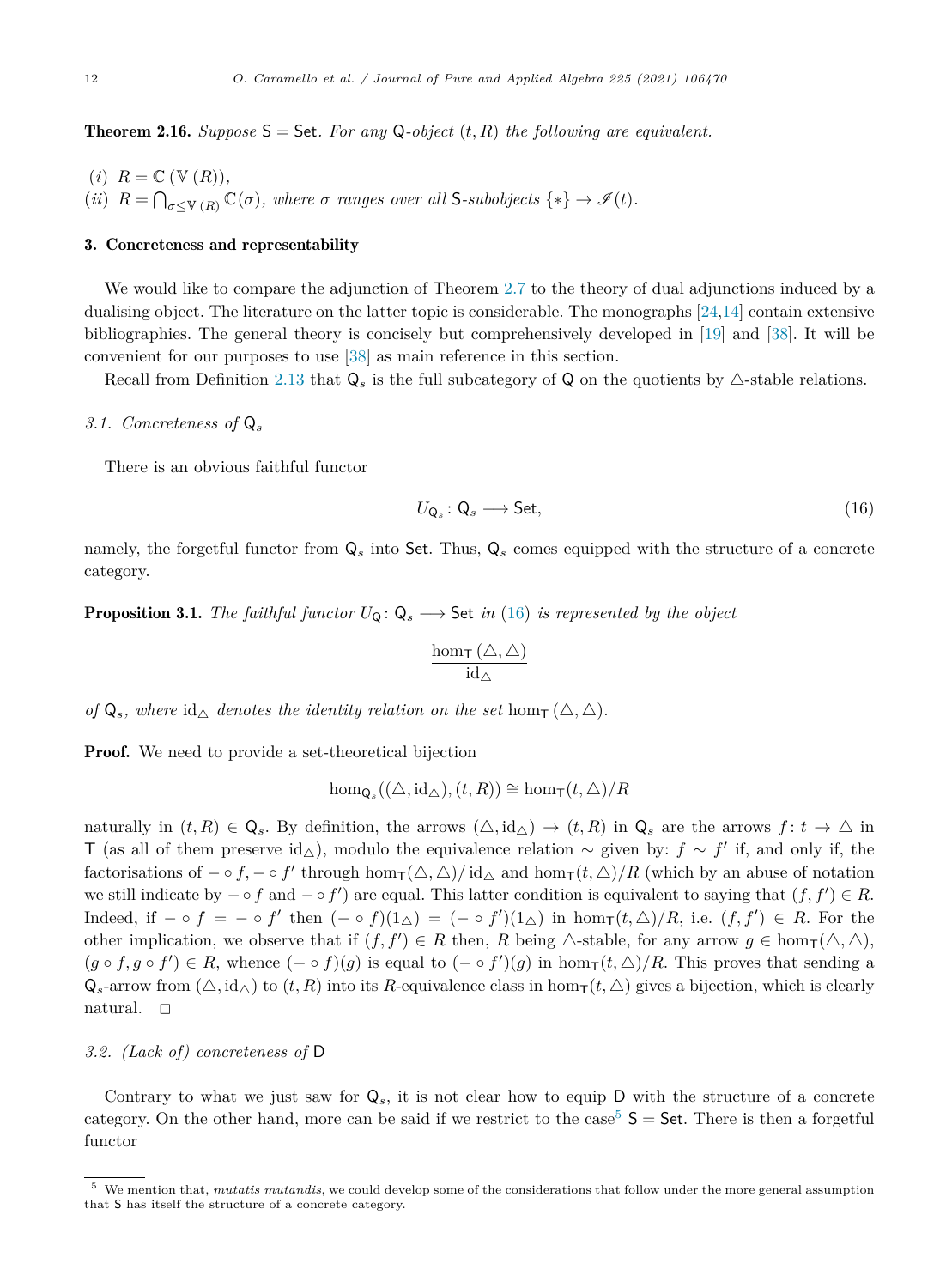**Theorem 2.16.** *Suppose* $\mathsf{S} = \mathsf{Set}$*. For any* $\mathsf{Q}$*-object* $(t, R)$ *the following are equivalent.*

*(i)* $R = \mathbb{C}\,(\mathbb{V}\,(R))$,
*(ii)* $R = \bigcap_{\sigma \leq \mathbb{V}\,(R)} \mathbb{C}(\sigma)$*, where* $\sigma$ *ranges over all* $\mathsf{S}$*-subobjects* $\{*\} \to \mathscr{I}(t)$.

## 3. Concreteness and representability

We would like to compare the adjunction of Theorem 2.7 to the theory of dual adjunctions induced by a dualising object. The literature on the latter topic is considerable. The monographs [24,14] contain extensive bibliographies. The general theory is concisely but comprehensively developed in [19] and [38]. It will be convenient for our purposes to use [38] as main reference in this section.

Recall from Definition 2.13 that $\mathsf{Q}_s$ is the full subcategory of $\mathsf{Q}$ on the quotients by $\triangle$-stable relations.

### 3.1. Concreteness of $\mathsf{Q}_s$

There is an obvious faithful functor

$$U_{\mathsf{Q}_s} \colon \mathsf{Q}_s \longrightarrow \mathsf{Set}, \tag{16}$$

namely, the forgetful functor from $\mathsf{Q}_s$ into $\mathsf{Set}$. Thus, $\mathsf{Q}_s$ comes equipped with the structure of a concrete category.

**Proposition 3.1.** *The faithful functor* $U_{\mathsf{Q}} \colon \mathsf{Q}_s \longrightarrow \mathsf{Set}$ *in* (16) *is represented by the object*

$$\frac{\hom_{\mathsf{T}}(\triangle, \triangle)}{\mathrm{id}_{\triangle}}$$

*of* $\mathsf{Q}_s$*, where* $\mathrm{id}_{\triangle}$ *denotes the identity relation on the set* $\hom_{\mathsf{T}}(\triangle, \triangle)$.

**Proof.** We need to provide a set-theoretical bijection

$$\hom_{\mathsf{Q}_s}((\triangle, \mathrm{id}_{\triangle}), (t, R)) \cong \hom_{\mathsf{T}}(t, \triangle)/R$$

naturally in $(t, R) \in \mathsf{Q}_s$. By definition, the arrows $(\triangle, \mathrm{id}_{\triangle}) \to (t, R)$ in $\mathsf{Q}_s$ are the arrows $f \colon t \to \triangle$ in $\mathsf{T}$ (as all of them preserve $\mathrm{id}_{\triangle}$), modulo the equivalence relation $\sim$ given by: $f \sim f'$ if, and only if, the factorisations of $- \circ f, - \circ f'$ through $\hom_{\mathsf{T}}(\triangle, \triangle)/\,\mathrm{id}_{\triangle}$ and $\hom_{\mathsf{T}}(t, \triangle)/R$ (which by an abuse of notation we still indicate by $- \circ f$ and $- \circ f'$) are equal. This latter condition is equivalent to saying that $(f, f') \in R$. Indeed, if $- \circ f = - \circ f'$ then $(- \circ f)(1_{\triangle}) = (- \circ f')(1_{\triangle})$ in $\hom_{\mathsf{T}}(t, \triangle)/R$, i.e. $(f, f') \in R$. For the other implication, we observe that if $(f, f') \in R$ then, $R$ being $\triangle$-stable, for any arrow $g \in \hom_{\mathsf{T}}(\triangle, \triangle)$, $(g \circ f, g \circ f') \in R$, whence $(- \circ f)(g)$ is equal to $(- \circ f')(g)$ in $\hom_{\mathsf{T}}(t, \triangle)/R$. This proves that sending a $\mathsf{Q}_s$-arrow from $(\triangle, \mathrm{id}_{\triangle})$ to $(t, R)$ into its $R$-equivalence class in $\hom_{\mathsf{T}}(t, \triangle)$ gives a bijection, which is clearly natural. $\square$

### 3.2. (Lack of) concreteness of $\mathsf{D}$

Contrary to what we just saw for $\mathsf{Q}_s$, it is not clear how to equip $\mathsf{D}$ with the structure of a concrete category. On the other hand, more can be said if we restrict to the case[5] $\mathsf{S} = \mathsf{Set}$. There is then a forgetful functor

[5] We mention that, *mutatis mutandis*, we could develop some of the considerations that follow under the more general assumption that $\mathsf{S}$ has itself the structure of a concrete category.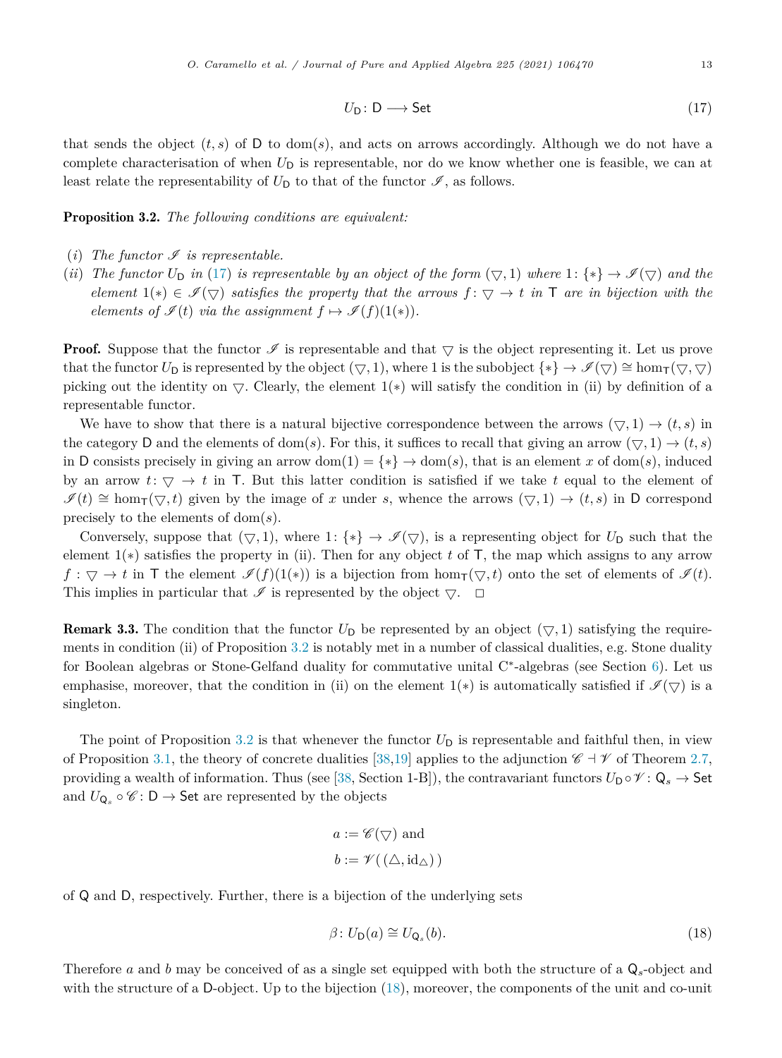$$U_{\mathsf{D}} \colon \mathsf{D} \longrightarrow \mathsf{Set} \tag{17}$$

that sends the object $(t, s)$ of $\mathsf{D}$ to $\mathrm{dom}(s)$, and acts on arrows accordingly. Although we do not have a complete characterisation of when $U_{\mathsf{D}}$ is representable, nor do we know whether one is feasible, we can at least relate the representability of $U_{\mathsf{D}}$ to that of the functor $\mathscr{I}$, as follows.

**Proposition 3.2.** *The following conditions are equivalent:*

- $(i)$ *The functor $\mathscr{I}$ is representable.*
- $(ii)$ *The functor $U_{\mathsf{D}}$ in (17) is representable by an object of the form $(\triangledown, 1)$ where $1 \colon \{*\} \to \mathscr{I}(\triangledown)$ and the element $1(*) \in \mathscr{I}(\triangledown)$ satisfies the property that the arrows $f \colon \triangledown \to t$ in $\mathsf{T}$ are in bijection with the elements of $\mathscr{I}(t)$ via the assignment $f \mapsto \mathscr{I}(f)(1(*))$.*

**Proof.** Suppose that the functor $\mathscr{I}$ is representable and that $\triangledown$ is the object representing it. Let us prove that the functor $U_{\mathsf{D}}$ is represented by the object $(\triangledown, 1)$, where $1$ is the subobject $\{*\} \to \mathscr{I}(\triangledown) \cong \hom_{\mathsf{T}}(\triangledown, \triangledown)$ picking out the identity on $\triangledown$. Clearly, the element $1(*)$ will satisfy the condition in (ii) by definition of a representable functor.

We have to show that there is a natural bijective correspondence between the arrows $(\triangledown, 1) \to (t, s)$ in the category $\mathsf{D}$ and the elements of $\mathrm{dom}(s)$. For this, it suffices to recall that giving an arrow $(\triangledown, 1) \to (t, s)$ in $\mathsf{D}$ consists precisely in giving an arrow $\mathrm{dom}(1) = \{*\} \to \mathrm{dom}(s)$, that is an element $x$ of $\mathrm{dom}(s)$, induced by an arrow $t \colon \triangledown \to t$ in $\mathsf{T}$. But this latter condition is satisfied if we take $t$ equal to the element of $\mathscr{I}(t) \cong \hom_{\mathsf{T}}(\triangledown, t)$ given by the image of $x$ under $s$, whence the arrows $(\triangledown, 1) \to (t, s)$ in $\mathsf{D}$ correspond precisely to the elements of $\mathrm{dom}(s)$.

Conversely, suppose that $(\triangledown, 1)$, where $1 \colon \{*\} \to \mathscr{I}(\triangledown)$, is a representing object for $U_{\mathsf{D}}$ such that the element $1(*)$ satisfies the property in (ii). Then for any object $t$ of $\mathsf{T}$, the map which assigns to any arrow $f : \triangledown \to t$ in $\mathsf{T}$ the element $\mathscr{I}(f)(1(*))$ is a bijection from $\hom_{\mathsf{T}}(\triangledown, t)$ onto the set of elements of $\mathscr{I}(t)$. This implies in particular that $\mathscr{I}$ is represented by the object $\triangledown$. $\square$

**Remark 3.3.** The condition that the functor $U_{\mathsf{D}}$ be represented by an object $(\triangledown, 1)$ satisfying the requirements in condition (ii) of Proposition 3.2 is notably met in a number of classical dualities, e.g. Stone duality for Boolean algebras or Stone-Gelfand duality for commutative unital C*-algebras (see Section 6). Let us emphasise, moreover, that the condition in (ii) on the element $1(*)$ is automatically satisfied if $\mathscr{I}(\triangledown)$ is a singleton.

The point of Proposition 3.2 is that whenever the functor $U_{\mathsf{D}}$ is representable and faithful then, in view of Proposition 3.1, the theory of concrete dualities [38,19] applies to the adjunction $\mathscr{C} \dashv \mathscr{V}$ of Theorem 2.7, providing a wealth of information. Thus (see [38, Section 1-B]), the contravariant functors $U_{\mathsf{D}} \circ \mathscr{V} \colon \mathsf{Q}_s \to \mathsf{Set}$ and $U_{\mathsf{Q}_s} \circ \mathscr{C} \colon \mathsf{D} \to \mathsf{Set}$ are represented by the objects

$$a := \mathscr{C}(\triangledown) \text{ and}$$
$$b := \mathscr{V}(\,(\triangle, \mathrm{id}_{\triangle})\,)$$

of $\mathsf{Q}$ and $\mathsf{D}$, respectively. Further, there is a bijection of the underlying sets

$$\beta \colon U_{\mathsf{D}}(a) \cong U_{\mathsf{Q}_s}(b). \tag{18}$$

Therefore $a$ and $b$ may be conceived of as a single set equipped with both the structure of a $\mathsf{Q}_s$-object and with the structure of a $\mathsf{D}$-object. Up to the bijection (18), moreover, the components of the unit and co-unit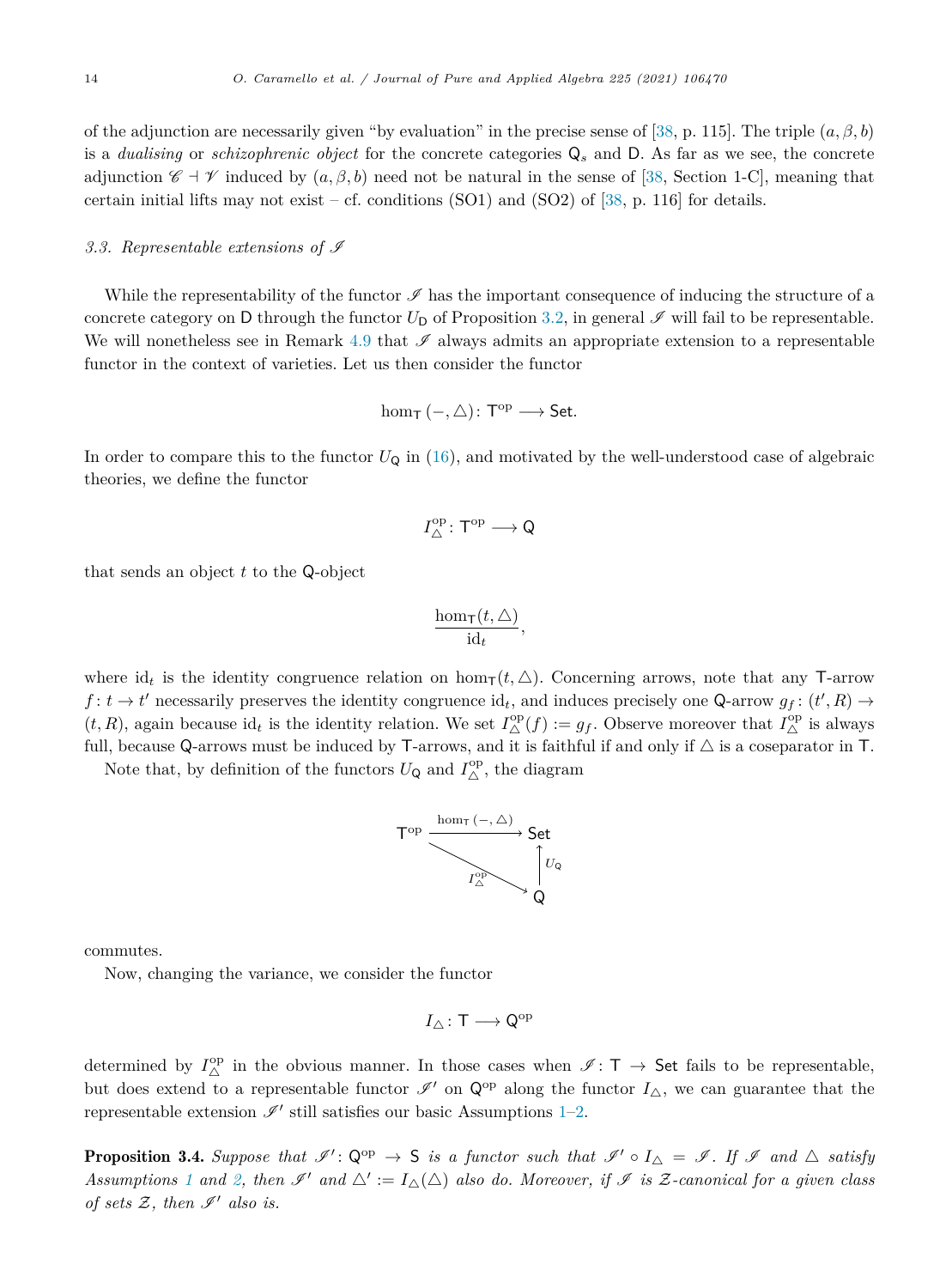of the adjunction are necessarily given "by evaluation" in the precise sense of [38, p. 115]. The triple $(a, \beta, b)$ is a *dualising* or *schizophrenic object* for the concrete categories $\mathsf{Q}_s$ and $\mathsf{D}$. As far as we see, the concrete adjunction $\mathscr{C} \dashv \mathscr{V}$ induced by $(a, \beta, b)$ need not be natural in the sense of [38, Section 1-C], meaning that certain initial lifts may not exist – cf. conditions (SO1) and (SO2) of [38, p. 116] for details.

### 3.3. Representable extensions of $\mathscr{I}$

While the representability of the functor $\mathscr{I}$ has the important consequence of inducing the structure of a concrete category on $\mathsf{D}$ through the functor $U_{\mathsf{D}}$ of Proposition 3.2, in general $\mathscr{I}$ will fail to be representable. We will nonetheless see in Remark 4.9 that $\mathscr{I}$ always admits an appropriate extension to a representable functor in the context of varieties. Let us then consider the functor

$$\hom_{\mathsf{T}}(-, \triangle) \colon \mathsf{T}^{\mathrm{op}} \longrightarrow \mathsf{Set}.$$

In order to compare this to the functor $U_{\mathsf{Q}}$ in (16), and motivated by the well-understood case of algebraic theories, we define the functor

$$I_{\triangle}^{\mathrm{op}} \colon \mathsf{T}^{\mathrm{op}} \longrightarrow \mathsf{Q}$$

that sends an object $t$ to the $\mathsf{Q}$-object

$$\frac{\hom_{\mathsf{T}}(t, \triangle)}{\mathrm{id}_t},$$

where $\mathrm{id}_t$ is the identity congruence relation on $\hom_{\mathsf{T}}(t, \triangle)$. Concerning arrows, note that any $\mathsf{T}$-arrow $f \colon t \to t'$ necessarily preserves the identity congruence $\mathrm{id}_t$, and induces precisely one $\mathsf{Q}$-arrow $g_f \colon (t', R) \to (t, R)$, again because $\mathrm{id}_t$ is the identity relation. We set $I_{\triangle}^{\mathrm{op}}(f) := g_f$. Observe moreover that $I_{\triangle}^{\mathrm{op}}$ is always full, because $\mathsf{Q}$-arrows must be induced by $\mathsf{T}$-arrows, and it is faithful if and only if $\triangle$ is a coseparator in $\mathsf{T}$.

Note that, by definition of the functors $U_{\mathsf{Q}}$ and $I_{\triangle}^{\mathrm{op}}$, the diagram

$$\begin{array}{ccc} \mathsf{T}^{\mathrm{op}} & \xrightarrow{\hom_{\mathsf{T}}(-, \triangle)} & \mathsf{Set} \\ & {\searrow}^{I_{\triangle}^{\mathrm{op}}} & \uparrow U_{\mathsf{Q}} \\ & & \mathsf{Q} \end{array}$$

commutes.

Now, changing the variance, we consider the functor

$$I_{\triangle} \colon \mathsf{T} \longrightarrow \mathsf{Q}^{\mathrm{op}}$$

determined by $I_{\triangle}^{\mathrm{op}}$ in the obvious manner. In those cases when $\mathscr{I} \colon \mathsf{T} \to \mathsf{Set}$ fails to be representable, but does extend to a representable functor $\mathscr{I}'$ on $\mathsf{Q}^{\mathrm{op}}$ along the functor $I_{\triangle}$, we can guarantee that the representable extension $\mathscr{I}'$ still satisfies our basic Assumptions 1–2.

**Proposition 3.4.** *Suppose that $\mathscr{I}' \colon \mathsf{Q}^{\mathrm{op}} \to \mathsf{S}$ is a functor such that $\mathscr{I}' \circ I_{\triangle} = \mathscr{I}$. If $\mathscr{I}$ and $\triangle$ satisfy Assumptions 1 and 2, then $\mathscr{I}'$ and $\triangle' := I_{\triangle}(\triangle)$ also do. Moreover, if $\mathscr{I}$ is $\mathcal{Z}$-canonical for a given class of sets $\mathcal{Z}$, then $\mathscr{I}'$ also is.*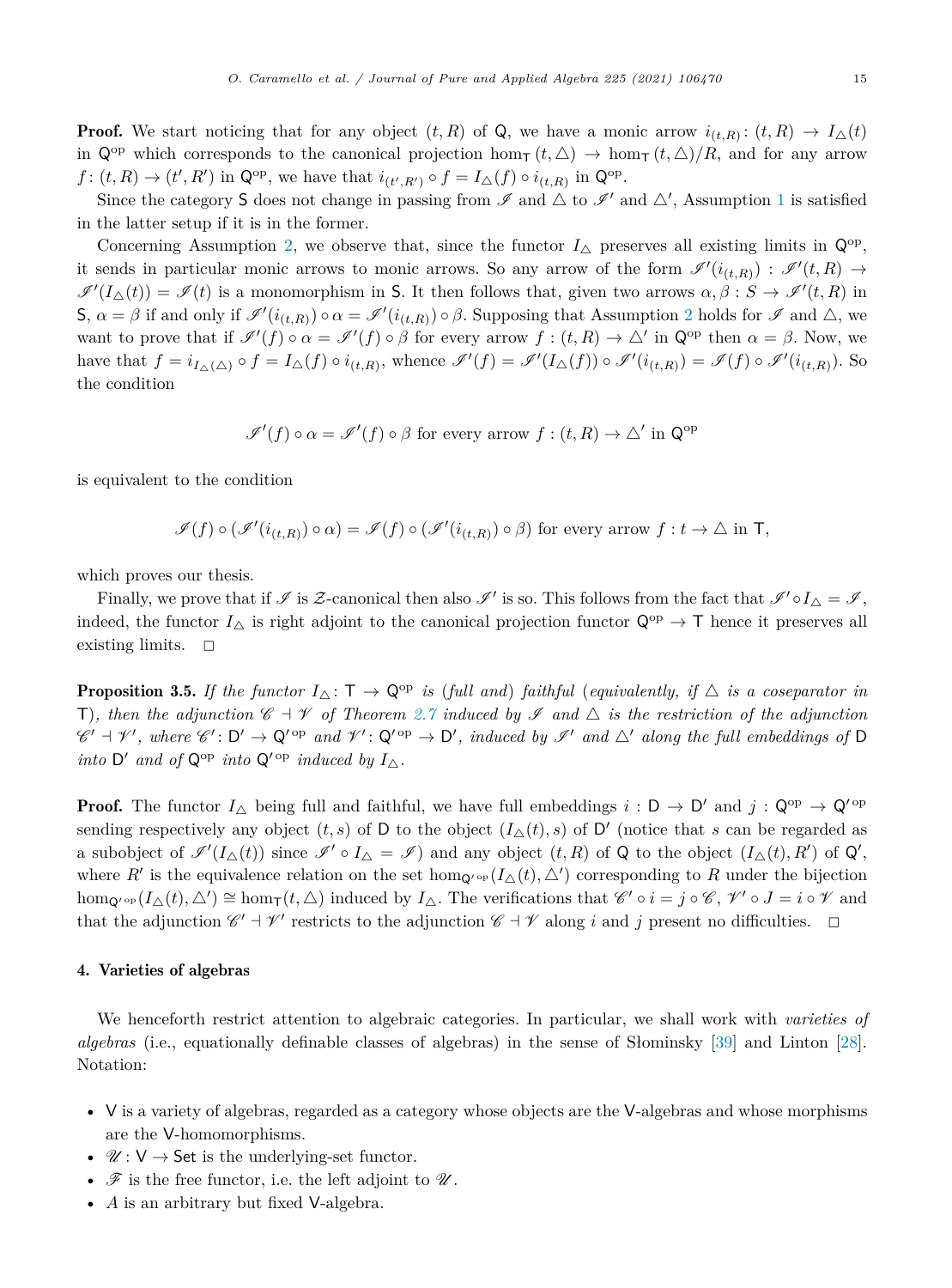**Proof.** We start noticing that for any object $(t, R)$ of $\mathsf{Q}$, we have a monic arrow $i_{(t,R)} \colon (t, R) \to I_{\triangle}(t)$ in $\mathsf{Q}^{\mathrm{op}}$ which corresponds to the canonical projection $\hom_{\mathsf{T}}(t, \triangle) \to \hom_{\mathsf{T}}(t, \triangle)/R$, and for any arrow $f \colon (t, R) \to (t', R')$ in $\mathsf{Q}^{\mathrm{op}}$, we have that $i_{(t',R')} \circ f = I_{\triangle}(f) \circ i_{(t,R)}$ in $\mathsf{Q}^{\mathrm{op}}$.

Since the category $\mathsf{S}$ does not change in passing from $\mathscr{I}$ and $\triangle$ to $\mathscr{I}'$ and $\triangle'$, Assumption 1 is satisfied in the latter setup if it is in the former.

Concerning Assumption 2, we observe that, since the functor $I_{\triangle}$ preserves all existing limits in $\mathsf{Q}^{\mathrm{op}}$, it sends in particular monic arrows to monic arrows. So any arrow of the form $\mathscr{I}'(i_{(t,R)}) : \mathscr{I}'(t, R) \to \mathscr{I}'(I_{\triangle}(t)) = \mathscr{I}(t)$ is a monomorphism in $\mathsf{S}$. It then follows that, given two arrows $\alpha, \beta : S \to \mathscr{I}'(t, R)$ in $\mathsf{S}$, $\alpha = \beta$ if and only if $\mathscr{I}'(i_{(t,R)}) \circ \alpha = \mathscr{I}'(i_{(t,R)}) \circ \beta$. Supposing that Assumption 2 holds for $\mathscr{I}$ and $\triangle$, we want to prove that if $\mathscr{I}'(f) \circ \alpha = \mathscr{I}'(f) \circ \beta$ for every arrow $f : (t, R) \to \triangle'$ in $\mathsf{Q}^{\mathrm{op}}$ then $\alpha = \beta$. Now, we have that $f = i_{I_{\triangle}(\triangle)} \circ f = I_{\triangle}(f) \circ i_{(t,R)}$, whence $\mathscr{I}'(f) = \mathscr{I}'(I_{\triangle}(f)) \circ \mathscr{I}'(i_{(t,R)}) = \mathscr{I}(f) \circ \mathscr{I}'(i_{(t,R)})$. So the condition

$$\mathscr{I}'(f) \circ \alpha = \mathscr{I}'(f) \circ \beta \text{ for every arrow } f : (t, R) \to \triangle' \text{ in } \mathsf{Q}^{\mathrm{op}}$$

is equivalent to the condition

$$\mathscr{I}(f) \circ (\mathscr{I}'(i_{(t,R)}) \circ \alpha) = \mathscr{I}(f) \circ (\mathscr{I}'(i_{(t,R)}) \circ \beta) \text{ for every arrow } f : t \to \triangle \text{ in } \mathsf{T},$$

which proves our thesis.

Finally, we prove that if $\mathscr{I}$ is $\mathcal{Z}$-canonical then also $\mathscr{I}'$ is so. This follows from the fact that $\mathscr{I}' \circ I_{\triangle} = \mathscr{I}$, indeed, the functor $I_{\triangle}$ is right adjoint to the canonical projection functor $\mathsf{Q}^{\mathrm{op}} \to \mathsf{T}$ hence it preserves all existing limits. $\square$

**Proposition 3.5.** *If the functor $I_{\triangle} \colon \mathsf{T} \to \mathsf{Q}^{\mathrm{op}}$ is (full and) faithful (equivalently, if $\triangle$ is a coseparator in $\mathsf{T}$), then the adjunction $\mathscr{C} \dashv \mathscr{V}$ of Theorem 2.7 induced by $\mathscr{I}$ and $\triangle$ is the restriction of the adjunction $\mathscr{C}' \dashv \mathscr{V}'$, where $\mathscr{C}' \colon \mathsf{D}' \to \mathsf{Q}'^{\mathrm{op}}$ and $\mathscr{V}' \colon \mathsf{Q}'^{\mathrm{op}} \to \mathsf{D}'$, induced by $\mathscr{I}'$ and $\triangle'$ along the full embeddings of $\mathsf{D}$ into $\mathsf{D}'$ and of $\mathsf{Q}^{\mathrm{op}}$ into $\mathsf{Q}'^{\mathrm{op}}$ induced by $I_{\triangle}$.*

**Proof.** The functor $I_{\triangle}$ being full and faithful, we have full embeddings $i : \mathsf{D} \to \mathsf{D}'$ and $j : \mathsf{Q}^{\mathrm{op}} \to \mathsf{Q}'^{\mathrm{op}}$ sending respectively any object $(t, s)$ of $\mathsf{D}$ to the object $(I_{\triangle}(t), s)$ of $\mathsf{D}'$ (notice that $s$ can be regarded as a subobject of $\mathscr{I}'(I_{\triangle}(t))$ since $\mathscr{I}' \circ I_{\triangle} = \mathscr{I}$) and any object $(t, R)$ of $\mathsf{Q}$ to the object $(I_{\triangle}(t), R')$ of $\mathsf{Q}'$, where $R'$ is the equivalence relation on the set $\hom_{\mathsf{Q}'^{\mathrm{op}}}(I_{\triangle}(t), \triangle')$ corresponding to $R$ under the bijection $\hom_{\mathsf{Q}'^{\mathrm{op}}}(I_{\triangle}(t), \triangle') \cong \hom_{\mathsf{T}}(t, \triangle)$ induced by $I_{\triangle}$. The verifications that $\mathscr{C}' \circ i = j \circ \mathscr{C}$, $\mathscr{V}' \circ J = i \circ \mathscr{V}$ and that the adjunction $\mathscr{C}' \dashv \mathscr{V}'$ restricts to the adjunction $\mathscr{C} \dashv \mathscr{V}$ along $i$ and $j$ present no difficulties. $\square$

## 4. Varieties of algebras

We henceforth restrict attention to algebraic categories. In particular, we shall work with *varieties of algebras* (i.e., equationally definable classes of algebras) in the sense of Słominsky [39] and Linton [28]. Notation:

- $\mathsf{V}$ is a variety of algebras, regarded as a category whose objects are the $\mathsf{V}$-algebras and whose morphisms are the $\mathsf{V}$-homomorphisms.
- $\mathscr{U} \colon \mathsf{V} \to \mathsf{Set}$ is the underlying-set functor.
- $\mathscr{F}$ is the free functor, i.e. the left adjoint to $\mathscr{U}$.
- $A$ is an arbitrary but fixed $\mathsf{V}$-algebra.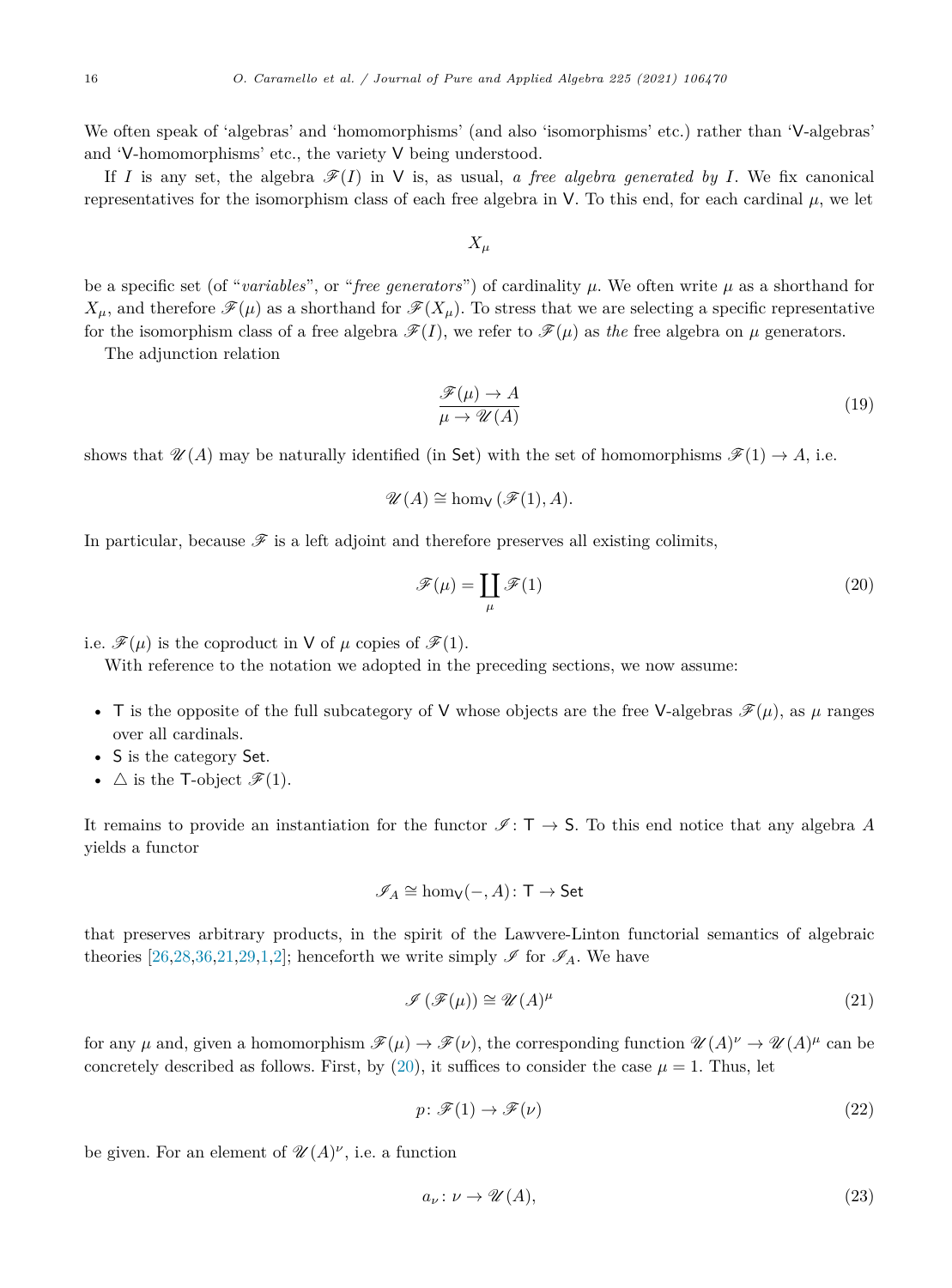We often speak of 'algebras' and 'homomorphisms' (and also 'isomorphisms' etc.) rather than '$\mathsf{V}$-algebras' and '$\mathsf{V}$-homomorphisms' etc., the variety $\mathsf{V}$ being understood.

If $I$ is any set, the algebra $\mathscr{F}(I)$ in $\mathsf{V}$ is, as usual, *a free algebra generated by $I$*. We fix canonical representatives for the isomorphism class of each free algebra in $\mathsf{V}$. To this end, for each cardinal $\mu$, we let

$$X_\mu$$

be a specific set (of "*variables*", or "*free generators*") of cardinality $\mu$. We often write $\mu$ as a shorthand for $X_\mu$, and therefore $\mathscr{F}(\mu)$ as a shorthand for $\mathscr{F}(X_\mu)$. To stress that we are selecting a specific representative for the isomorphism class of a free algebra $\mathscr{F}(I)$, we refer to $\mathscr{F}(\mu)$ as *the* free algebra on $\mu$ generators.

The adjunction relation

$$\frac{\mathscr{F}(\mu) \to A}{\mu \to \mathscr{U}(A)} \tag{19}$$

shows that $\mathscr{U}(A)$ may be naturally identified (in $\mathsf{Set}$) with the set of homomorphisms $\mathscr{F}(1) \to A$, i.e.

$$\mathscr{U}(A) \cong \hom_{\mathsf{V}}(\mathscr{F}(1), A).$$

In particular, because $\mathscr{F}$ is a left adjoint and therefore preserves all existing colimits,

$$\mathscr{F}(\mu) = \coprod_{\mu} \mathscr{F}(1) \tag{20}$$

i.e. $\mathscr{F}(\mu)$ is the coproduct in $\mathsf{V}$ of $\mu$ copies of $\mathscr{F}(1)$.

With reference to the notation we adopted in the preceding sections, we now assume:

- $\mathsf{T}$ is the opposite of the full subcategory of $\mathsf{V}$ whose objects are the free $\mathsf{V}$-algebras $\mathscr{F}(\mu)$, as $\mu$ ranges over all cardinals.
- $\mathsf{S}$ is the category $\mathsf{Set}$.
- $\triangle$ is the $\mathsf{T}$-object $\mathscr{F}(1)$.

It remains to provide an instantiation for the functor $\mathscr{I} \colon \mathsf{T} \to \mathsf{S}$. To this end notice that any algebra $A$ yields a functor

$$\mathscr{I}_A \cong \hom_{\mathsf{V}}(-, A) \colon \mathsf{T} \to \mathsf{Set}$$

that preserves arbitrary products, in the spirit of the Lawvere-Linton functorial semantics of algebraic theories [26,28,36,21,29,1,2]; henceforth we write simply $\mathscr{I}$ for $\mathscr{I}_A$. We have

$$\mathscr{I}(\mathscr{F}(\mu)) \cong \mathscr{U}(A)^{\mu} \tag{21}$$

for any $\mu$ and, given a homomorphism $\mathscr{F}(\mu) \to \mathscr{F}(\nu)$, the corresponding function $\mathscr{U}(A)^{\nu} \to \mathscr{U}(A)^{\mu}$ can be concretely described as follows. First, by (20), it suffices to consider the case $\mu = 1$. Thus, let

$$p \colon \mathscr{F}(1) \to \mathscr{F}(\nu) \tag{22}$$

be given. For an element of $\mathscr{U}(A)^{\nu}$, i.e. a function

$$a_\nu \colon \nu \to \mathscr{U}(A), \tag{23}$$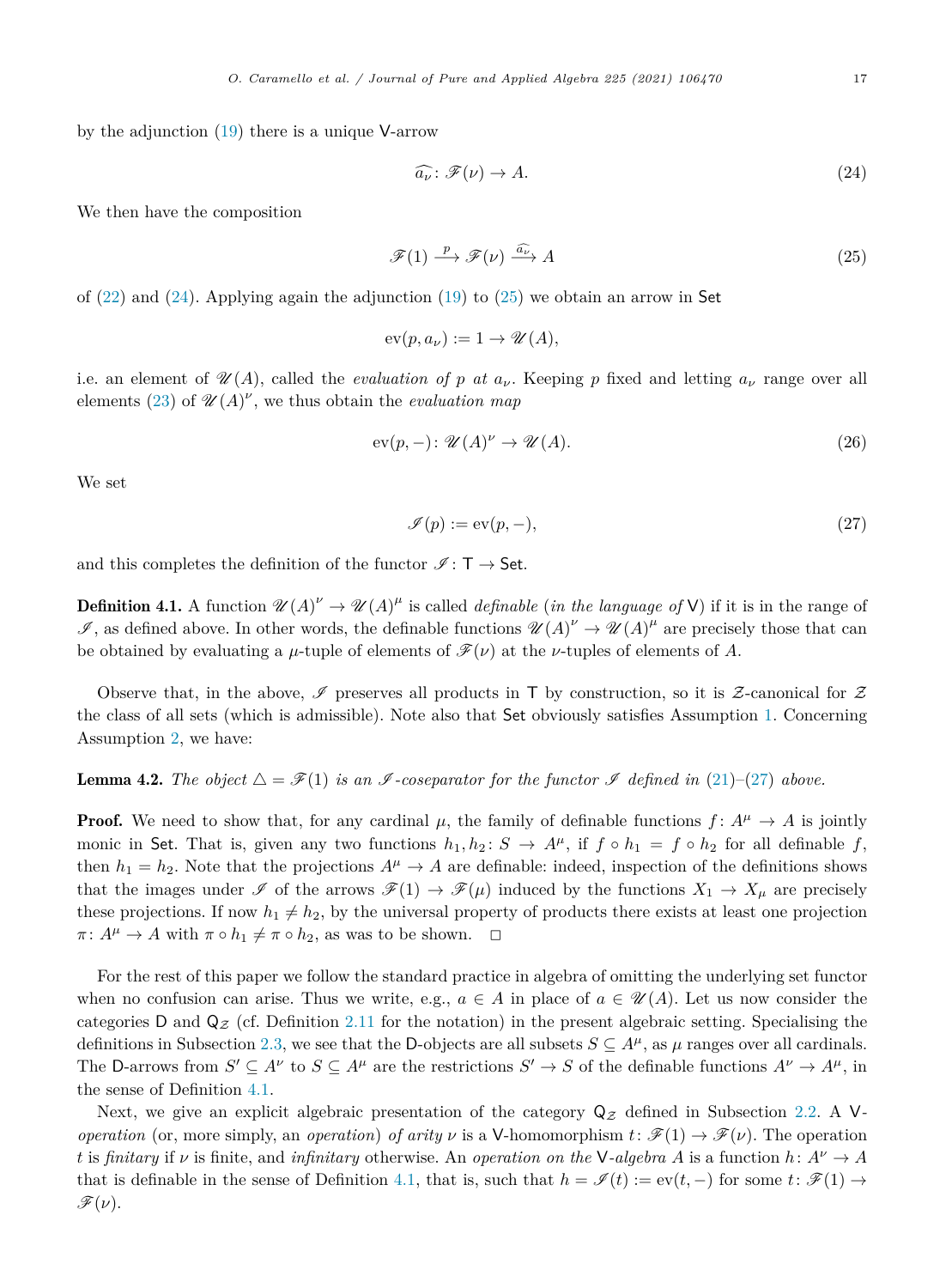by the adjunction (19) there is a unique V-arrow

$$\widehat{a_\nu}\colon \mathscr{F}(\nu) \to A. \tag{24}$$

We then have the composition

$$\mathscr{F}(1) \xrightarrow{p} \mathscr{F}(\nu) \xrightarrow{\widehat{a_\nu}} A \tag{25}$$

of (22) and (24). Applying again the adjunction (19) to (25) we obtain an arrow in Set

$$\mathrm{ev}(p, a_\nu) := 1 \to \mathscr{U}(A),$$

i.e. an element of $\mathscr{U}(A)$, called the *evaluation of* $p$ *at* $a_\nu$. Keeping $p$ fixed and letting $a_\nu$ range over all elements (23) of $\mathscr{U}(A)^\nu$, we thus obtain the *evaluation map*

$$\mathrm{ev}(p, -)\colon \mathscr{U}(A)^\nu \to \mathscr{U}(A). \tag{26}$$

We set

$$\mathscr{I}(p) := \mathrm{ev}(p, -), \tag{27}$$

and this completes the definition of the functor $\mathscr{I}\colon \mathsf{T} \to \mathsf{Set}$.

**Definition 4.1.** A function $\mathscr{U}(A)^\nu \to \mathscr{U}(A)^\mu$ is called *definable* (*in the language of* V) if it is in the range of $\mathscr{I}$, as defined above. In other words, the definable functions $\mathscr{U}(A)^\nu \to \mathscr{U}(A)^\mu$ are precisely those that can be obtained by evaluating a $\mu$-tuple of elements of $\mathscr{F}(\nu)$ at the $\nu$-tuples of elements of $A$.

Observe that, in the above, $\mathscr{I}$ preserves all products in T by construction, so it is $\mathcal{Z}$-canonical for $\mathcal{Z}$ the class of all sets (which is admissible). Note also that Set obviously satisfies Assumption 1. Concerning Assumption 2, we have:

**Lemma 4.2.** *The object $\triangle = \mathscr{F}(1)$ is an $\mathscr{I}$-coseparator for the functor $\mathscr{I}$ defined in (21)–(27) above.*

**Proof.** We need to show that, for any cardinal $\mu$, the family of definable functions $f\colon A^\mu \to A$ is jointly monic in Set. That is, given any two functions $h_1, h_2\colon S \to A^\mu$, if $f \circ h_1 = f \circ h_2$ for all definable $f$, then $h_1 = h_2$. Note that the projections $A^\mu \to A$ are definable: indeed, inspection of the definitions shows that the images under $\mathscr{I}$ of the arrows $\mathscr{F}(1) \to \mathscr{F}(\mu)$ induced by the functions $X_1 \to X_\mu$ are precisely these projections. If now $h_1 \neq h_2$, by the universal property of products there exists at least one projection $\pi\colon A^\mu \to A$ with $\pi \circ h_1 \neq \pi \circ h_2$, as was to be shown. □

For the rest of this paper we follow the standard practice in algebra of omitting the underlying set functor when no confusion can arise. Thus we write, e.g., $a \in A$ in place of $a \in \mathscr{U}(A)$. Let us now consider the categories D and $\mathsf{Q}_{\mathcal{Z}}$ (cf. Definition 2.11 for the notation) in the present algebraic setting. Specialising the definitions in Subsection 2.3, we see that the D-objects are all subsets $S \subseteq A^\mu$, as $\mu$ ranges over all cardinals. The D-arrows from $S' \subseteq A^\nu$ to $S \subseteq A^\mu$ are the restrictions $S' \to S$ of the definable functions $A^\nu \to A^\mu$, in the sense of Definition 4.1.

Next, we give an explicit algebraic presentation of the category $\mathsf{Q}_{\mathcal{Z}}$ defined in Subsection 2.2. A V-*operation* (or, more simply, an *operation*) *of arity* $\nu$ is a V-homomorphism $t\colon \mathscr{F}(1) \to \mathscr{F}(\nu)$. The operation $t$ is *finitary* if $\nu$ is finite, and *infinitary* otherwise. An *operation on the* V-*algebra* $A$ is a function $h\colon A^\nu \to A$ that is definable in the sense of Definition 4.1, that is, such that $h = \mathscr{I}(t) := \mathrm{ev}(t, -)$ for some $t\colon \mathscr{F}(1) \to \mathscr{F}(\nu)$.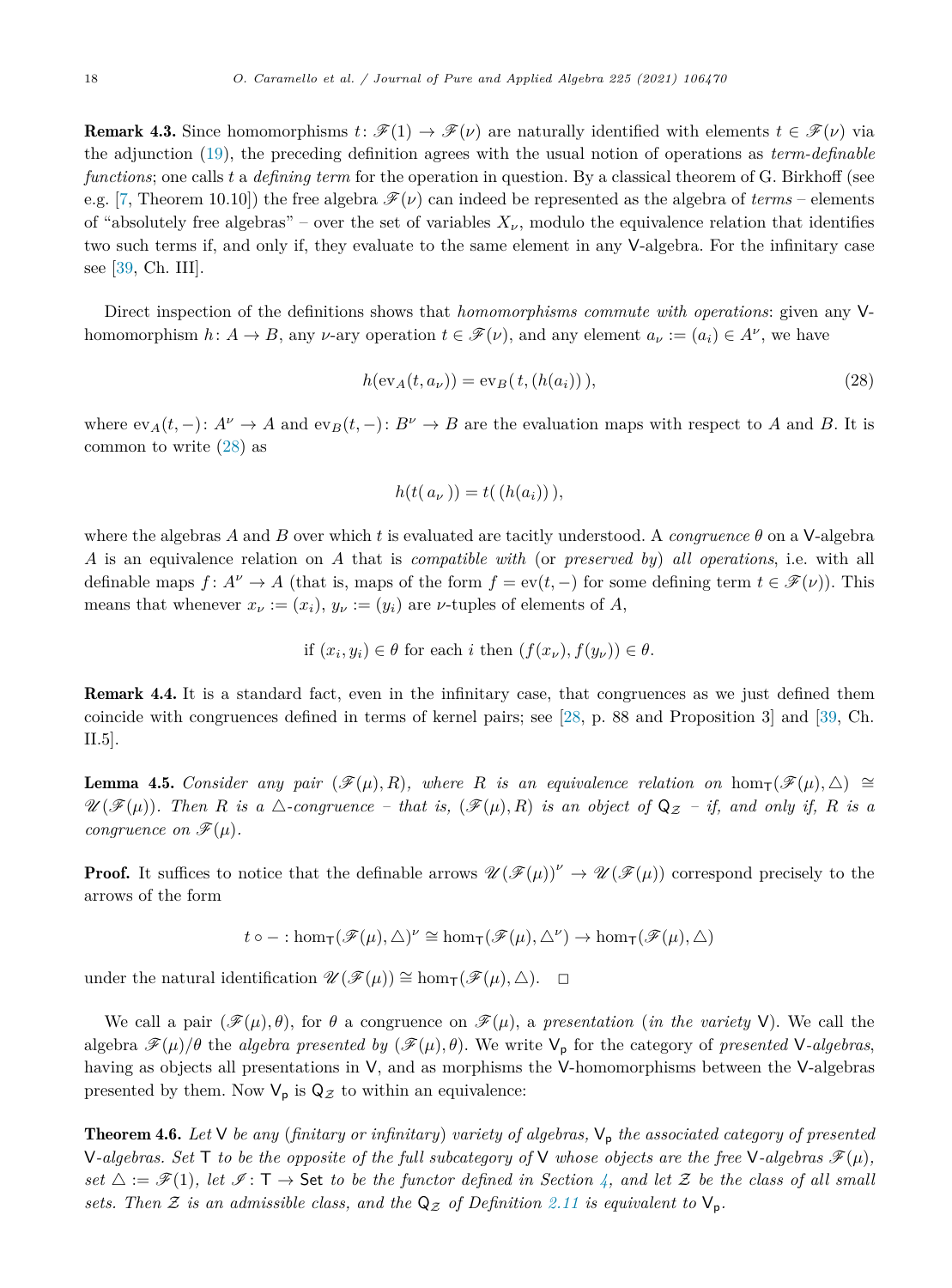**Remark 4.3.** Since homomorphisms $t\colon \mathscr{F}(1) \to \mathscr{F}(\nu)$ are naturally identified with elements $t \in \mathscr{F}(\nu)$ via the adjunction (19), the preceding definition agrees with the usual notion of operations as *term-definable functions*; one calls $t$ a *defining term* for the operation in question. By a classical theorem of G. Birkhoff (see e.g. [7, Theorem 10.10]) the free algebra $\mathscr{F}(\nu)$ can indeed be represented as the algebra of *terms* – elements of "absolutely free algebras" – over the set of variables $X_\nu$, modulo the equivalence relation that identifies two such terms if, and only if, they evaluate to the same element in any $\mathsf{V}$-algebra. For the infinitary case see [39, Ch. III].

Direct inspection of the definitions shows that *homomorphisms commute with operations*: given any $\mathsf{V}$-homomorphism $h\colon A \to B$, any $\nu$-ary operation $t \in \mathscr{F}(\nu)$, and any element $a_\nu := (a_i) \in A^\nu$, we have

$$h(\mathrm{ev}_A(t, a_\nu)) = \mathrm{ev}_B(\,t, (h(a_i))\,), \tag{28}$$

where $\mathrm{ev}_A(t,-)\colon A^\nu \to A$ and $\mathrm{ev}_B(t,-)\colon B^\nu \to B$ are the evaluation maps with respect to $A$ and $B$. It is common to write (28) as

$$h(t(\,a_\nu\,)) = t(\,(h(a_i))\,),$$

where the algebras $A$ and $B$ over which $t$ is evaluated are tacitly understood. A *congruence* $\theta$ on a $\mathsf{V}$-algebra $A$ is an equivalence relation on $A$ that is *compatible with* (or *preserved by*) *all operations*, i.e. with all definable maps $f\colon A^\nu \to A$ (that is, maps of the form $f = \mathrm{ev}(t,-)$ for some defining term $t \in \mathscr{F}(\nu)$). This means that whenever $x_\nu := (x_i)$, $y_\nu := (y_i)$ are $\nu$-tuples of elements of $A$,

$$\text{if } (x_i, y_i) \in \theta \text{ for each } i \text{ then } (f(x_\nu), f(y_\nu)) \in \theta.$$

**Remark 4.4.** It is a standard fact, even in the infinitary case, that congruences as we just defined them coincide with congruences defined in terms of kernel pairs; see [28, p. 88 and Proposition 3] and [39, Ch. II.5].

**Lemma 4.5.** *Consider any pair $(\mathscr{F}(\mu), R)$, where $R$ is an equivalence relation on $\hom_{\mathsf{T}}(\mathscr{F}(\mu), \triangle) \cong \mathscr{U}(\mathscr{F}(\mu))$. Then $R$ is a $\triangle$-congruence – that is, $(\mathscr{F}(\mu), R)$ is an object of $\mathsf{Q}_{\mathcal{Z}}$ – if, and only if, $R$ is a congruence on $\mathscr{F}(\mu)$.*

**Proof.** It suffices to notice that the definable arrows $\mathscr{U}(\mathscr{F}(\mu))^\nu \to \mathscr{U}(\mathscr{F}(\mu))$ correspond precisely to the arrows of the form

$$t \circ - : \hom_{\mathsf{T}}(\mathscr{F}(\mu), \triangle)^\nu \cong \hom_{\mathsf{T}}(\mathscr{F}(\mu), \triangle^\nu) \to \hom_{\mathsf{T}}(\mathscr{F}(\mu), \triangle)$$

under the natural identification $\mathscr{U}(\mathscr{F}(\mu)) \cong \hom_{\mathsf{T}}(\mathscr{F}(\mu), \triangle)$. $\square$

We call a pair $(\mathscr{F}(\mu), \theta)$, for $\theta$ a congruence on $\mathscr{F}(\mu)$, a *presentation* (*in the variety* $\mathsf{V}$). We call the algebra $\mathscr{F}(\mu)/\theta$ the *algebra presented by* $(\mathscr{F}(\mu), \theta)$. We write $\mathsf{V}_{\mathsf{p}}$ for the category of *presented* $\mathsf{V}$*-algebras*, having as objects all presentations in $\mathsf{V}$, and as morphisms the $\mathsf{V}$-homomorphisms between the $\mathsf{V}$-algebras presented by them. Now $\mathsf{V}_{\mathsf{p}}$ is $\mathsf{Q}_{\mathcal{Z}}$ to within an equivalence:

**Theorem 4.6.** *Let $\mathsf{V}$ be any (finitary or infinitary) variety of algebras, $\mathsf{V}_{\mathsf{p}}$ the associated category of presented $\mathsf{V}$-algebras. Set $\mathsf{T}$ to be the opposite of the full subcategory of $\mathsf{V}$ whose objects are the free $\mathsf{V}$-algebras $\mathscr{F}(\mu)$, set $\triangle := \mathscr{F}(1)$, let $\mathscr{I}\colon \mathsf{T} \to \mathsf{Set}$ to be the functor defined in Section 4, and let $\mathcal{Z}$ be the class of all small sets. Then $\mathcal{Z}$ is an admissible class, and the $\mathsf{Q}_{\mathcal{Z}}$ of Definition 2.11 is equivalent to $\mathsf{V}_{\mathsf{p}}$.*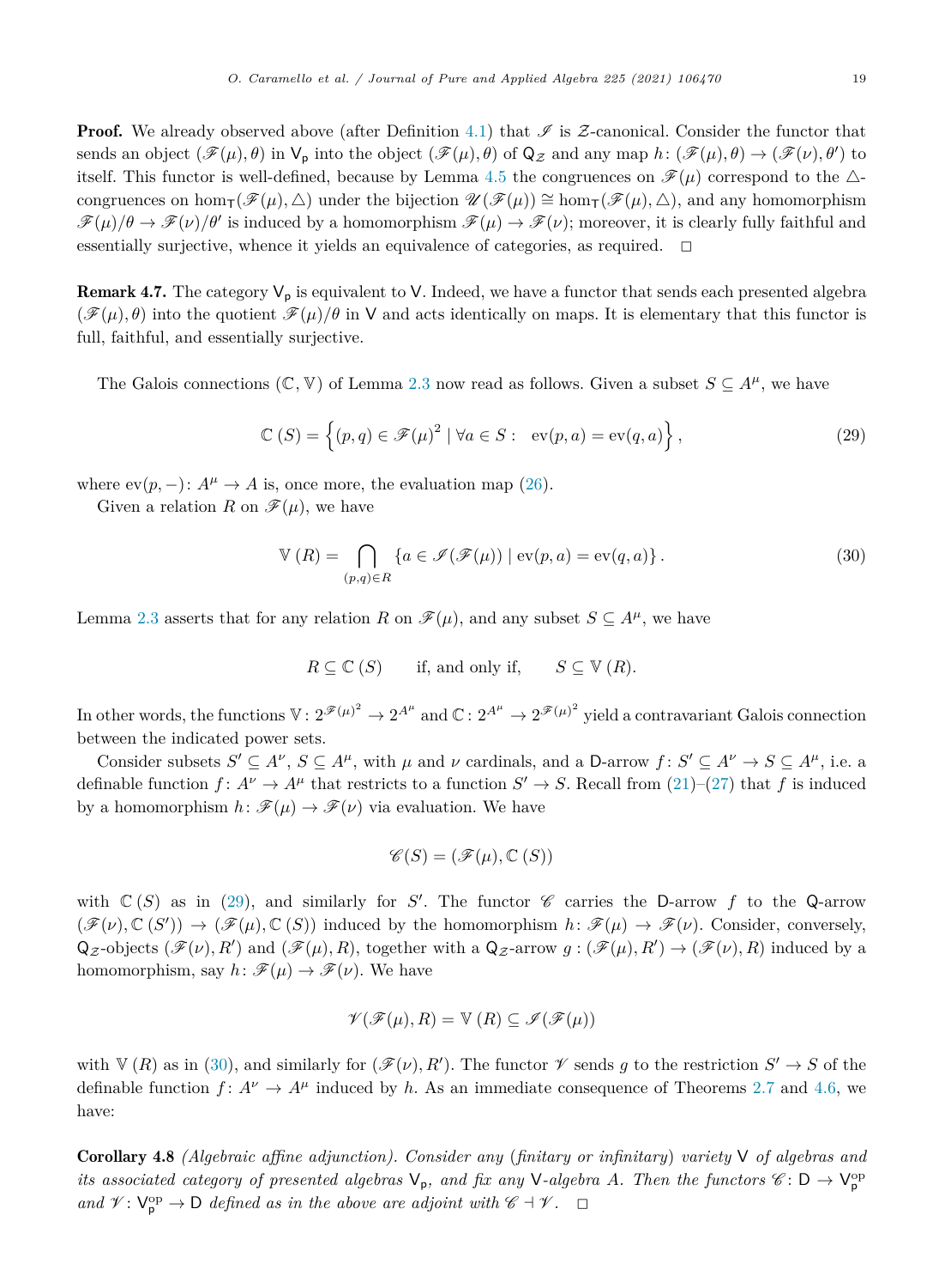**Proof.** We already observed above (after Definition 4.1) that $\mathscr{I}$ is $\mathcal{Z}$-canonical. Consider the functor that sends an object $(\mathscr{F}(\mu), \theta)$ in $\mathsf{V}_\mathsf{p}$ into the object $(\mathscr{F}(\mu), \theta)$ of $\mathsf{Q}_\mathcal{Z}$ and any map $h\colon (\mathscr{F}(\mu), \theta) \to (\mathscr{F}(\nu), \theta')$ to itself. This functor is well-defined, because by Lemma 4.5 the congruences on $\mathscr{F}(\mu)$ correspond to the $\triangle$-congruences on $\hom_\mathsf{T}(\mathscr{F}(\mu), \triangle)$ under the bijection $\mathscr{U}(\mathscr{F}(\mu)) \cong \hom_\mathsf{T}(\mathscr{F}(\mu), \triangle)$, and any homomorphism $\mathscr{F}(\mu)/\theta \to \mathscr{F}(\nu)/\theta'$ is induced by a homomorphism $\mathscr{F}(\mu) \to \mathscr{F}(\nu)$; moreover, it is clearly fully faithful and essentially surjective, whence it yields an equivalence of categories, as required. $\square$

**Remark 4.7.** The category $\mathsf{V}_\mathsf{p}$ is equivalent to $\mathsf{V}$. Indeed, we have a functor that sends each presented algebra $(\mathscr{F}(\mu), \theta)$ into the quotient $\mathscr{F}(\mu)/\theta$ in $\mathsf{V}$ and acts identically on maps. It is elementary that this functor is full, faithful, and essentially surjective.

The Galois connections $(\mathbb{C}, \mathbb{V})$ of Lemma 2.3 now read as follows. Given a subset $S \subseteq A^\mu$, we have

$$\mathbb{C}\,(S) = \left\{ (p, q) \in \mathscr{F}(\mu)^2 \mid \forall a \in S: \ \ \mathrm{ev}(p, a) = \mathrm{ev}(q, a) \right\}, \tag{29}$$

where $\mathrm{ev}(p, -)\colon A^\mu \to A$ is, once more, the evaluation map (26).

Given a relation $R$ on $\mathscr{F}(\mu)$, we have

$$\mathbb{V}\,(R) = \bigcap_{(p,q)\in R} \{ a \in \mathscr{I}(\mathscr{F}(\mu)) \mid \mathrm{ev}(p, a) = \mathrm{ev}(q, a) \}. \tag{30}$$

Lemma 2.3 asserts that for any relation $R$ on $\mathscr{F}(\mu)$, and any subset $S \subseteq A^\mu$, we have

$$R \subseteq \mathbb{C}\,(S) \qquad \text{if, and only if,} \qquad S \subseteq \mathbb{V}\,(R).$$

In other words, the functions $\mathbb{V}\colon 2^{\mathscr{F}(\mu)^2} \to 2^{A^\mu}$ and $\mathbb{C}\colon 2^{A^\mu} \to 2^{\mathscr{F}(\mu)^2}$ yield a contravariant Galois connection between the indicated power sets.

Consider subsets $S' \subseteq A^\nu$, $S \subseteq A^\mu$, with $\mu$ and $\nu$ cardinals, and a $\mathsf{D}$-arrow $f\colon S' \subseteq A^\nu \to S \subseteq A^\mu$, i.e. a definable function $f\colon A^\nu \to A^\mu$ that restricts to a function $S' \to S$. Recall from (21)–(27) that $f$ is induced by a homomorphism $h\colon \mathscr{F}(\mu) \to \mathscr{F}(\nu)$ via evaluation. We have

$$\mathscr{C}(S) = (\mathscr{F}(\mu), \mathbb{C}\,(S))$$

with $\mathbb{C}\,(S)$ as in (29), and similarly for $S'$. The functor $\mathscr{C}$ carries the $\mathsf{D}$-arrow $f$ to the $\mathsf{Q}$-arrow $(\mathscr{F}(\nu), \mathbb{C}\,(S')) \to (\mathscr{F}(\mu), \mathbb{C}\,(S))$ induced by the homomorphism $h\colon \mathscr{F}(\mu) \to \mathscr{F}(\nu)$. Consider, conversely, $\mathsf{Q}_\mathcal{Z}$-objects $(\mathscr{F}(\nu), R')$ and $(\mathscr{F}(\mu), R)$, together with a $\mathsf{Q}_\mathcal{Z}$-arrow $g : (\mathscr{F}(\mu), R') \to (\mathscr{F}(\nu), R)$ induced by a homomorphism, say $h\colon \mathscr{F}(\mu) \to \mathscr{F}(\nu)$. We have

$$\mathscr{V}(\mathscr{F}(\mu), R) = \mathbb{V}\,(R) \subseteq \mathscr{I}(\mathscr{F}(\mu))$$

with $\mathbb{V}\,(R)$ as in (30), and similarly for $(\mathscr{F}(\nu), R')$. The functor $\mathscr{V}$ sends $g$ to the restriction $S' \to S$ of the definable function $f\colon A^\nu \to A^\mu$ induced by $h$. As an immediate consequence of Theorems 2.7 and 4.6, we have:

**Corollary 4.8** *(Algebraic affine adjunction). Consider any (finitary or infinitary) variety $\mathsf{V}$ of algebras and its associated category of presented algebras $\mathsf{V}_\mathsf{p}$, and fix any $\mathsf{V}$-algebra $A$. Then the functors $\mathscr{C}\colon \mathsf{D} \to \mathsf{V}_\mathsf{p}^{\mathrm{op}}$ and $\mathscr{V}\colon \mathsf{V}_\mathsf{p}^{\mathrm{op}} \to \mathsf{D}$ defined as in the above are adjoint with $\mathscr{C} \dashv \mathscr{V}$.* $\square$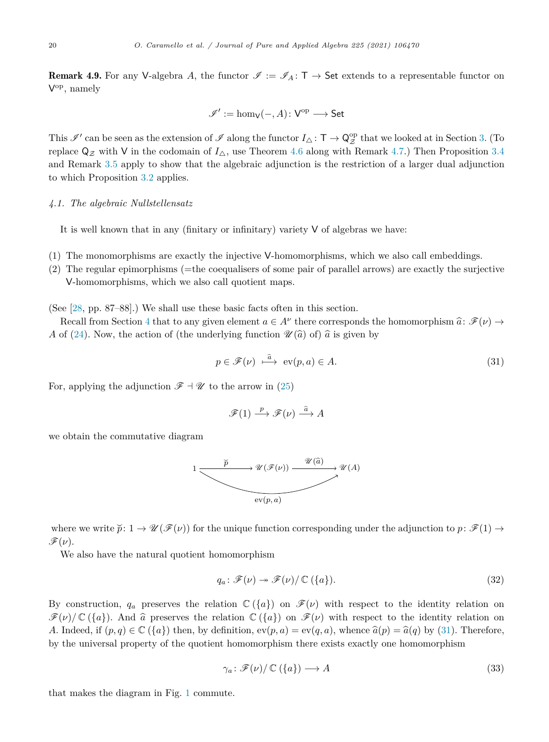**Remark 4.9.** For any $\mathsf{V}$-algebra $A$, the functor $\mathscr{I} := \mathscr{I}_A\colon \mathsf{T} \to \mathsf{Set}$ extends to a representable functor on $\mathsf{V}^{\mathrm{op}}$, namely

$$\mathscr{I}' := \hom_{\mathsf{V}}(-, A)\colon \mathsf{V}^{\mathrm{op}} \longrightarrow \mathsf{Set}$$

This $\mathscr{I}'$ can be seen as the extension of $\mathscr{I}$ along the functor $I_\triangle\colon \mathsf{T} \to \mathsf{Q}_{\mathcal{Z}}^{\mathrm{op}}$ that we looked at in Section 3. (To replace $\mathsf{Q}_{\mathcal{Z}}$ with $\mathsf{V}$ in the codomain of $I_\triangle$, use Theorem 4.6 along with Remark 4.7.) Then Proposition 3.4 and Remark 3.5 apply to show that the algebraic adjunction is the restriction of a larger dual adjunction to which Proposition 3.2 applies.

### 4.1. The algebraic Nullstellensatz

It is well known that in any (finitary or infinitary) variety $\mathsf{V}$ of algebras we have:

1. The monomorphisms are exactly the injective $\mathsf{V}$-homomorphisms, which we also call embeddings.
2. The regular epimorphisms (=the coequalisers of some pair of parallel arrows) are exactly the surjective $\mathsf{V}$-homomorphisms, which we also call quotient maps.

(See [28, pp. 87–88].) We shall use these basic facts often in this section.

Recall from Section 4 that to any given element $a \in A^\nu$ there corresponds the homomorphism $\widehat{a}\colon \mathscr{F}(\nu) \to A$ of (24). Now, the action of (the underlying function $\mathscr{U}(\widehat{a})$ of) $\widehat{a}$ is given by

$$p \in \mathscr{F}(\nu) \overset{\widehat{a}}{\longmapsto} \operatorname{ev}(p, a) \in A. \tag{31}$$

For, applying the adjunction $\mathscr{F} \dashv \mathscr{U}$ to the arrow in (25)

$$\mathscr{F}(1) \xrightarrow{p} \mathscr{F}(\nu) \xrightarrow{\widehat{a}} A$$

we obtain the commutative diagram

$$\begin{array}{c} 1 \xrightarrow{\ \breve{p}\ } \mathscr{U}(\mathscr{F}(\nu)) \xrightarrow{\ \mathscr{U}(\widehat{a})\ } \mathscr{U}(A), \qquad 1 \xrightarrow{\ \operatorname{ev}(p,a)\ } \mathscr{U}(A) \end{array}$$

where we write $\breve{p}\colon 1 \to \mathscr{U}(\mathscr{F}(\nu))$ for the unique function corresponding under the adjunction to $p\colon \mathscr{F}(1) \to \mathscr{F}(\nu)$.

We also have the natural quotient homomorphism

$$q_a\colon \mathscr{F}(\nu) \twoheadrightarrow \mathscr{F}(\nu)/\,\mathbb{C}\left(\{a\}\right). \tag{32}$$

By construction, $q_a$ preserves the relation $\mathbb{C}\left(\{a\}\right)$ on $\mathscr{F}(\nu)$ with respect to the identity relation on $\mathscr{F}(\nu)/\,\mathbb{C}\left(\{a\}\right)$. And $\widehat{a}$ preserves the relation $\mathbb{C}\left(\{a\}\right)$ on $\mathscr{F}(\nu)$ with respect to the identity relation on $A$. Indeed, if $(p, q) \in \mathbb{C}\left(\{a\}\right)$ then, by definition, $\operatorname{ev}(p, a) = \operatorname{ev}(q, a)$, whence $\widehat{a}(p) = \widehat{a}(q)$ by (31). Therefore, by the universal property of the quotient homomorphism there exists exactly one homomorphism

$$\gamma_a\colon \mathscr{F}(\nu)/\,\mathbb{C}\left(\{a\}\right) \longrightarrow A \tag{33}$$

that makes the diagram in Fig. 1 commute.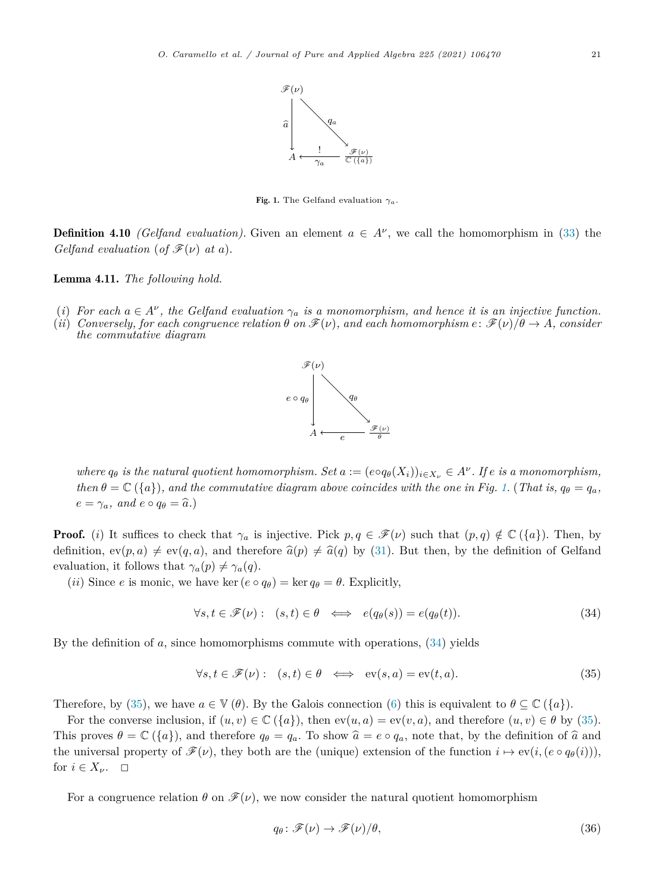$$
\begin{array}{ccc}
\mathscr{F}(\nu) & & \\
\downarrow \widehat{a} & \searrow q_a & \\
A & \xleftarrow[\gamma_a]{!} & \frac{\mathscr{F}(\nu)}{\mathbb{C}(\{a\})}
\end{array}
$$

**Fig. 1.** The Gelfand evaluation $\gamma_a$.

**Definition 4.10** *(Gelfand evaluation).* Given an element $a \in A^\nu$, we call the homomorphism in (33) the *Gelfand evaluation (of $\mathscr{F}(\nu)$ at $a$).*

**Lemma 4.11.** *The following hold.*

- $(i)$ *For each $a \in A^\nu$, the Gelfand evaluation $\gamma_a$ is a monomorphism, and hence it is an injective function.*
- $(ii)$ *Conversely, for each congruence relation $\theta$ on $\mathscr{F}(\nu)$, and each homomorphism $e \colon \mathscr{F}(\nu)/\theta \to A$, consider the commutative diagram*

$$
\begin{array}{ccc}
\mathscr{F}(\nu) & & \\
\downarrow e \circ q_\theta & \searrow q_\theta & \\
A & \xleftarrow[e]{} & \frac{\mathscr{F}(\nu)}{\theta}
\end{array}
$$

*where $q_\theta$ is the natural quotient homomorphism. Set $a := (e \circ q_\theta(X_i))_{i \in X_\nu} \in A^\nu$. If $e$ is a monomorphism, then $\theta = \mathbb{C}(\{a\})$, and the commutative diagram above coincides with the one in Fig. 1. (That is, $q_\theta = q_a$, $e = \gamma_a$, and $e \circ q_\theta = \widehat{a}$.)*

**Proof.** $(i)$ It suffices to check that $\gamma_a$ is injective. Pick $p, q \in \mathscr{F}(\nu)$ such that $(p, q) \notin \mathbb{C}(\{a\})$. Then, by definition, $\mathrm{ev}(p, a) \neq \mathrm{ev}(q, a)$, and therefore $\widehat{a}(p) \neq \widehat{a}(q)$ by (31). But then, by the definition of Gelfand evaluation, it follows that $\gamma_a(p) \neq \gamma_a(q)$.

$(ii)$ Since $e$ is monic, we have $\ker(e \circ q_\theta) = \ker q_\theta = \theta$. Explicitly,

$$
\forall s, t \in \mathscr{F}(\nu): \quad (s, t) \in \theta \iff e(q_\theta(s)) = e(q_\theta(t)). \tag{34}
$$

By the definition of $a$, since homomorphisms commute with operations, (34) yields

$$
\forall s, t \in \mathscr{F}(\nu): \quad (s, t) \in \theta \iff \mathrm{ev}(s, a) = \mathrm{ev}(t, a). \tag{35}
$$

Therefore, by (35), we have $a \in \mathbb{V}(\theta)$. By the Galois connection (6) this is equivalent to $\theta \subseteq \mathbb{C}(\{a\})$.

For the converse inclusion, if $(u, v) \in \mathbb{C}(\{a\})$, then $\mathrm{ev}(u, a) = \mathrm{ev}(v, a)$, and therefore $(u, v) \in \theta$ by (35). This proves $\theta = \mathbb{C}(\{a\})$, and therefore $q_\theta = q_a$. To show $\widehat{a} = e \circ q_a$, note that, by the definition of $\widehat{a}$ and the universal property of $\mathscr{F}(\nu)$, they both are the (unique) extension of the function $i \mapsto \mathrm{ev}(i, (e \circ q_\theta(i)))$, for $i \in X_\nu$. $\square$

For a congruence relation $\theta$ on $\mathscr{F}(\nu)$, we now consider the natural quotient homomorphism

$$
q_\theta \colon \mathscr{F}(\nu) \to \mathscr{F}(\nu)/\theta, \tag{36}
$$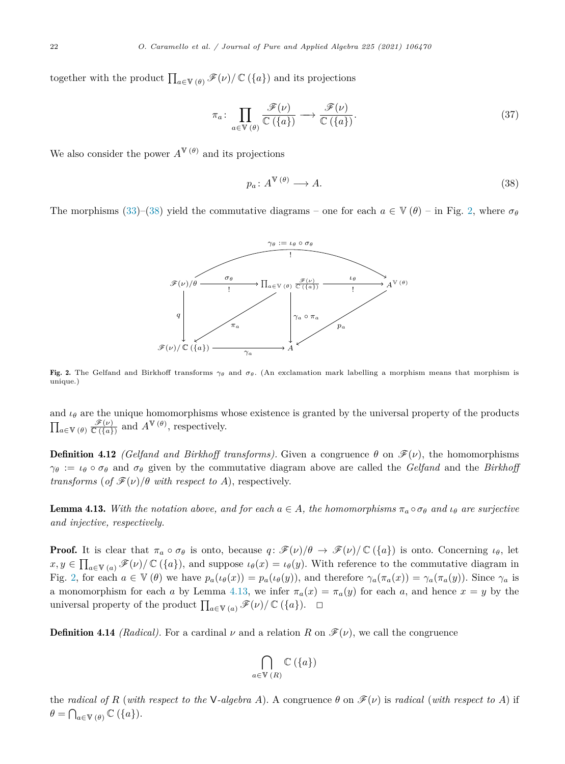together with the product $\prod_{a\in\mathbb{V}(\theta)} \mathscr{F}(\nu)/\,\mathbb{C}(\{a\})$ and its projections

$$\pi_a\colon \prod_{a\in\mathbb{V}(\theta)} \frac{\mathscr{F}(\nu)}{\mathbb{C}(\{a\})} \longrightarrow \frac{\mathscr{F}(\nu)}{\mathbb{C}(\{a\})}. \tag{37}$$

We also consider the power $A^{\mathbb{V}(\theta)}$ and its projections

$$p_a\colon A^{\mathbb{V}(\theta)} \longrightarrow A. \tag{38}$$

The morphisms (33)–(38) yield the commutative diagrams – one for each $a \in \mathbb{V}(\theta)$ – in Fig. 2, where $\sigma_\theta$

$$\begin{array}{ccccc}
\mathscr{F}(\nu)/\theta & \xrightarrow[\;!\;]{\sigma_\theta} & \prod_{a\in\mathbb{V}(\theta)} \frac{\mathscr{F}(\nu)}{\mathbb{C}(\{a\})} & \xrightarrow[\;!\;]{\iota_\theta} & A^{\mathbb{V}(\theta)} \\
\big\downarrow q & \swarrow \pi_a & \big\downarrow \gamma_a\circ\pi_a & \swarrow p_a & \\
\mathscr{F}(\nu)/\,\mathbb{C}(\{a\}) & \xrightarrow{\gamma_a} & A & &
\end{array}$$

with the top arc $\gamma_\theta := \iota_\theta \circ \sigma_\theta$ (labelled $!$) from $\mathscr{F}(\nu)/\theta$ to $A^{\mathbb{V}(\theta)}$.

**Fig. 2.** The Gelfand and Birkhoff transforms $\gamma_\theta$ and $\sigma_\theta$. (An exclamation mark labelling a morphism means that morphism is unique.)

and $\iota_\theta$ are the unique homomorphisms whose existence is granted by the universal property of the products $\prod_{a\in\mathbb{V}(\theta)} \frac{\mathscr{F}(\nu)}{\mathbb{C}(\{a\})}$ and $A^{\mathbb{V}(\theta)}$, respectively.

**Definition 4.12** *(Gelfand and Birkhoff transforms).* Given a congruence $\theta$ on $\mathscr{F}(\nu)$, the homomorphisms $\gamma_\theta := \iota_\theta \circ \sigma_\theta$ and $\sigma_\theta$ given by the commutative diagram above are called the *Gelfand* and the *Birkhoff transforms* (*of* $\mathscr{F}(\nu)/\theta$ *with respect to* $A$), respectively.

**Lemma 4.13.** *With the notation above, and for each $a \in A$, the homomorphisms $\pi_a \circ \sigma_\theta$ and $\iota_\theta$ are surjective and injective, respectively.*

**Proof.** It is clear that $\pi_a \circ \sigma_\theta$ is onto, because $q\colon \mathscr{F}(\nu)/\theta \to \mathscr{F}(\nu)/\,\mathbb{C}(\{a\})$ is onto. Concerning $\iota_\theta$, let $x, y \in \prod_{a\in\mathbb{V}(a)} \mathscr{F}(\nu)/\,\mathbb{C}(\{a\})$, and suppose $\iota_\theta(x) = \iota_\theta(y)$. With reference to the commutative diagram in Fig. 2, for each $a \in \mathbb{V}(\theta)$ we have $p_a(\iota_\theta(x)) = p_a(\iota_\theta(y))$, and therefore $\gamma_a(\pi_a(x)) = \gamma_a(\pi_a(y))$. Since $\gamma_a$ is a monomorphism for each $a$ by Lemma 4.13, we infer $\pi_a(x) = \pi_a(y)$ for each $a$, and hence $x = y$ by the universal property of the product $\prod_{a\in\mathbb{V}(a)} \mathscr{F}(\nu)/\,\mathbb{C}(\{a\})$. $\square$

**Definition 4.14** *(Radical).* For a cardinal $\nu$ and a relation $R$ on $\mathscr{F}(\nu)$, we call the congruence

$$\bigcap_{a\in\mathbb{V}(R)} \mathbb{C}(\{a\})$$

the *radical of* $R$ (*with respect to the* $\mathsf{V}$*-algebra* $A$). A congruence $\theta$ on $\mathscr{F}(\nu)$ is *radical* (*with respect to* $A$) if $\theta = \bigcap_{a\in\mathbb{V}(\theta)} \mathbb{C}(\{a\})$.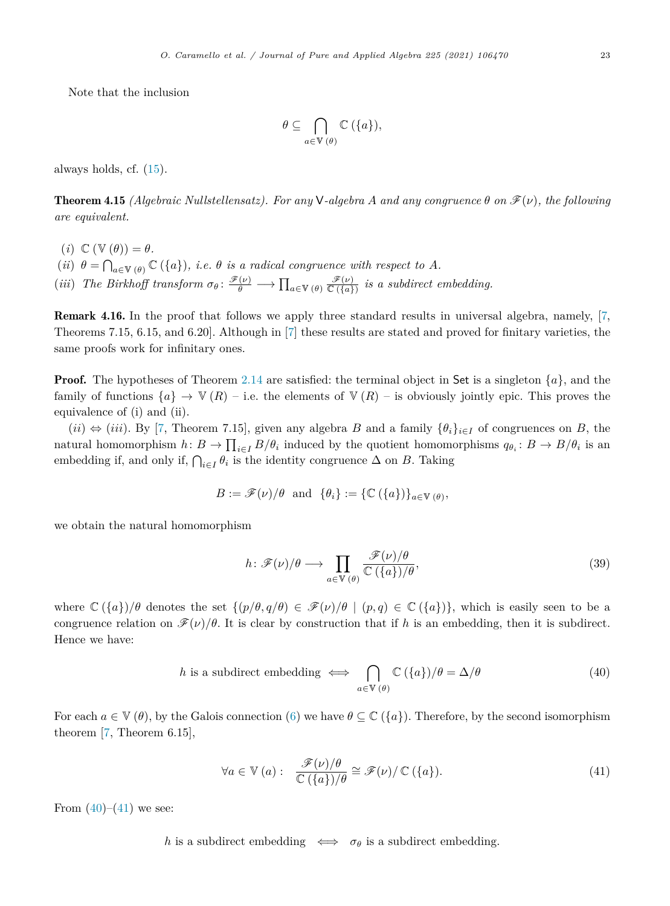Note that the inclusion

$$\theta \subseteq \bigcap_{a \in \mathbb{V}(\theta)} \mathbb{C}(\{a\}),$$

always holds, cf. (15).

**Theorem 4.15** *(Algebraic Nullstellensatz). For any* $\bigvee$*-algebra* $A$ *and any congruence* $\theta$ *on* $\mathscr{F}(\nu)$*, the following are equivalent.*

(*i*) $\mathbb{C}(\mathbb{V}(\theta)) = \theta$.
(*ii*) $\theta = \bigcap_{a \in \mathbb{V}(\theta)} \mathbb{C}(\{a\})$*, i.e.* $\theta$ *is a radical congruence with respect to* $A$*.*
(*iii*) *The Birkhoff transform* $\sigma_\theta \colon \frac{\mathscr{F}(\nu)}{\theta} \longrightarrow \prod_{a \in \mathbb{V}(\theta)} \frac{\mathscr{F}(\nu)}{\mathbb{C}(\{a\})}$ *is a subdirect embedding.*

**Remark 4.16.** In the proof that follows we apply three standard results in universal algebra, namely, [7, Theorems 7.15, 6.15, and 6.20]. Although in [7] these results are stated and proved for finitary varieties, the same proofs work for infinitary ones.

**Proof.** The hypotheses of Theorem 2.14 are satisfied: the terminal object in $\mathsf{Set}$ is a singleton $\{a\}$, and the family of functions $\{a\} \to \mathbb{V}(R)$ – i.e. the elements of $\mathbb{V}(R)$ – is obviously jointly epic. This proves the equivalence of (i) and (ii).

(*ii*) $\Leftrightarrow$ (*iii*). By [7, Theorem 7.15], given any algebra $B$ and a family $\{\theta_i\}_{i \in I}$ of congruences on $B$, the natural homomorphism $h \colon B \to \prod_{i \in I} B/\theta_i$ induced by the quotient homomorphisms $q_{\theta_i} \colon B \to B/\theta_i$ is an embedding if, and only if, $\bigcap_{i \in I} \theta_i$ is the identity congruence $\Delta$ on $B$. Taking

$$B := \mathscr{F}(\nu)/\theta \ \text{ and } \ \{\theta_i\} := \{\mathbb{C}(\{a\})\}_{a \in \mathbb{V}(\theta)},$$

we obtain the natural homomorphism

$$h \colon \mathscr{F}(\nu)/\theta \longrightarrow \prod_{a \in \mathbb{V}(\theta)} \frac{\mathscr{F}(\nu)/\theta}{\mathbb{C}(\{a\})/\theta}, \tag{39}$$

where $\mathbb{C}(\{a\})/\theta$ denotes the set $\{(p/\theta, q/\theta) \in \mathscr{F}(\nu)/\theta \mid (p,q) \in \mathbb{C}(\{a\})\}$, which is easily seen to be a congruence relation on $\mathscr{F}(\nu)/\theta$. It is clear by construction that if $h$ is an embedding, then it is subdirect. Hence we have:

$$h \text{ is a subdirect embedding} \iff \bigcap_{a \in \mathbb{V}(\theta)} \mathbb{C}(\{a\})/\theta = \Delta/\theta \tag{40}$$

For each $a \in \mathbb{V}(\theta)$, by the Galois connection (6) we have $\theta \subseteq \mathbb{C}(\{a\})$. Therefore, by the second isomorphism theorem [7, Theorem 6.15],

$$\forall a \in \mathbb{V}(a): \quad \frac{\mathscr{F}(\nu)/\theta}{\mathbb{C}(\{a\})/\theta} \cong \mathscr{F}(\nu)/\mathbb{C}(\{a\}). \tag{41}$$

From (40)–(41) we see:

$$h \text{ is a subdirect embedding} \iff \sigma_\theta \text{ is a subdirect embedding.}$$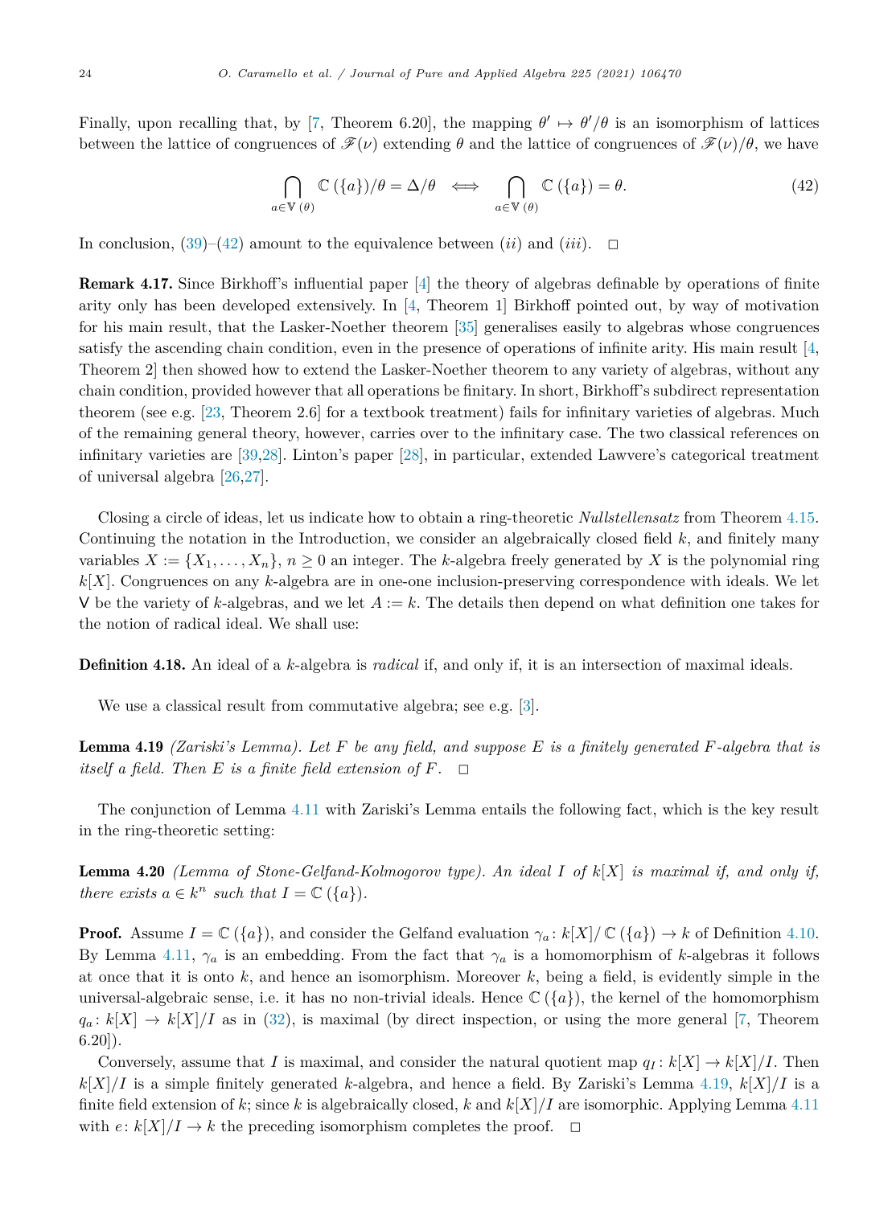Finally, upon recalling that, by [7, Theorem 6.20], the mapping $\theta' \mapsto \theta'/\theta$ is an isomorphism of lattices between the lattice of congruences of $\mathscr{F}(\nu)$ extending $\theta$ and the lattice of congruences of $\mathscr{F}(\nu)/\theta$, we have

$$\bigcap_{a\in\mathbb{V}(\theta)} \mathbb{C}(\{a\})/\theta = \Delta/\theta \iff \bigcap_{a\in\mathbb{V}(\theta)} \mathbb{C}(\{a\}) = \theta. \tag{42}$$

In conclusion, (39)–(42) amount to the equivalence between (*ii*) and (*iii*). $\square$

**Remark 4.17.** Since Birkhoff's influential paper [4] the theory of algebras definable by operations of finite arity only has been developed extensively. In [4, Theorem 1] Birkhoff pointed out, by way of motivation for his main result, that the Lasker-Noether theorem [35] generalises easily to algebras whose congruences satisfy the ascending chain condition, even in the presence of operations of infinite arity. His main result [4, Theorem 2] then showed how to extend the Lasker-Noether theorem to any variety of algebras, without any chain condition, provided however that all operations be finitary. In short, Birkhoff's subdirect representation theorem (see e.g. [23, Theorem 2.6] for a textbook treatment) fails for infinitary varieties of algebras. Much of the remaining general theory, however, carries over to the infinitary case. The two classical references on infinitary varieties are [39,28]. Linton's paper [28], in particular, extended Lawvere's categorical treatment of universal algebra [26,27].

Closing a circle of ideas, let us indicate how to obtain a ring-theoretic *Nullstellensatz* from Theorem 4.15. Continuing the notation in the Introduction, we consider an algebraically closed field $k$, and finitely many variables $X := \{X_1, \dots, X_n\}$, $n \geq 0$ an integer. The $k$-algebra freely generated by $X$ is the polynomial ring $k[X]$. Congruences on any $k$-algebra are in one-one inclusion-preserving correspondence with ideals. We let $\mathsf{V}$ be the variety of $k$-algebras, and we let $A := k$. The details then depend on what definition one takes for the notion of radical ideal. We shall use:

**Definition 4.18.** An ideal of a $k$-algebra is *radical* if, and only if, it is an intersection of maximal ideals.

We use a classical result from commutative algebra; see e.g. [3].

**Lemma 4.19** *(Zariski's Lemma). Let $F$ be any field, and suppose $E$ is a finitely generated $F$-algebra that is itself a field. Then $E$ is a finite field extension of $F$.* $\square$

The conjunction of Lemma 4.11 with Zariski's Lemma entails the following fact, which is the key result in the ring-theoretic setting:

**Lemma 4.20** *(Lemma of Stone-Gelfand-Kolmogorov type). An ideal $I$ of $k[X]$ is maximal if, and only if, there exists $a \in k^n$ such that $I = \mathbb{C}(\{a\})$.*

**Proof.** Assume $I = \mathbb{C}(\{a\})$, and consider the Gelfand evaluation $\gamma_a\colon k[X]/\mathbb{C}(\{a\}) \to k$ of Definition 4.10. By Lemma 4.11, $\gamma_a$ is an embedding. From the fact that $\gamma_a$ is a homomorphism of $k$-algebras it follows at once that it is onto $k$, and hence an isomorphism. Moreover $k$, being a field, is evidently simple in the universal-algebraic sense, i.e. it has no non-trivial ideals. Hence $\mathbb{C}(\{a\})$, the kernel of the homomorphism $q_a\colon k[X] \to k[X]/I$ as in (32), is maximal (by direct inspection, or using the more general [7, Theorem 6.20]).

Conversely, assume that $I$ is maximal, and consider the natural quotient map $q_I\colon k[X] \to k[X]/I$. Then $k[X]/I$ is a simple finitely generated $k$-algebra, and hence a field. By Zariski's Lemma 4.19, $k[X]/I$ is a finite field extension of $k$; since $k$ is algebraically closed, $k$ and $k[X]/I$ are isomorphic. Applying Lemma 4.11 with $e\colon k[X]/I \to k$ the preceding isomorphism completes the proof. $\square$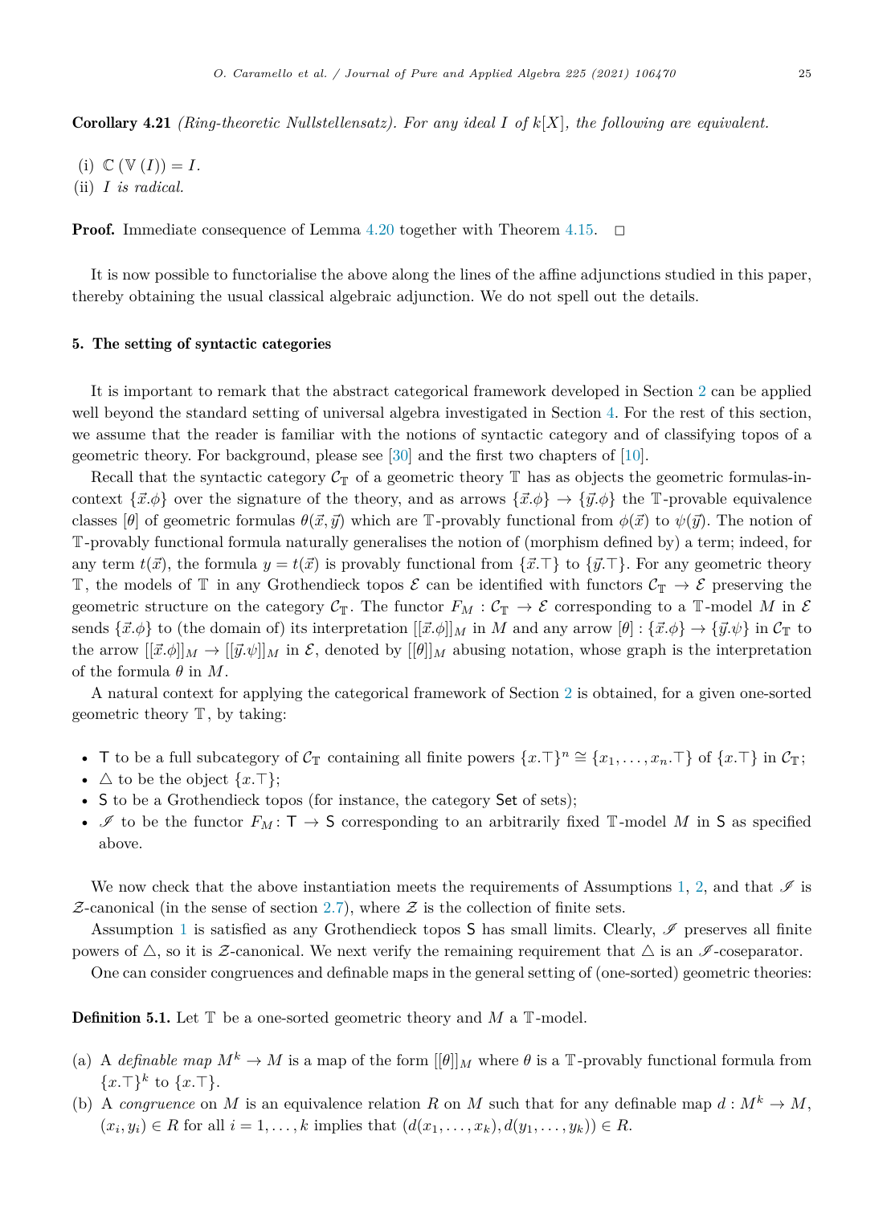**Corollary 4.21** *(Ring-theoretic Nullstellensatz). For any ideal $I$ of $k[X]$, the following are equivalent.*

(i) $\mathbb{C}(\mathbb{V}(I)) = I$.
(ii) *$I$ is radical.*

**Proof.** Immediate consequence of Lemma 4.20 together with Theorem 4.15. $\square$

It is now possible to functorialise the above along the lines of the affine adjunctions studied in this paper, thereby obtaining the usual classical algebraic adjunction. We do not spell out the details.

## 5. The setting of syntactic categories

It is important to remark that the abstract categorical framework developed in Section 2 can be applied well beyond the standard setting of universal algebra investigated in Section 4. For the rest of this section, we assume that the reader is familiar with the notions of syntactic category and of classifying topos of a geometric theory. For background, please see [30] and the first two chapters of [10].

Recall that the syntactic category $\mathcal{C}_{\mathbb{T}}$ of a geometric theory $\mathbb{T}$ has as objects the geometric formulas-in-context $\{\vec{x}.\phi\}$ over the signature of the theory, and as arrows $\{\vec{x}.\phi\} \to \{\vec{y}.\phi\}$ the $\mathbb{T}$-provable equivalence classes $[\theta]$ of geometric formulas $\theta(\vec{x}, \vec{y})$ which are $\mathbb{T}$-provably functional from $\phi(\vec{x})$ to $\psi(\vec{y})$. The notion of $\mathbb{T}$-provably functional formula naturally generalises the notion of (morphism defined by) a term; indeed, for any term $t(\vec{x})$, the formula $y = t(\vec{x})$ is provably functional from $\{\vec{x}.\top\}$ to $\{\vec{y}.\top\}$. For any geometric theory $\mathbb{T}$, the models of $\mathbb{T}$ in any Grothendieck topos $\mathcal{E}$ can be identified with functors $\mathcal{C}_{\mathbb{T}} \to \mathcal{E}$ preserving the geometric structure on the category $\mathcal{C}_{\mathbb{T}}$. The functor $F_M : \mathcal{C}_{\mathbb{T}} \to \mathcal{E}$ corresponding to a $\mathbb{T}$-model $M$ in $\mathcal{E}$ sends $\{\vec{x}.\phi\}$ to (the domain of) its interpretation $[[\vec{x}.\phi]]_M$ in $M$ and any arrow $[\theta] : \{\vec{x}.\phi\} \to \{\vec{y}.\psi\}$ in $\mathcal{C}_{\mathbb{T}}$ to the arrow $[[\vec{x}.\phi]]_M \to [[\vec{y}.\psi]]_M$ in $\mathcal{E}$, denoted by $[[\theta]]_M$ abusing notation, whose graph is the interpretation of the formula $\theta$ in $M$.

A natural context for applying the categorical framework of Section 2 is obtained, for a given one-sorted geometric theory $\mathbb{T}$, by taking:

- $\mathsf{T}$ to be a full subcategory of $\mathcal{C}_{\mathbb{T}}$ containing all finite powers $\{x.\top\}^n \cong \{x_1, \ldots, x_n.\top\}$ of $\{x.\top\}$ in $\mathcal{C}_{\mathbb{T}}$;
- $\triangle$ to be the object $\{x.\top\}$;
- $\mathsf{S}$ to be a Grothendieck topos (for instance, the category $\mathsf{Set}$ of sets);
- $\mathscr{I}$ to be the functor $F_M \colon \mathsf{T} \to \mathsf{S}$ corresponding to an arbitrarily fixed $\mathbb{T}$-model $M$ in $\mathsf{S}$ as specified above.

We now check that the above instantiation meets the requirements of Assumptions 1, 2, and that $\mathscr{I}$ is $\mathcal{Z}$-canonical (in the sense of section 2.7), where $\mathcal{Z}$ is the collection of finite sets.

Assumption 1 is satisfied as any Grothendieck topos $\mathsf{S}$ has small limits. Clearly, $\mathscr{I}$ preserves all finite powers of $\triangle$, so it is $\mathcal{Z}$-canonical. We next verify the remaining requirement that $\triangle$ is an $\mathscr{I}$-coseparator.

One can consider congruences and definable maps in the general setting of (one-sorted) geometric theories:

**Definition 5.1.** Let $\mathbb{T}$ be a one-sorted geometric theory and $M$ a $\mathbb{T}$-model.

(a) A *definable map* $M^k \to M$ is a map of the form $[[\theta]]_M$ where $\theta$ is a $\mathbb{T}$-provably functional formula from $\{x.\top\}^k$ to $\{x.\top\}$.
(b) A *congruence* on $M$ is an equivalence relation $R$ on $M$ such that for any definable map $d : M^k \to M$, $(x_i, y_i) \in R$ for all $i = 1, \ldots, k$ implies that $(d(x_1, \ldots, x_k), d(y_1, \ldots, y_k)) \in R$.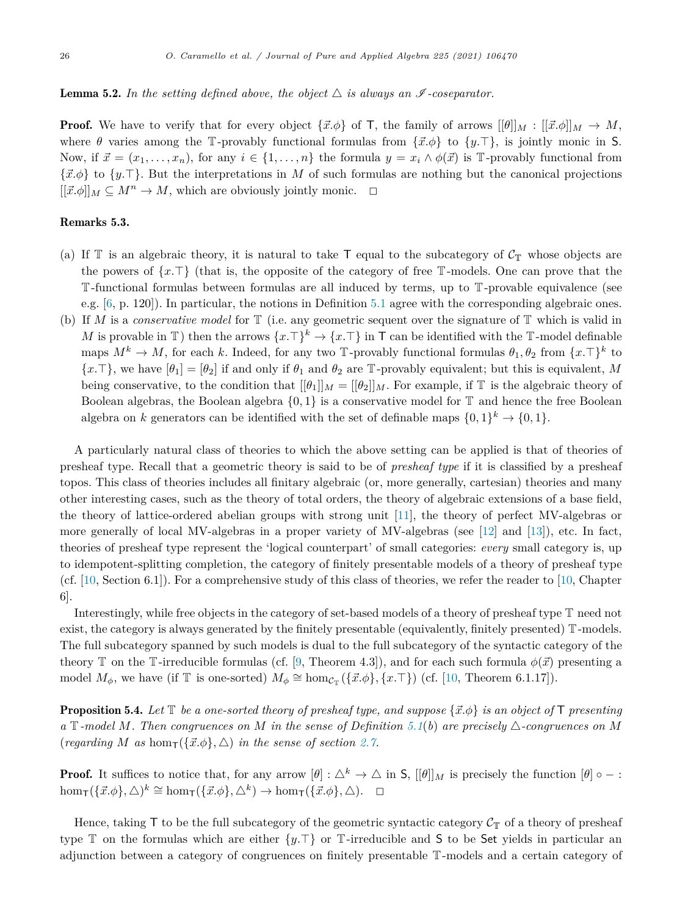**Lemma 5.2.** *In the setting defined above, the object $\triangle$ is always an $\mathscr{I}$-coseparator.*

**Proof.** We have to verify that for every object $\{\vec{x}.\phi\}$ of $\mathsf{T}$, the family of arrows $[[\theta]]_M : [[\vec{x}.\phi]]_M \to M$, where $\theta$ varies among the $\mathbb{T}$-provably functional formulas from $\{\vec{x}.\phi\}$ to $\{y.\top\}$, is jointly monic in $\mathsf{S}$. Now, if $\vec{x} = (x_1, \ldots, x_n)$, for any $i \in \{1, \ldots, n\}$ the formula $y = x_i \wedge \phi(\vec{x})$ is $\mathbb{T}$-provably functional from $\{\vec{x}.\phi\}$ to $\{y.\top\}$. But the interpretations in $M$ of such formulas are nothing but the canonical projections $[[\vec{x}.\phi]]_M \subseteq M^n \to M$, which are obviously jointly monic. $\square$

**Remarks 5.3.**

(a) If $\mathbb{T}$ is an algebraic theory, it is natural to take $\mathsf{T}$ equal to the subcategory of $\mathcal{C}_{\mathbb{T}}$ whose objects are the powers of $\{x.\top\}$ (that is, the opposite of the category of free $\mathbb{T}$-models. One can prove that the $\mathbb{T}$-functional formulas between formulas are all induced by terms, up to $\mathbb{T}$-provable equivalence (see e.g. [6, p. 120]). In particular, the notions in Definition 5.1 agree with the corresponding algebraic ones.

(b) If $M$ is a *conservative model* for $\mathbb{T}$ (i.e. any geometric sequent over the signature of $\mathbb{T}$ which is valid in $M$ is provable in $\mathbb{T}$) then the arrows $\{x.\top\}^k \to \{x.\top\}$ in $\mathsf{T}$ can be identified with the $\mathbb{T}$-model definable maps $M^k \to M$, for each $k$. Indeed, for any two $\mathbb{T}$-provably functional formulas $\theta_1, \theta_2$ from $\{x.\top\}^k$ to $\{x.\top\}$, we have $[\theta_1] = [\theta_2]$ if and only if $\theta_1$ and $\theta_2$ are $\mathbb{T}$-provably equivalent; but this is equivalent, $M$ being conservative, to the condition that $[[\theta_1]]_M = [[\theta_2]]_M$. For example, if $\mathbb{T}$ is the algebraic theory of Boolean algebras, the Boolean algebra $\{0, 1\}$ is a conservative model for $\mathbb{T}$ and hence the free Boolean algebra on $k$ generators can be identified with the set of definable maps $\{0, 1\}^k \to \{0, 1\}$.

A particularly natural class of theories to which the above setting can be applied is that of theories of presheaf type. Recall that a geometric theory is said to be of *presheaf type* if it is classified by a presheaf topos. This class of theories includes all finitary algebraic (or, more generally, cartesian) theories and many other interesting cases, such as the theory of total orders, the theory of algebraic extensions of a base field, the theory of lattice-ordered abelian groups with strong unit [11], the theory of perfect MV-algebras or more generally of local MV-algebras in a proper variety of MV-algebras (see [12] and [13]), etc. In fact, theories of presheaf type represent the 'logical counterpart' of small categories: *every* small category is, up to idempotent-splitting completion, the category of finitely presentable models of a theory of presheaf type (cf. [10, Section 6.1]). For a comprehensive study of this class of theories, we refer the reader to [10, Chapter 6].

Interestingly, while free objects in the category of set-based models of a theory of presheaf type $\mathbb{T}$ need not exist, the category is always generated by the finitely presentable (equivalently, finitely presented) $\mathbb{T}$-models. The full subcategory spanned by such models is dual to the full subcategory of the syntactic category of the theory $\mathbb{T}$ on the $\mathbb{T}$-irreducible formulas (cf. [9, Theorem 4.3]), and for each such formula $\phi(\vec{x})$ presenting a model $M_\phi$, we have (if $\mathbb{T}$ is one-sorted) $M_\phi \cong \hom_{\mathcal{C}_{\mathbb{T}}}(\{\vec{x}.\phi\}, \{x.\top\})$ (cf. [10, Theorem 6.1.17]).

**Proposition 5.4.** *Let $\mathbb{T}$ be a one-sorted theory of presheaf type, and suppose $\{\vec{x}.\phi\}$ is an object of $\mathsf{T}$ presenting a $\mathbb{T}$-model $M$. Then congruences on $M$ in the sense of Definition 5.1(b) are precisely $\triangle$-congruences on $M$ (regarding $M$ as $\hom_{\mathsf{T}}(\{\vec{x}.\phi\}, \triangle)$ in the sense of section 2.7.*

**Proof.** It suffices to notice that, for any arrow $[\theta] : \triangle^k \to \triangle$ in $\mathsf{S}$, $[[\theta]]_M$ is precisely the function $[\theta] \circ - :$ $\hom_{\mathsf{T}}(\{\vec{x}.\phi\}, \triangle)^k \cong \hom_{\mathsf{T}}(\{\vec{x}.\phi\}, \triangle^k) \to \hom_{\mathsf{T}}(\{\vec{x}.\phi\}, \triangle)$. $\square$

Hence, taking $\mathsf{T}$ to be the full subcategory of the geometric syntactic category $\mathcal{C}_{\mathbb{T}}$ of a theory of presheaf type $\mathbb{T}$ on the formulas which are either $\{y.\top\}$ or $\mathbb{T}$-irreducible and $\mathsf{S}$ to be $\mathsf{Set}$ yields in particular an adjunction between a category of congruences on finitely presentable $\mathbb{T}$-models and a certain category of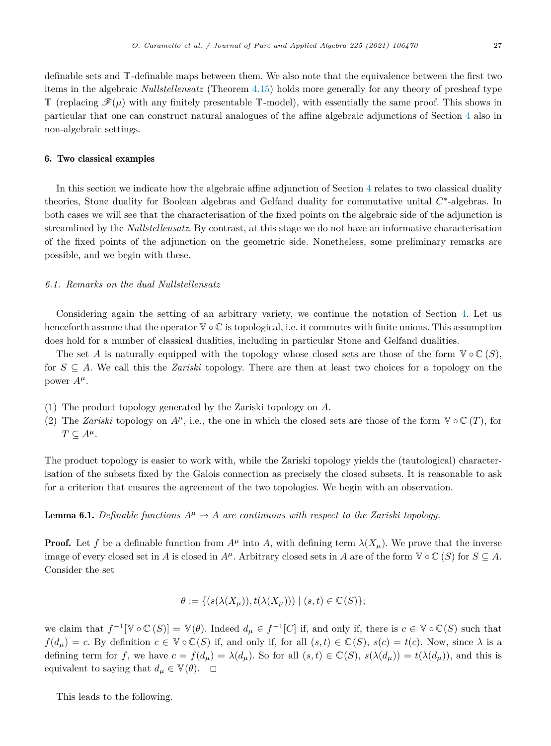definable sets and $\mathbb{T}$-definable maps between them. We also note that the equivalence between the first two items in the algebraic *Nullstellensatz* (Theorem 4.15) holds more generally for any theory of presheaf type $\mathbb{T}$ (replacing $\mathscr{F}(\mu)$ with any finitely presentable $\mathbb{T}$-model), with essentially the same proof. This shows in particular that one can construct natural analogues of the affine algebraic adjunctions of Section 4 also in non-algebraic settings.

## 6. Two classical examples

In this section we indicate how the algebraic affine adjunction of Section 4 relates to two classical duality theories, Stone duality for Boolean algebras and Gelfand duality for commutative unital $C^*$-algebras. In both cases we will see that the characterisation of the fixed points on the algebraic side of the adjunction is streamlined by the *Nullstellensatz*. By contrast, at this stage we do not have an informative characterisation of the fixed points of the adjunction on the geometric side. Nonetheless, some preliminary remarks are possible, and we begin with these.

### 6.1. Remarks on the dual Nullstellensatz

Considering again the setting of an arbitrary variety, we continue the notation of Section 4. Let us henceforth assume that the operator $\mathbb{V} \circ \mathbb{C}$ is topological, i.e. it commutes with finite unions. This assumption does hold for a number of classical dualities, including in particular Stone and Gelfand dualities.

The set $A$ is naturally equipped with the topology whose closed sets are those of the form $\mathbb{V} \circ \mathbb{C}\,(S)$, for $S \subseteq A$. We call this the *Zariski* topology. There are then at least two choices for a topology on the power $A^\mu$.

(1) The product topology generated by the Zariski topology on $A$.
(2) The *Zariski* topology on $A^\mu$, i.e., the one in which the closed sets are those of the form $\mathbb{V} \circ \mathbb{C}\,(T)$, for $T \subseteq A^\mu$.

The product topology is easier to work with, while the Zariski topology yields the (tautological) characterisation of the subsets fixed by the Galois connection as precisely the closed subsets. It is reasonable to ask for a criterion that ensures the agreement of the two topologies. We begin with an observation.

**Lemma 6.1.** *Definable functions $A^\mu \to A$ are continuous with respect to the Zariski topology.*

**Proof.** Let $f$ be a definable function from $A^\mu$ into $A$, with defining term $\lambda(X_\mu)$. We prove that the inverse image of every closed set in $A$ is closed in $A^\mu$. Arbitrary closed sets in $A$ are of the form $\mathbb{V} \circ \mathbb{C}\,(S)$ for $S \subseteq A$. Consider the set

$$\theta := \{(s(\lambda(X_\mu)), t(\lambda(X_\mu))) \mid (s,t) \in \mathbb{C}(S)\};$$

we claim that $f^{-1}[\mathbb{V} \circ \mathbb{C}\,(S)] = \mathbb{V}(\theta)$. Indeed $d_\mu \in f^{-1}[C]$ if, and only if, there is $c \in \mathbb{V} \circ \mathbb{C}(S)$ such that $f(d_\mu) = c$. By definition $c \in \mathbb{V} \circ \mathbb{C}(S)$ if, and only if, for all $(s,t) \in \mathbb{C}(S)$, $s(c) = t(c)$. Now, since $\lambda$ is a defining term for $f$, we have $c = f(d_\mu) = \lambda(d_\mu)$. So for all $(s,t) \in \mathbb{C}(S)$, $s(\lambda(d_\mu)) = t(\lambda(d_\mu))$, and this is equivalent to saying that $d_\mu \in \mathbb{V}(\theta)$. $\square$

This leads to the following.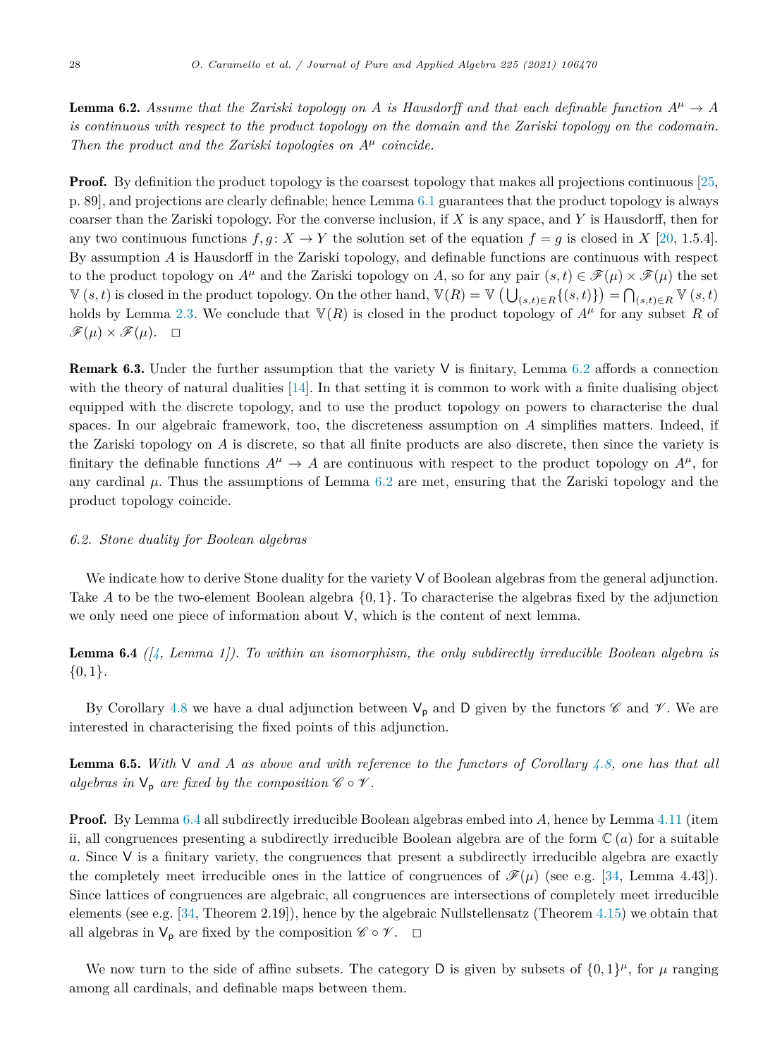**Lemma 6.2.** *Assume that the Zariski topology on $A$ is Hausdorff and that each definable function $A^\mu \to A$ is continuous with respect to the product topology on the domain and the Zariski topology on the codomain. Then the product and the Zariski topologies on $A^\mu$ coincide.*

**Proof.** By definition the product topology is the coarsest topology that makes all projections continuous [25, p. 89], and projections are clearly definable; hence Lemma 6.1 guarantees that the product topology is always coarser than the Zariski topology. For the converse inclusion, if $X$ is any space, and $Y$ is Hausdorff, then for any two continuous functions $f, g\colon X \to Y$ the solution set of the equation $f = g$ is closed in $X$ [20, 1.5.4]. By assumption $A$ is Hausdorff in the Zariski topology, and definable functions are continuous with respect to the product topology on $A^\mu$ and the Zariski topology on $A$, so for any pair $(s,t) \in \mathscr{F}(\mu) \times \mathscr{F}(\mu)$ the set $\mathbb{V}(s,t)$ is closed in the product topology. On the other hand, $\mathbb{V}(R) = \mathbb{V}\left(\bigcup_{(s,t)\in R}\{(s,t)\}\right) = \bigcap_{(s,t)\in R} \mathbb{V}(s,t)$ holds by Lemma 2.3. We conclude that $\mathbb{V}(R)$ is closed in the product topology of $A^\mu$ for any subset $R$ of $\mathscr{F}(\mu) \times \mathscr{F}(\mu)$. □

**Remark 6.3.** Under the further assumption that the variety $\mathsf{V}$ is finitary, Lemma 6.2 affords a connection with the theory of natural dualities [14]. In that setting it is common to work with a finite dualising object equipped with the discrete topology, and to use the product topology on powers to characterise the dual spaces. In our algebraic framework, too, the discreteness assumption on $A$ simplifies matters. Indeed, if the Zariski topology on $A$ is discrete, so that all finite products are also discrete, then since the variety is finitary the definable functions $A^\mu \to A$ are continuous with respect to the product topology on $A^\mu$, for any cardinal $\mu$. Thus the assumptions of Lemma 6.2 are met, ensuring that the Zariski topology and the product topology coincide.

### 6.2. Stone duality for Boolean algebras

We indicate how to derive Stone duality for the variety $\mathsf{V}$ of Boolean algebras from the general adjunction. Take $A$ to be the two-element Boolean algebra $\{0,1\}$. To characterise the algebras fixed by the adjunction we only need one piece of information about $\mathsf{V}$, which is the content of next lemma.

**Lemma 6.4** *([4, Lemma 1]). To within an isomorphism, the only subdirectly irreducible Boolean algebra is $\{0,1\}$.*

By Corollary 4.8 we have a dual adjunction between $\mathsf{V}_\mathsf{p}$ and $\mathsf{D}$ given by the functors $\mathscr{C}$ and $\mathscr{V}$. We are interested in characterising the fixed points of this adjunction.

**Lemma 6.5.** *With $\mathsf{V}$ and $A$ as above and with reference to the functors of Corollary 4.8, one has that all algebras in $\mathsf{V}_\mathsf{p}$ are fixed by the composition $\mathscr{C} \circ \mathscr{V}$.*

**Proof.** By Lemma 6.4 all subdirectly irreducible Boolean algebras embed into $A$, hence by Lemma 4.11 (item ii, all congruences presenting a subdirectly irreducible Boolean algebra are of the form $\mathbb{C}(a)$ for a suitable $a$. Since $\mathsf{V}$ is a finitary variety, the congruences that present a subdirectly irreducible algebra are exactly the completely meet irreducible ones in the lattice of congruences of $\mathscr{F}(\mu)$ (see e.g. [34, Lemma 4.43]). Since lattices of congruences are algebraic, all congruences are intersections of completely meet irreducible elements (see e.g. [34, Theorem 2.19]), hence by the algebraic Nullstellensatz (Theorem 4.15) we obtain that all algebras in $\mathsf{V}_\mathsf{p}$ are fixed by the composition $\mathscr{C} \circ \mathscr{V}$. □

We now turn to the side of affine subsets. The category $\mathsf{D}$ is given by subsets of $\{0,1\}^\mu$, for $\mu$ ranging among all cardinals, and definable maps between them.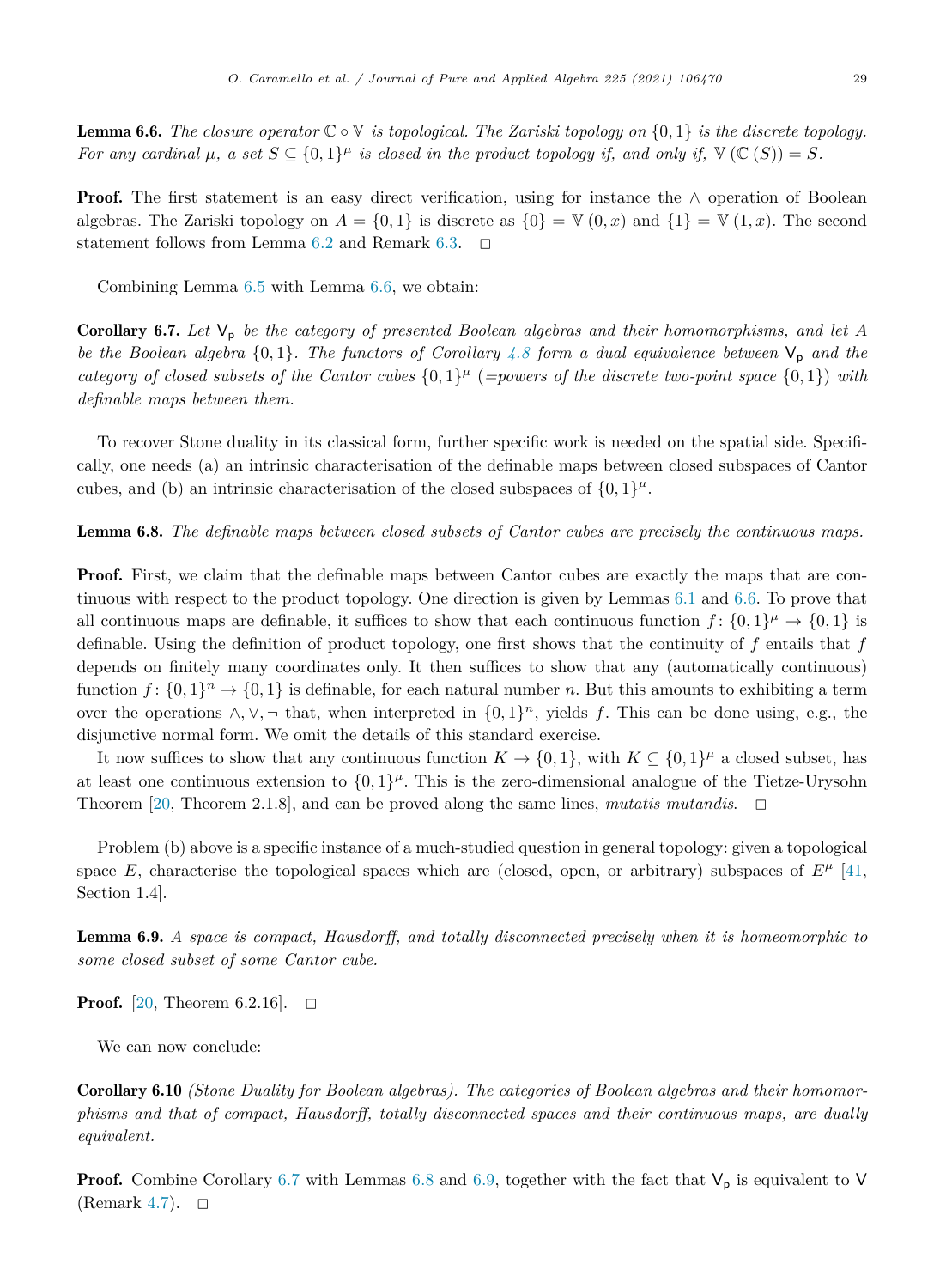**Lemma 6.6.** *The closure operator $\mathbb{C} \circ \mathbb{V}$ is topological. The Zariski topology on $\{0,1\}$ is the discrete topology. For any cardinal $\mu$, a set $S \subseteq \{0,1\}^\mu$ is closed in the product topology if, and only if, $\mathbb{V}(\mathbb{C}(S)) = S$.*

**Proof.** The first statement is an easy direct verification, using for instance the $\wedge$ operation of Boolean algebras. The Zariski topology on $A = \{0,1\}$ is discrete as $\{0\} = \mathbb{V}(0,x)$ and $\{1\} = \mathbb{V}(1,x)$. The second statement follows from Lemma 6.2 and Remark 6.3. $\square$

Combining Lemma 6.5 with Lemma 6.6, we obtain:

**Corollary 6.7.** *Let $\mathsf{V}_\mathsf{p}$ be the category of presented Boolean algebras and their homomorphisms, and let $A$ be the Boolean algebra $\{0,1\}$. The functors of Corollary 4.8 form a dual equivalence between $\mathsf{V}_\mathsf{p}$ and the category of closed subsets of the Cantor cubes $\{0,1\}^\mu$ (=powers of the discrete two-point space $\{0,1\}$) with definable maps between them.*

To recover Stone duality in its classical form, further specific work is needed on the spatial side. Specifically, one needs (a) an intrinsic characterisation of the definable maps between closed subspaces of Cantor cubes, and (b) an intrinsic characterisation of the closed subspaces of $\{0,1\}^\mu$.

**Lemma 6.8.** *The definable maps between closed subsets of Cantor cubes are precisely the continuous maps.*

**Proof.** First, we claim that the definable maps between Cantor cubes are exactly the maps that are continuous with respect to the product topology. One direction is given by Lemmas 6.1 and 6.6. To prove that all continuous maps are definable, it suffices to show that each continuous function $f\colon \{0,1\}^\mu \to \{0,1\}$ is definable. Using the definition of product topology, one first shows that the continuity of $f$ entails that $f$ depends on finitely many coordinates only. It then suffices to show that any (automatically continuous) function $f\colon \{0,1\}^n \to \{0,1\}$ is definable, for each natural number $n$. But this amounts to exhibiting a term over the operations $\wedge, \vee, \neg$ that, when interpreted in $\{0,1\}^n$, yields $f$. This can be done using, e.g., the disjunctive normal form. We omit the details of this standard exercise.

It now suffices to show that any continuous function $K \to \{0,1\}$, with $K \subseteq \{0,1\}^\mu$ a closed subset, has at least one continuous extension to $\{0,1\}^\mu$. This is the zero-dimensional analogue of the Tietze-Urysohn Theorem [20, Theorem 2.1.8], and can be proved along the same lines, *mutatis mutandis*. $\square$

Problem (b) above is a specific instance of a much-studied question in general topology: given a topological space $E$, characterise the topological spaces which are (closed, open, or arbitrary) subspaces of $E^\mu$ [41, Section 1.4].

**Lemma 6.9.** *A space is compact, Hausdorff, and totally disconnected precisely when it is homeomorphic to some closed subset of some Cantor cube.*

**Proof.** [20, Theorem 6.2.16]. $\square$

We can now conclude:

**Corollary 6.10** *(Stone Duality for Boolean algebras). The categories of Boolean algebras and their homomorphisms and that of compact, Hausdorff, totally disconnected spaces and their continuous maps, are dually equivalent.*

**Proof.** Combine Corollary 6.7 with Lemmas 6.8 and 6.9, together with the fact that $\mathsf{V}_\mathsf{p}$ is equivalent to $\mathsf{V}$ (Remark 4.7). $\square$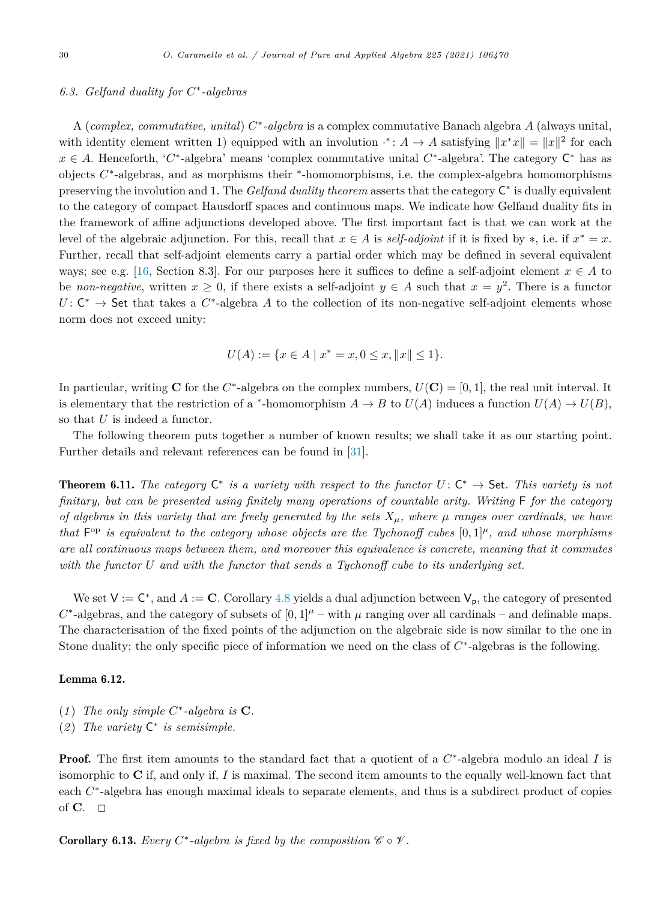### 6.3. Gelfand duality for $C^*$-algebras

A (*complex, commutative, unital*) *$C^*$-algebra* is a complex commutative Banach algebra $A$ (always unital, with identity element written 1) equipped with an involution $\cdot^* : A \to A$ satisfying $\|x^*x\| = \|x\|^2$ for each $x \in A$. Henceforth, '$C^*$-algebra' means 'complex commutative unital $C^*$-algebra'. The category $\mathsf{C}^*$ has as objects $C^*$-algebras, and as morphisms their $^*$-homomorphisms, i.e. the complex-algebra homomorphisms preserving the involution and 1. The *Gelfand duality theorem* asserts that the category $\mathsf{C}^*$ is dually equivalent to the category of compact Hausdorff spaces and continuous maps. We indicate how Gelfand duality fits in the framework of affine adjunctions developed above. The first important fact is that we can work at the level of the algebraic adjunction. For this, recall that $x \in A$ is *self-adjoint* if it is fixed by $*$, i.e. if $x^* = x$. Further, recall that self-adjoint elements carry a partial order which may be defined in several equivalent ways; see e.g. [16, Section 8.3]. For our purposes here it suffices to define a self-adjoint element $x \in A$ to be *non-negative*, written $x \geq 0$, if there exists a self-adjoint $y \in A$ such that $x = y^2$. There is a functor $U : \mathsf{C}^* \to \mathsf{Set}$ that takes a $C^*$-algebra $A$ to the collection of its non-negative self-adjoint elements whose norm does not exceed unity:

$$U(A) := \{x \in A \mid x^* = x, 0 \leq x, \|x\| \leq 1\}.$$

In particular, writing $\mathbf{C}$ for the $C^*$-algebra on the complex numbers, $U(\mathbf{C}) = [0, 1]$, the real unit interval. It is elementary that the restriction of a $^*$-homomorphism $A \to B$ to $U(A)$ induces a function $U(A) \to U(B)$, so that $U$ is indeed a functor.

The following theorem puts together a number of known results; we shall take it as our starting point. Further details and relevant references can be found in [31].

**Theorem 6.11.** *The category $\mathsf{C}^*$ is a variety with respect to the functor $U : \mathsf{C}^* \to \mathsf{Set}$. This variety is not finitary, but can be presented using finitely many operations of countable arity. Writing $\mathsf{F}$ for the category of algebras in this variety that are freely generated by the sets $X_\mu$, where $\mu$ ranges over cardinals, we have that $\mathsf{F}^{\mathrm{op}}$ is equivalent to the category whose objects are the Tychonoff cubes $[0, 1]^\mu$, and whose morphisms are all continuous maps between them, and moreover this equivalence is concrete, meaning that it commutes with the functor $U$ and with the functor that sends a Tychonoff cube to its underlying set.*

We set $\mathsf{V} := \mathsf{C}^*$, and $A := \mathbf{C}$. Corollary 4.8 yields a dual adjunction between $\mathsf{V}_\mathsf{p}$, the category of presented $C^*$-algebras, and the category of subsets of $[0, 1]^\mu$ – with $\mu$ ranging over all cardinals – and definable maps. The characterisation of the fixed points of the adjunction on the algebraic side is now similar to the one in Stone duality; the only specific piece of information we need on the class of $C^*$-algebras is the following.

**Lemma 6.12.**

(*1*) *The only simple $C^*$-algebra is $\mathbf{C}$.*
(*2*) *The variety $\mathsf{C}^*$ is semisimple.*

**Proof.** The first item amounts to the standard fact that a quotient of a $C^*$-algebra modulo an ideal $I$ is isomorphic to $\mathbf{C}$ if, and only if, $I$ is maximal. The second item amounts to the equally well-known fact that each $C^*$-algebra has enough maximal ideals to separate elements, and thus is a subdirect product of copies of $\mathbf{C}$. $\square$

**Corollary 6.13.** *Every $C^*$-algebra is fixed by the composition $\mathscr{C} \circ \mathscr{V}$.*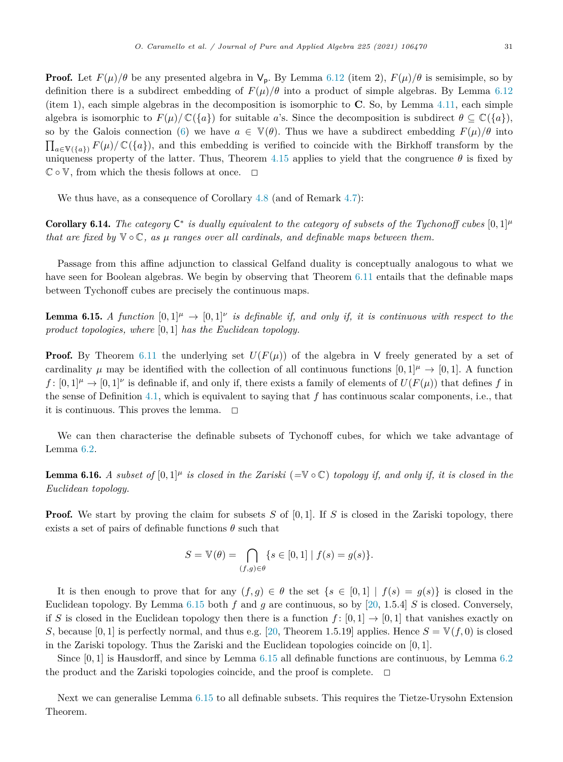**Proof.** Let $F(\mu)/\theta$ be any presented algebra in $\mathsf{V}_\mathsf{p}$. By Lemma 6.12 (item 2), $F(\mu)/\theta$ is semisimple, so by definition there is a subdirect embedding of $F(\mu)/\theta$ into a product of simple algebras. By Lemma 6.12 (item 1), each simple algebras in the decomposition is isomorphic to $\mathbf{C}$. So, by Lemma 4.11, each simple algebra is isomorphic to $F(\mu)/\mathbb{C}(\{a\})$ for suitable $a$'s. Since the decomposition is subdirect $\theta \subseteq \mathbb{C}(\{a\})$, so by the Galois connection (6) we have $a \in \mathbb{V}(\theta)$. Thus we have a subdirect embedding $F(\mu)/\theta$ into $\prod_{a\in\mathbb{V}(\{a\})} F(\mu)/\mathbb{C}(\{a\})$, and this embedding is verified to coincide with the Birkhoff transform by the uniqueness property of the latter. Thus, Theorem 4.15 applies to yield that the congruence $\theta$ is fixed by $\mathbb{C}\circ\mathbb{V}$, from which the thesis follows at once. □

We thus have, as a consequence of Corollary 4.8 (and of Remark 4.7):

**Corollary 6.14.** *The category $\mathsf{C}^*$ is dually equivalent to the category of subsets of the Tychonoff cubes $[0,1]^\mu$ that are fixed by $\mathbb{V}\circ\mathbb{C}$, as $\mu$ ranges over all cardinals, and definable maps between them.*

Passage from this affine adjunction to classical Gelfand duality is conceptually analogous to what we have seen for Boolean algebras. We begin by observing that Theorem 6.11 entails that the definable maps between Tychonoff cubes are precisely the continuous maps.

**Lemma 6.15.** *A function $[0,1]^\mu \to [0,1]^\nu$ is definable if, and only if, it is continuous with respect to the product topologies, where $[0,1]$ has the Euclidean topology.*

**Proof.** By Theorem 6.11 the underlying set $U(F(\mu))$ of the algebra in $\mathsf{V}$ freely generated by a set of cardinality $\mu$ may be identified with the collection of all continuous functions $[0,1]^\mu \to [0,1]$. A function $f\colon [0,1]^\mu \to [0,1]^\nu$ is definable if, and only if, there exists a family of elements of $U(F(\mu))$ that defines $f$ in the sense of Definition 4.1, which is equivalent to saying that $f$ has continuous scalar components, i.e., that it is continuous. This proves the lemma. □

We can then characterise the definable subsets of Tychonoff cubes, for which we take advantage of Lemma 6.2.

**Lemma 6.16.** *A subset of $[0,1]^\mu$ is closed in the Zariski ($=\mathbb{V}\circ\mathbb{C}$) topology if, and only if, it is closed in the Euclidean topology.*

**Proof.** We start by proving the claim for subsets $S$ of $[0,1]$. If $S$ is closed in the Zariski topology, there exists a set of pairs of definable functions $\theta$ such that

$$S = \mathbb{V}(\theta) = \bigcap_{(f,g)\in\theta} \{s \in [0,1] \mid f(s) = g(s)\}.$$

It is then enough to prove that for any $(f,g) \in \theta$ the set $\{s \in [0,1] \mid f(s) = g(s)\}$ is closed in the Euclidean topology. By Lemma 6.15 both $f$ and $g$ are continuous, so by [20, 1.5.4] $S$ is closed. Conversely, if $S$ is closed in the Euclidean topology then there is a function $f\colon [0,1] \to [0,1]$ that vanishes exactly on $S$, because $[0,1]$ is perfectly normal, and thus e.g. [20, Theorem 1.5.19] applies. Hence $S = \mathbb{V}(f,0)$ is closed in the Zariski topology. Thus the Zariski and the Euclidean topologies coincide on $[0,1]$.

Since $[0,1]$ is Hausdorff, and since by Lemma 6.15 all definable functions are continuous, by Lemma 6.2 the product and the Zariski topologies coincide, and the proof is complete. □

Next we can generalise Lemma 6.15 to all definable subsets. This requires the Tietze-Urysohn Extension Theorem.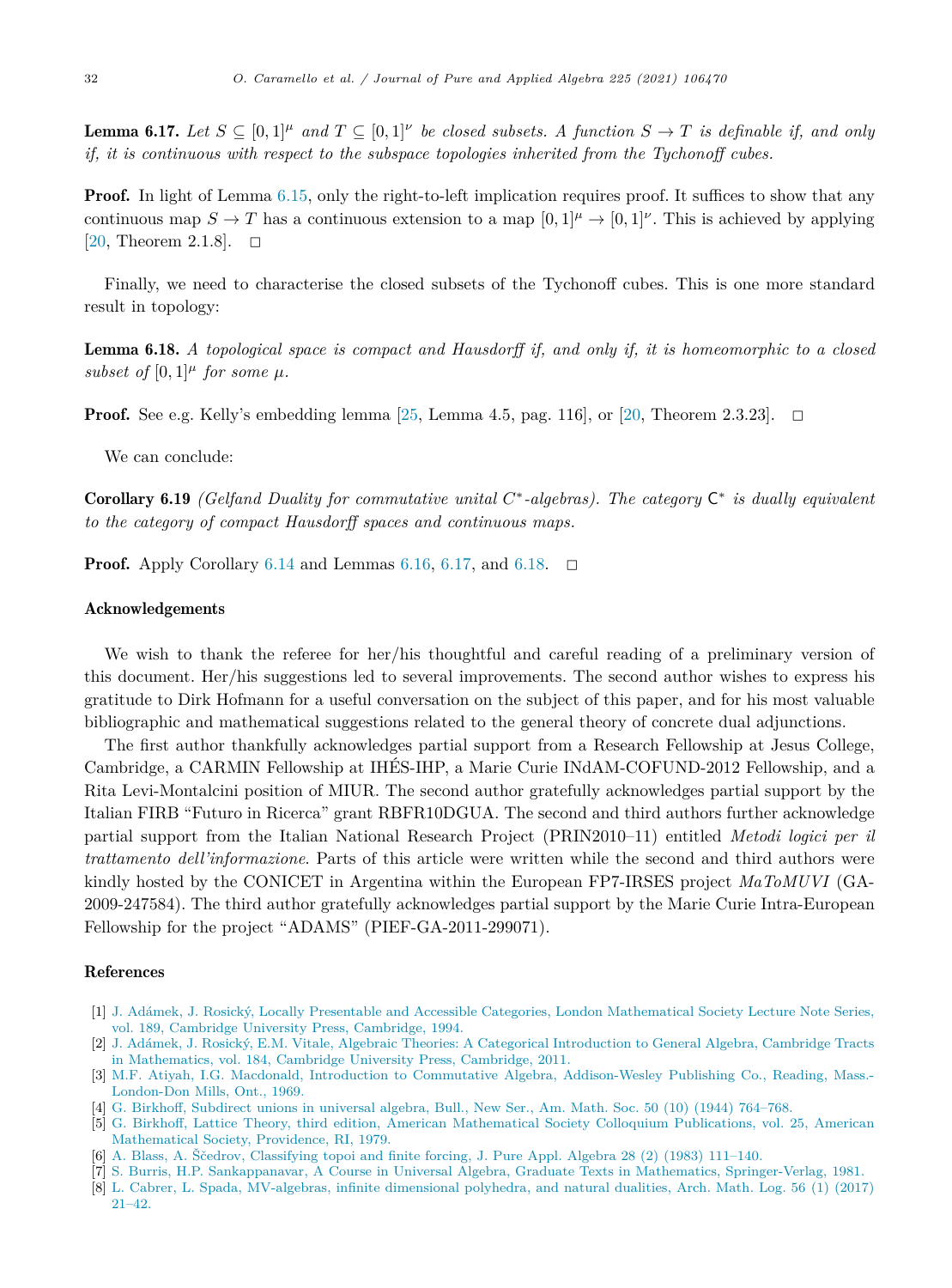**Lemma 6.17.** *Let $S \subseteq [0,1]^\mu$ and $T \subseteq [0,1]^\nu$ be closed subsets. A function $S \to T$ is definable if, and only if, it is continuous with respect to the subspace topologies inherited from the Tychonoff cubes.*

**Proof.** In light of Lemma 6.15, only the right-to-left implication requires proof. It suffices to show that any continuous map $S \to T$ has a continuous extension to a map $[0,1]^\mu \to [0,1]^\nu$. This is achieved by applying [20, Theorem 2.1.8]. □

Finally, we need to characterise the closed subsets of the Tychonoff cubes. This is one more standard result in topology:

**Lemma 6.18.** *A topological space is compact and Hausdorff if, and only if, it is homeomorphic to a closed subset of $[0,1]^\mu$ for some $\mu$.*

**Proof.** See e.g. Kelly's embedding lemma [25, Lemma 4.5, pag. 116], or [20, Theorem 2.3.23]. □

We can conclude:

**Corollary 6.19** *(Gelfand Duality for commutative unital $C^*$-algebras). The category $\mathsf{C}^*$ is dually equivalent to the category of compact Hausdorff spaces and continuous maps.*

**Proof.** Apply Corollary 6.14 and Lemmas 6.16, 6.17, and 6.18. □

## Acknowledgements

We wish to thank the referee for her/his thoughtful and careful reading of a preliminary version of this document. Her/his suggestions led to several improvements. The second author wishes to express his gratitude to Dirk Hofmann for a useful conversation on the subject of this paper, and for his most valuable bibliographic and mathematical suggestions related to the general theory of concrete dual adjunctions.

The first author thankfully acknowledges partial support from a Research Fellowship at Jesus College, Cambridge, a CARMIN Fellowship at IHÉS-IHP, a Marie Curie INdAM-COFUND-2012 Fellowship, and a Rita Levi-Montalcini position of MIUR. The second author gratefully acknowledges partial support by the Italian FIRB "Futuro in Ricerca" grant RBFR10DGUA. The second and third authors further acknowledge partial support from the Italian National Research Project (PRIN2010–11) entitled *Metodi logici per il trattamento dell'informazione*. Parts of this article were written while the second and third authors were kindly hosted by the CONICET in Argentina within the European FP7-IRSES project *MaToMUVI* (GA-2009-247584). The third author gratefully acknowledges partial support by the Marie Curie Intra-European Fellowship for the project "ADAMS" (PIEF-GA-2011-299071).

## References

[1] J. Adámek, J. Rosický, Locally Presentable and Accessible Categories, London Mathematical Society Lecture Note Series, vol. 189, Cambridge University Press, Cambridge, 1994.

[2] J. Adámek, J. Rosický, E.M. Vitale, Algebraic Theories: A Categorical Introduction to General Algebra, Cambridge Tracts in Mathematics, vol. 184, Cambridge University Press, Cambridge, 2011.

[3] M.F. Atiyah, I.G. Macdonald, Introduction to Commutative Algebra, Addison-Wesley Publishing Co., Reading, Mass.-London-Don Mills, Ont., 1969.

[4] G. Birkhoff, Subdirect unions in universal algebra, Bull., New Ser., Am. Math. Soc. 50 (10) (1944) 764–768.

[5] G. Birkhoff, Lattice Theory, third edition, American Mathematical Society Colloquium Publications, vol. 25, American Mathematical Society, Providence, RI, 1979.

[6] A. Blass, A. Ščedrov, Classifying topoi and finite forcing, J. Pure Appl. Algebra 28 (2) (1983) 111–140.

[7] S. Burris, H.P. Sankappanavar, A Course in Universal Algebra, Graduate Texts in Mathematics, Springer-Verlag, 1981.

[8] L. Cabrer, L. Spada, MV-algebras, infinite dimensional polyhedra, and natural dualities, Arch. Math. Log. 56 (1) (2017) 21–42.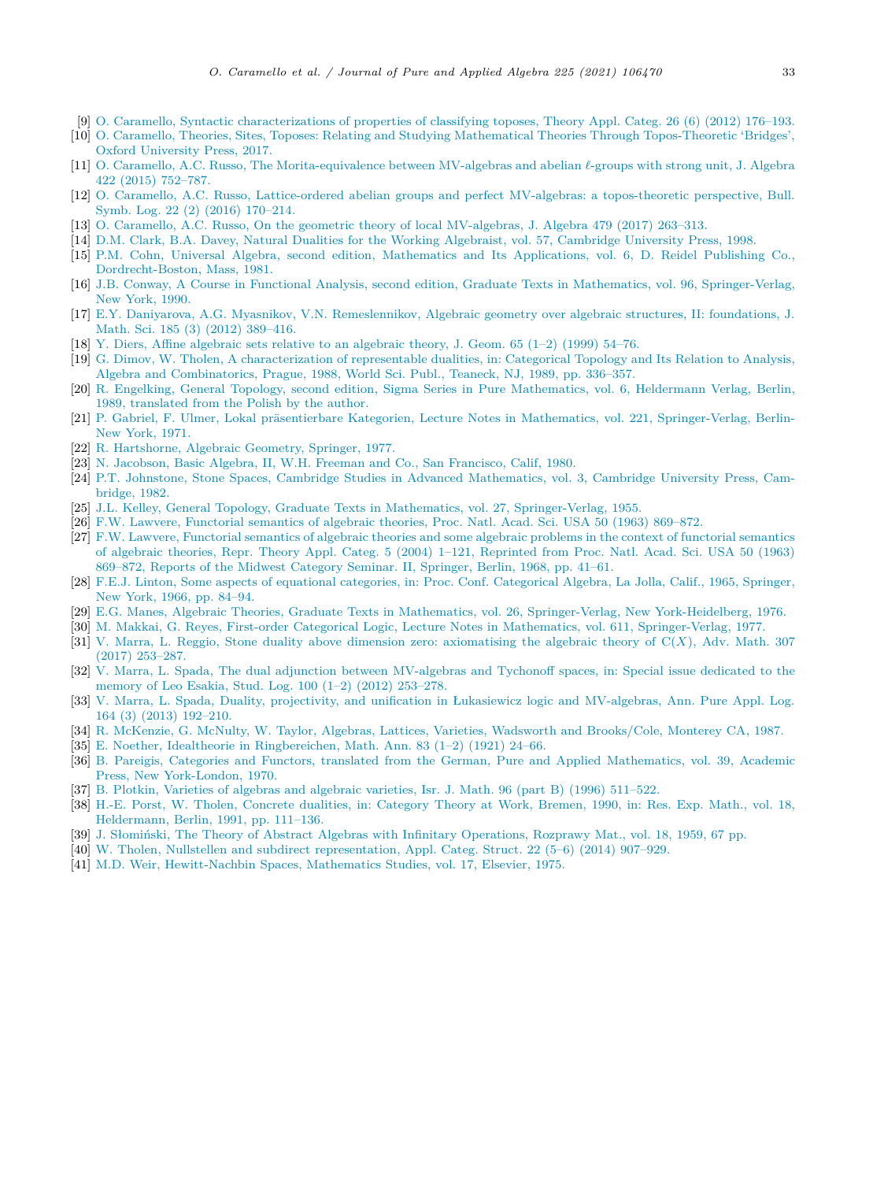[9] O. Caramello, Syntactic characterizations of properties of classifying toposes, Theory Appl. Categ. 26 (6) (2012) 176–193.

[10] O. Caramello, Theories, Sites, Toposes: Relating and Studying Mathematical Theories Through Topos-Theoretic 'Bridges', Oxford University Press, 2017.

[11] O. Caramello, A.C. Russo, The Morita-equivalence between MV-algebras and abelian $\ell$-groups with strong unit, J. Algebra 422 (2015) 752–787.

[12] O. Caramello, A.C. Russo, Lattice-ordered abelian groups and perfect MV-algebras: a topos-theoretic perspective, Bull. Symb. Log. 22 (2) (2016) 170–214.

[13] O. Caramello, A.C. Russo, On the geometric theory of local MV-algebras, J. Algebra 479 (2017) 263–313.

[14] D.M. Clark, B.A. Davey, Natural Dualities for the Working Algebraist, vol. 57, Cambridge University Press, 1998.

[15] P.M. Cohn, Universal Algebra, second edition, Mathematics and Its Applications, vol. 6, D. Reidel Publishing Co., Dordrecht-Boston, Mass, 1981.

[16] J.B. Conway, A Course in Functional Analysis, second edition, Graduate Texts in Mathematics, vol. 96, Springer-Verlag, New York, 1990.

[17] E.Y. Daniyarova, A.G. Myasnikov, V.N. Remeslennikov, Algebraic geometry over algebraic structures, II: foundations, J. Math. Sci. 185 (3) (2012) 389–416.

[18] Y. Diers, Affine algebraic sets relative to an algebraic theory, J. Geom. 65 (1–2) (1999) 54–76.

[19] G. Dimov, W. Tholen, A characterization of representable dualities, in: Categorical Topology and Its Relation to Analysis, Algebra and Combinatorics, Prague, 1988, World Sci. Publ., Teaneck, NJ, 1989, pp. 336–357.

[20] R. Engelking, General Topology, second edition, Sigma Series in Pure Mathematics, vol. 6, Heldermann Verlag, Berlin, 1989, translated from the Polish by the author.

[21] P. Gabriel, F. Ulmer, Lokal präsentierbare Kategorien, Lecture Notes in Mathematics, vol. 221, Springer-Verlag, Berlin-New York, 1971.

[22] R. Hartshorne, Algebraic Geometry, Springer, 1977.

[23] N. Jacobson, Basic Algebra, II, W.H. Freeman and Co., San Francisco, Calif, 1980.

[24] P.T. Johnstone, Stone Spaces, Cambridge Studies in Advanced Mathematics, vol. 3, Cambridge University Press, Cambridge, 1982.

[25] J.L. Kelley, General Topology, Graduate Texts in Mathematics, vol. 27, Springer-Verlag, 1955.

[26] F.W. Lawvere, Functorial semantics of algebraic theories, Proc. Natl. Acad. Sci. USA 50 (1963) 869–872.

[27] F.W. Lawvere, Functorial semantics of algebraic theories and some algebraic problems in the context of functorial semantics of algebraic theories, Repr. Theory Appl. Categ. 5 (2004) 1–121, Reprinted from Proc. Natl. Acad. Sci. USA 50 (1963) 869–872, Reports of the Midwest Category Seminar. II, Springer, Berlin, 1968, pp. 41–61.

[28] F.E.J. Linton, Some aspects of equational categories, in: Proc. Conf. Categorical Algebra, La Jolla, Calif., 1965, Springer, New York, 1966, pp. 84–94.

[29] E.G. Manes, Algebraic Theories, Graduate Texts in Mathematics, vol. 26, Springer-Verlag, New York-Heidelberg, 1976.

[30] M. Makkai, G. Reyes, First-order Categorical Logic, Lecture Notes in Mathematics, vol. 611, Springer-Verlag, 1977.

[31] V. Marra, L. Reggio, Stone duality above dimension zero: axiomatising the algebraic theory of C($X$), Adv. Math. 307 (2017) 253–287.

[32] V. Marra, L. Spada, The dual adjunction between MV-algebras and Tychonoff spaces, in: Special issue dedicated to the memory of Leo Esakia, Stud. Log. 100 (1–2) (2012) 253–278.

[33] V. Marra, L. Spada, Duality, projectivity, and unification in Łukasiewicz logic and MV-algebras, Ann. Pure Appl. Log. 164 (3) (2013) 192–210.

[34] R. McKenzie, G. McNulty, W. Taylor, Algebras, Lattices, Varieties, Wadsworth and Brooks/Cole, Monterey CA, 1987.

[35] E. Noether, Idealtheorie in Ringbereichen, Math. Ann. 83 (1–2) (1921) 24–66.

[36] B. Pareigis, Categories and Functors, translated from the German, Pure and Applied Mathematics, vol. 39, Academic Press, New York-London, 1970.

[37] B. Plotkin, Varieties of algebras and algebraic varieties, Isr. J. Math. 96 (part B) (1996) 511–522.

[38] H.-E. Porst, W. Tholen, Concrete dualities, in: Category Theory at Work, Bremen, 1990, in: Res. Exp. Math., vol. 18, Heldermann, Berlin, 1991, pp. 111–136.

[39] J. Słomiński, The Theory of Abstract Algebras with Infinitary Operations, Rozprawy Mat., vol. 18, 1959, 67 pp.

[40] W. Tholen, Nullstellen and subdirect representation, Appl. Categ. Struct. 22 (5–6) (2014) 907–929.

[41] M.D. Weir, Hewitt-Nachbin Spaces, Mathematics Studies, vol. 17, Elsevier, 1975.